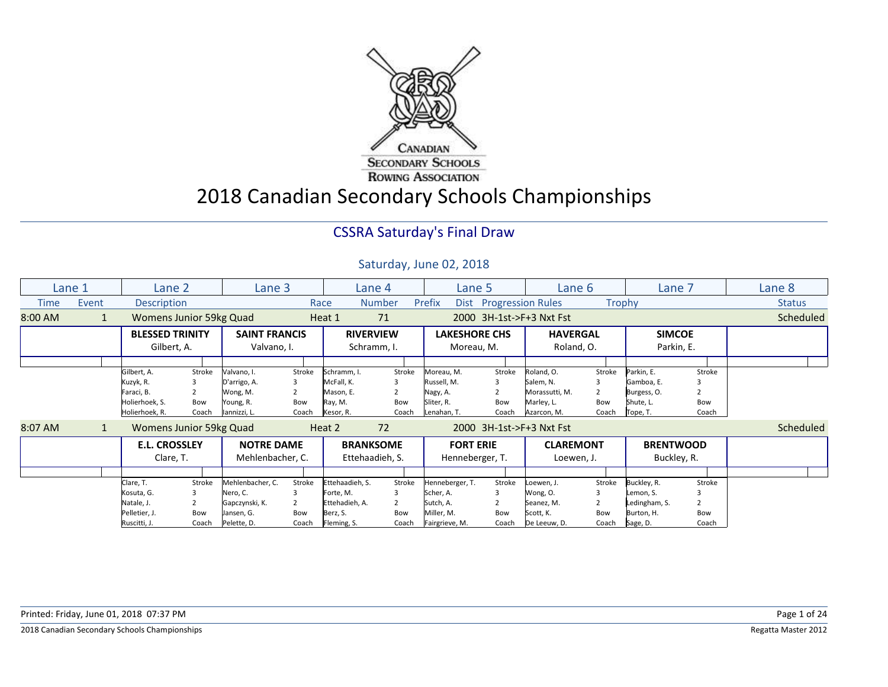CANADIAN SECONDARY SCHOOLS ROWING ASSOCIATION

# 2018 Canadian Secondary Schools Championships

## CSSRA Saturday's Final Draw

### Saturday, June 02, 2018

| Lane 1 | Lane 2 | Lane 3 | Lane 4 | Lane 5 | Lane 6 | Lane 7 | Lane 8 |
|---|---|---|---|---|---|---|---|

| Time | Event | Description | Race | Number | Prefix | Dist | Progression Rules | Trophy | Status |
|---|---|---|---|---|---|---|---|---|---|
| 8:00 AM | 1 | Womens Junior 59kg Quad | Heat 1 | 71 | | 2000 | 3H-1st->F+3 Nxt Fst | | Scheduled |

| Lane 1 | Lane 2 | Lane 3 | Lane 4 | Lane 5 | Lane 6 | Lane 7 | Lane 8 |
|---|---|---|---|---|---|---|---|
| | **BLESSED TRINITY** | **SAINT FRANCIS** | **RIVERVIEW** | **LAKESHORE CHS** | **HAVERGAL** | **SIMCOE** | |
| | Gilbert, A. | Valvano, I. | Schramm, I. | Moreau, M. | Roland, O. | Parkin, E. | |
| | Gilbert, A. — Stroke | Valvano, I. — Stroke | Schramm, I. — Stroke | Moreau, M. — Stroke | Roland, O. — Stroke | Parkin, E. — Stroke | |
| | Kuzyk, R. — 3 | D'arrigo, A. — 3 | McFall, K. — 3 | Russell, M. — 3 | Salem, N. — 3 | Gamboa, E. — 3 | |
| | Faraci, B. — 2 | Wong, M. — 2 | Mason, E. — 2 | Nagy, A. — 2 | Morassutti, M. — 2 | Burgess, O. — 2 | |
| | Holierhoek, S. — Bow | Young, R. — Bow | Ray, M. — Bow | Sliter, R. — Bow | Marley, L. — Bow | Shute, L. — Bow | |
| | Holierhoek, R. — Coach | Iannizzi, L. — Coach | Kesor, R. — Coach | Lenahan, T. — Coach | Azarcon, M. — Coach | Tope, T. — Coach | |

| Time | Event | Description | Race | Number | Prefix | Dist | Progression Rules | Trophy | Status |
|---|---|---|---|---|---|---|---|---|---|
| 8:07 AM | 1 | Womens Junior 59kg Quad | Heat 2 | 72 | | 2000 | 3H-1st->F+3 Nxt Fst | | Scheduled |

| Lane 1 | Lane 2 | Lane 3 | Lane 4 | Lane 5 | Lane 6 | Lane 7 | Lane 8 |
|---|---|---|---|---|---|---|---|
| | **E.L. CROSSLEY** | **NOTRE DAME** | **BRANKSOME** | **FORT ERIE** | **CLAREMONT** | **BRENTWOOD** | |
| | Clare, T. | Mehlenbacher, C. | Ettehaadieh, S. | Henneberger, T. | Loewen, J. | Buckley, R. | |
| | Clare, T. — Stroke | Mehlenbacher, C. — Stroke | Ettehaadieh, S. — Stroke | Henneberger, T. — Stroke | Loewen, J. — Stroke | Buckley, R. — Stroke | |
| | Kosuta, G. — 3 | Nero, C. — 3 | Forte, M. — 3 | Scher, A. — 3 | Wong, O. — 3 | Lemon, S. — 3 | |
| | Natale, J. — 2 | Gapczynski, K. — 2 | Ettehadieh, A. — 2 | Sutch, A. — 2 | Seanez, M. — 2 | Ledingham, S. — 2 | |
| | Pelletier, J. — Bow | Jansen, G. — Bow | Berz, S. — Bow | Miller, M. — Bow | Scott, K. — Bow | Burton, H. — Bow | |
| | Ruscitti, J. — Coach | Pelette, D. — Coach | Fleming, S. — Coach | Fairgrieve, M. — Coach | De Leeuw, D. — Coach | Sage, D. — Coach | |

Printed: Friday, June 01, 2018 07:37 PM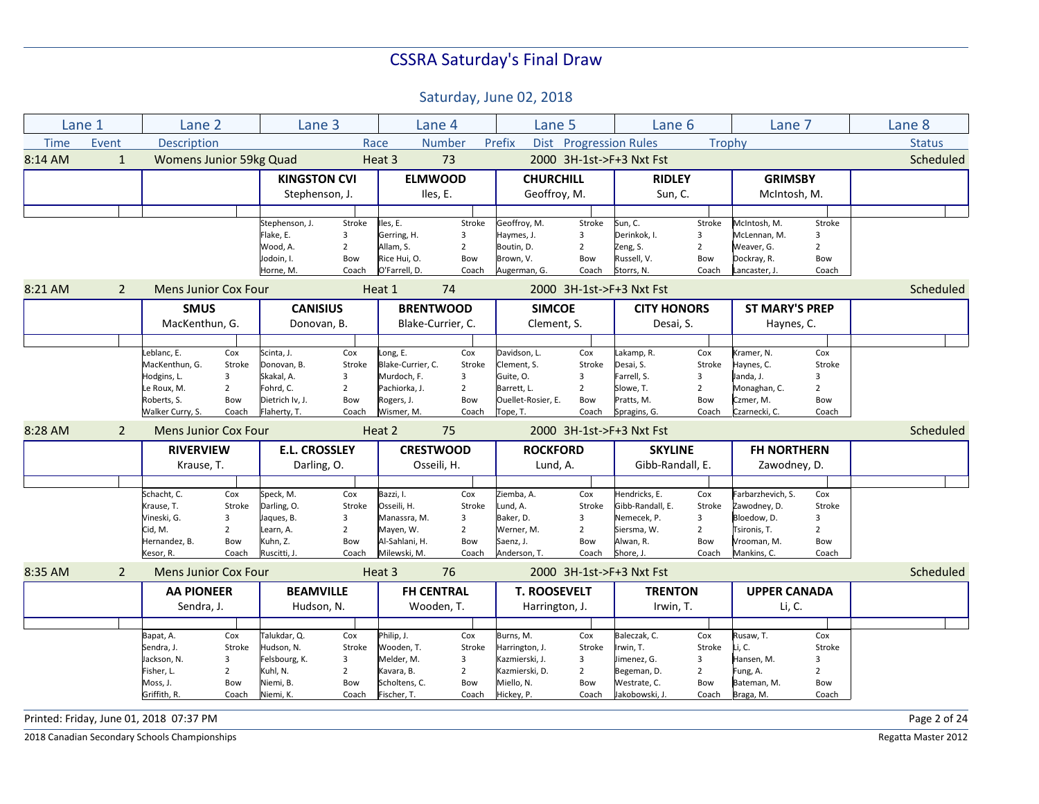# CSSRA Saturday's Final Draw

## Saturday, June 02, 2018

| Lane 1 | Lane 2 | Lane 3 | Lane 4 | Lane 5 | Lane 6 | Lane 7 | Lane 8 |
|---|---|---|---|---|---|---|---|

Time | Event | Description | Race | Number | Prefix | Dist | Progression Rules | Trophy | Status

### 8:14 AM — Event 1 — Womens Junior 59kg Quad — Heat 3 — 73 — 2000 — 3H-1st->F+3 Nxt Fst — Scheduled

| Lane 1 | Lane 2 | Lane 3 | Lane 4 | Lane 5 | Lane 6 | Lane 7 | Lane 8 |
|---|---|---|---|---|---|---|---|
| | | **KINGSTON CVI** | **ELMWOOD** | **CHURCHILL** | **RIDLEY** | **GRIMSBY** | |
| | | Stephenson, J. | Iles, E. | Geoffroy, M. | Sun, C. | McIntosh, M. | |
| | | Stephenson, J. — Stroke | Iles, E. — Stroke | Geoffroy, M. — Stroke | Sun, C. — Stroke | McIntosh, M. — Stroke | |
| | | Flake, E. — 3 | Gerring, H. — 3 | Haymes, J. — 3 | Derinkok, I. — 3 | McLennan, M. — 3 | |
| | | Wood, A. — 2 | Allam, S. — 2 | Boutin, D. — 2 | Zeng, S. — 2 | Weaver, G. — 2 | |
| | | Jodoin, I. — Bow | Rice Hui, O. — Bow | Brown, V. — Bow | Russell, V. — Bow | Dockray, R. — Bow | |
| | | Horne, M. — Coach | O'Farrell, D. — Coach | Augerman, G. — Coach | Storrs, N. — Coach | Lancaster, J. — Coach | |

### 8:21 AM — Event 2 — Mens Junior Cox Four — Heat 1 — 74 — 2000 — 3H-1st->F+3 Nxt Fst — Scheduled

| Lane 1 | Lane 2 | Lane 3 | Lane 4 | Lane 5 | Lane 6 | Lane 7 | Lane 8 |
|---|---|---|---|---|---|---|---|
| | **SMUS** | **CANISIUS** | **BRENTWOOD** | **SIMCOE** | **CITY HONORS** | **ST MARY'S PREP** | |
| | MacKenthun, G. | Donovan, B. | Blake-Currier, C. | Clement, S. | Desai, S. | Haynes, C. | |
| | Leblanc, E. — Cox | Scinta, J. — Cox | Long, E. — Cox | Davidson, L. — Cox | Lakamp, R. — Cox | Kramer, N. — Cox | |
| | MacKenthun, G. — Stroke | Donovan, B. — Stroke | Blake-Currier, C. — Stroke | Clement, S. — Stroke | Desai, S. — Stroke | Haynes, C. — Stroke | |
| | Hodgins, L. — 3 | Skakal, A. — 3 | Murdoch, F. — 3 | Guite, O. — 3 | Farrell, S. — 3 | Janda, J. — 3 | |
| | Le Roux, M. — 2 | Fohrd, C. — 2 | Pachiorka, J. — 2 | Barrett, L. — 2 | Slowe, T. — 2 | Monaghan, C. — 2 | |
| | Roberts, S. — Bow | Dietrich Iv, J. — Bow | Rogers, J. — Bow | Ouellet-Rosier, E. — Bow | Pratts, M. — Bow | Czmer, M. — Bow | |
| | Walker Curry, S. — Coach | Flaherty, T. — Coach | Wismer, M. — Coach | Tope, T. — Coach | Spragins, G. — Coach | Czarnecki, C. — Coach | |

### 8:28 AM — Event 2 — Mens Junior Cox Four — Heat 2 — 75 — 2000 — 3H-1st->F+3 Nxt Fst — Scheduled

| Lane 1 | Lane 2 | Lane 3 | Lane 4 | Lane 5 | Lane 6 | Lane 7 | Lane 8 |
|---|---|---|---|---|---|---|---|
| | **RIVERVIEW** | **E.L. CROSSLEY** | **CRESTWOOD** | **ROCKFORD** | **SKYLINE** | **FH NORTHERN** | |
| | Krause, T. | Darling, O. | Osseili, H. | Lund, A. | Gibb-Randall, E. | Zawodney, D. | |
| | Schacht, C. — Cox | Speck, M. — Cox | Bazzi, I. — Cox | Ziemba, A. — Cox | Hendricks, E. — Cox | Farbarzhevich, S. — Cox | |
| | Krause, T. — Stroke | Darling, O. — Stroke | Osseili, H. — Stroke | Lund, A. — Stroke | Gibb-Randall, E. — Stroke | Zawodney, D. — Stroke | |
| | Vineski, G. — 3 | Jaques, B. — 3 | Manassra, M. — 3 | Baker, D. — 3 | Nemecek, P. — 3 | Bloedow, D. — 3 | |
| | Cid, M. — 2 | Learn, A. — 2 | Mayen, W. — 2 | Werner, M. — 2 | Siersma, W. — 2 | Tsironis, T. — 2 | |
| | Hernandez, B. — Bow | Kuhn, Z. — Bow | Al-Sahlani, H. — Bow | Saenz, J. — Bow | Alwan, R. — Bow | Vrooman, M. — Bow | |
| | Kesor, R. — Coach | Ruscitti, J. — Coach | Milewski, M. — Coach | Anderson, T. — Coach | Shore, J. — Coach | Mankins, C. — Coach | |

### 8:35 AM — Event 2 — Mens Junior Cox Four — Heat 3 — 76 — 2000 — 3H-1st->F+3 Nxt Fst — Scheduled

| Lane 1 | Lane 2 | Lane 3 | Lane 4 | Lane 5 | Lane 6 | Lane 7 | Lane 8 |
|---|---|---|---|---|---|---|---|
| | **AA PIONEER** | **BEAMVILLE** | **FH CENTRAL** | **T. ROOSEVELT** | **TRENTON** | **UPPER CANADA** | |
| | Sendra, J. | Hudson, N. | Wooden, T. | Harrington, J. | Irwin, T. | Li, C. | |
| | Bapat, A. — Cox | Talukdar, Q. — Cox | Philip, J. — Cox | Burns, M. — Cox | Baleczak, C. — Cox | Rusaw, T. — Cox | |
| | Sendra, J. — Stroke | Hudson, N. — Stroke | Wooden, T. — Stroke | Harrington, J. — Stroke | Irwin, T. — Stroke | Li, C. — Stroke | |
| | Jackson, N. — 3 | Felsbourg, K. — 3 | Melder, M. — 3 | Kazmierski, J. — 3 | Jimenez, G. — 3 | Hansen, M. — 3 | |
| | Fisher, L. — 2 | Kuhl, N. — 2 | Kavara, B. — 2 | Kazmierski, D. — 2 | Begeman, D. — 2 | Fung, A. — 2 | |
| | Moss, J. — Bow | Niemi, B. — Bow | Scholtens, C. — Bow | Miello, N. — Bow | Westrate, C. — Bow | Bateman, M. — Bow | |
| | Griffith, R. — Coach | Niemi, K. — Coach | Fischer, T. — Coach | Hickey, P. — Coach | Jakobowski, J. — Coach | Braga, M. — Coach | |

Printed: Friday, June 01, 2018 07:37 PM

2018 Canadian Secondary Schools Championships — Regatta Master 2012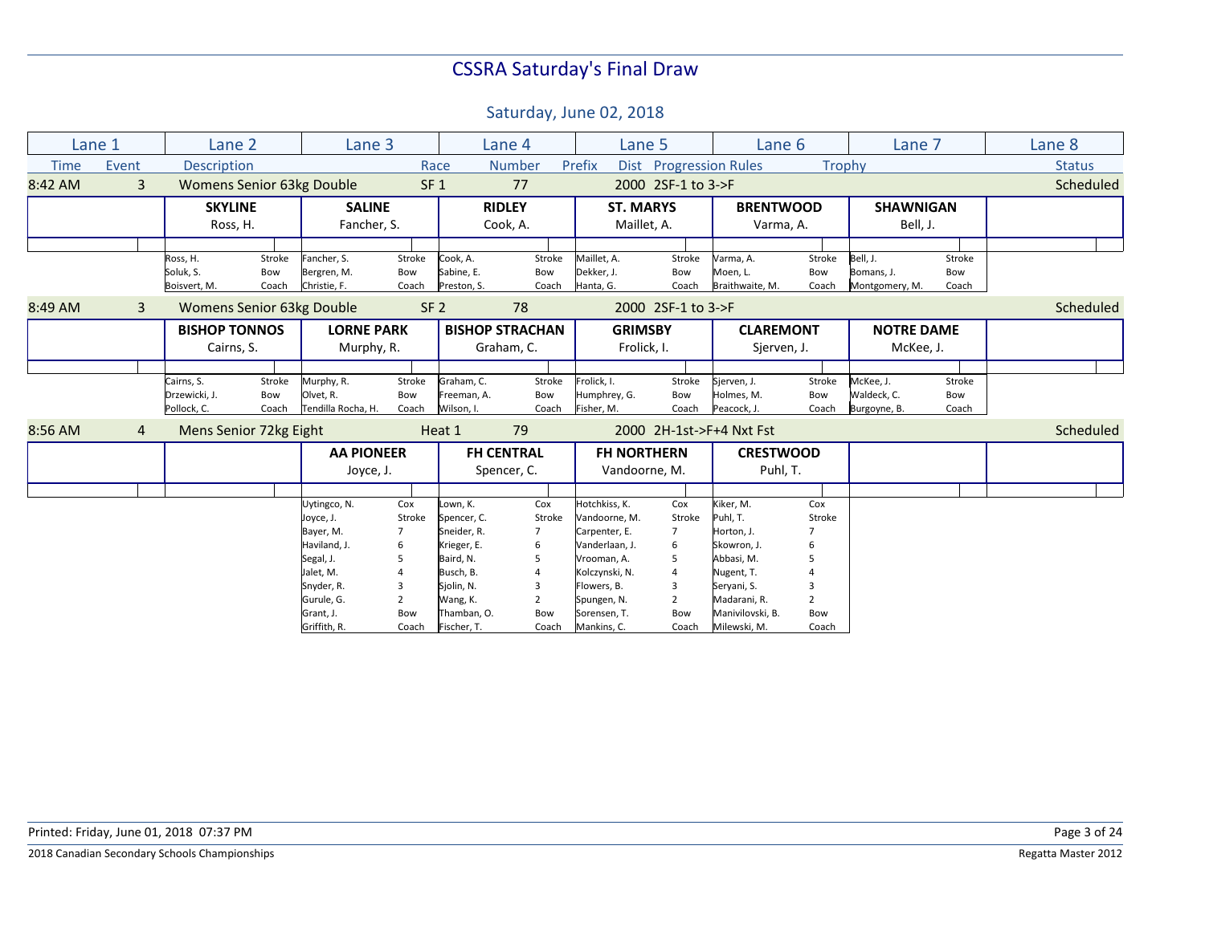# CSSRA Saturday's Final Draw

## Saturday, June 02, 2018

| Lane 1 | Lane 2 | Lane 3 | Lane 4 | Lane 5 | Lane 6 | Lane 7 | Lane 8 |
|---|---|---|---|---|---|---|---|
| Time / Event | Description | Race | Number / Prefix | Dist / Progression Rules | | Trophy | Status |

### 8:42 AM — Event 3 — Womens Senior 63kg Double — SF 1 — 77 — 2000 — 2SF-1 to 3->F — Scheduled

| Lane 1 | Lane 2 | Lane 3 | Lane 4 | Lane 5 | Lane 6 | Lane 7 | Lane 8 |
|---|---|---|---|---|---|---|---|
| | **SKYLINE** Ross, H. | **SALINE** Fancher, S. | **RIDLEY** Cook, A. | **ST. MARYS** Maillet, A. | **BRENTWOOD** Varma, A. | **SHAWNIGAN** Bell, J. | |
| | Ross, H. — Stroke | Fancher, S. — Stroke | Cook, A. — Stroke | Maillet, A. — Stroke | Varma, A. — Stroke | Bell, J. — Stroke | |
| | Soluk, S. — Bow | Bergren, M. — Bow | Sabine, E. — Bow | Dekker, J. — Bow | Moen, L. — Bow | Bomans, J. — Bow | |
| | Boisvert, M. — Coach | Christie, F. — Coach | Preston, S. — Coach | Hanta, G. — Coach | Braithwaite, M. — Coach | Montgomery, M. — Coach | |

### 8:49 AM — Event 3 — Womens Senior 63kg Double — SF 2 — 78 — 2000 — 2SF-1 to 3->F — Scheduled

| Lane 1 | Lane 2 | Lane 3 | Lane 4 | Lane 5 | Lane 6 | Lane 7 | Lane 8 |
|---|---|---|---|---|---|---|---|
| | **BISHOP TONNOS** Cairns, S. | **LORNE PARK** Murphy, R. | **BISHOP STRACHAN** Graham, C. | **GRIMSBY** Frolick, I. | **CLAREMONT** Sjerven, J. | **NOTRE DAME** McKee, J. | |
| | Cairns, S. — Stroke | Murphy, R. — Stroke | Graham, C. — Stroke | Frolick, I. — Stroke | Sjerven, J. — Stroke | McKee, J. — Stroke | |
| | Drzewicki, J. — Bow | Olvet, R. — Bow | Freeman, A. — Bow | Humphrey, G. — Bow | Holmes, M. — Bow | Waldeck, C. — Bow | |
| | Pollock, C. — Coach | Tendilla Rocha, H. — Coach | Wilson, I. — Coach | Fisher, M. — Coach | Peacock, J. — Coach | Burgoyne, B. — Coach | |

### 8:56 AM — Event 4 — Mens Senior 72kg Eight — Heat 1 — 79 — 2000 — 2H-1st->F+4 Nxt Fst — Scheduled

| Lane 1 | Lane 2 | Lane 3 | Lane 4 | Lane 5 | Lane 6 | Lane 7 | Lane 8 |
|---|---|---|---|---|---|---|---|
| | | **AA PIONEER** Joyce, J. | **FH CENTRAL** Spencer, C. | **FH NORTHERN** Vandoorne, M. | **CRESTWOOD** Puhl, T. | | |
| | | Uytingco, N. — Cox | Lown, K. — Cox | Hotchkiss, K. — Cox | Kiker, M. — Cox | | |
| | | Joyce, J. — Stroke | Spencer, C. — Stroke | Vandoorne, M. — Stroke | Puhl, T. — Stroke | | |
| | | Bayer, M. — 7 | Sneider, R. — 7 | Carpenter, E. — 7 | Horton, J. — 7 | | |
| | | Haviland, J. — 6 | Krieger, E. — 6 | Vanderlaan, J. — 6 | Skowron, J. — 6 | | |
| | | Segal, J. — 5 | Baird, N. — 5 | Vrooman, A. — 5 | Abbasi, M. — 5 | | |
| | | Jalet, M. — 4 | Busch, B. — 4 | Kolczynski, N. — 4 | Nugent, T. — 4 | | |
| | | Snyder, R. — 3 | Sjolin, N. — 3 | Flowers, B. — 3 | Seryani, S. — 3 | | |
| | | Gurule, G. — 2 | Wang, K. — 2 | Spungen, N. — 2 | Madarani, R. — 2 | | |
| | | Grant, J. — Bow | Thamban, O. — Bow | Sorensen, T. — Bow | Manivilovski, B. — Bow | | |
| | | Griffith, R. — Coach | Fischer, T. — Coach | Mankins, C. — Coach | Milewski, M. — Coach | | |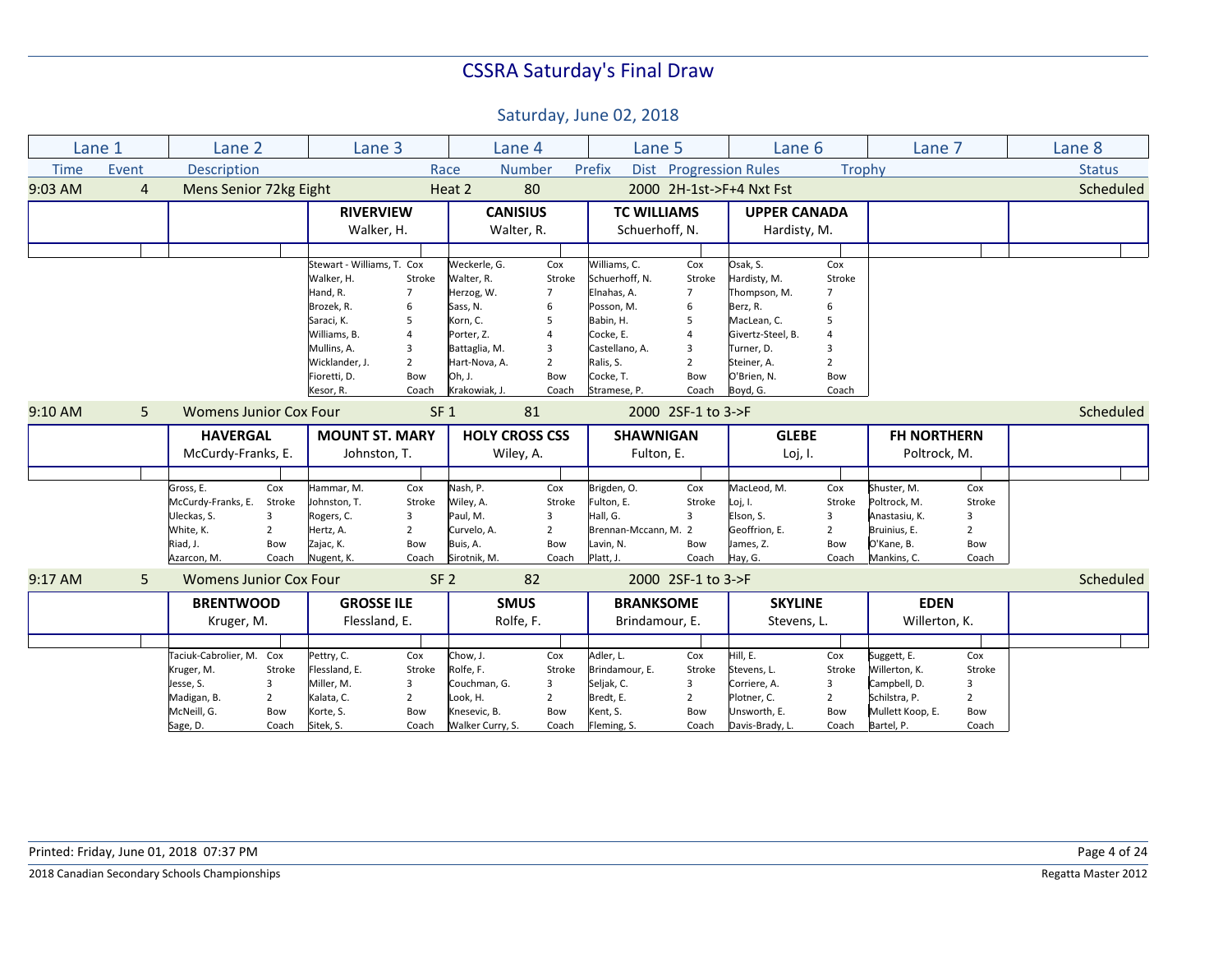# CSSRA Saturday's Final Draw

## Saturday, June 02, 2018

| Lane 1 | Lane 2 | Lane 3 | Lane 4 | Lane 5 | Lane 6 | Lane 7 | Lane 8 |
|---|---|---|---|---|---|---|---|
| Time / Event | Description | Race | Number / Prefix | Dist / Progression Rules | Trophy | | Status |

### 9:03 AM — Event 4 — Mens Senior 72kg Eight — Heat 2 — 80 — 2000 — 2H-1st->F+4 Nxt Fst — Scheduled

| Lane 1 | Lane 2 | Lane 3 | Lane 4 | Lane 5 | Lane 6 | Lane 7 | Lane 8 |
|---|---|---|---|---|---|---|---|
| | | **RIVERVIEW** Walker, H. | **CANISIUS** Walter, R. | **TC WILLIAMS** Schuerhoff, N. | **UPPER CANADA** Hardisty, M. | | |
| | | Stewart - Williams, T. Cox | Weckerle, G. Cox | Williams, C. Cox | Osak, S. Cox | | |
| | | Walker, H. Stroke | Walter, R. Stroke | Schuerhoff, N. Stroke | Hardisty, M. Stroke | | |
| | | Hand, R. 7 | Herzog, W. 7 | Elnahas, A. 7 | Thompson, M. 7 | | |
| | | Brozek, R. 6 | Sass, N. 6 | Posson, M. 6 | Berz, R. 6 | | |
| | | Saraci, K. 5 | Korn, C. 5 | Babin, H. 5 | MacLean, C. 5 | | |
| | | Williams, B. 4 | Porter, Z. 4 | Cocke, E. 4 | Givertz-Steel, B. 4 | | |
| | | Mullins, A. 3 | Battaglia, M. 3 | Castellano, A. 3 | Turner, D. 3 | | |
| | | Wicklander, J. 2 | Hart-Nova, A. 2 | Ralis, S. 2 | Steiner, A. 2 | | |
| | | Fioretti, D. Bow | Oh, J. Bow | Cocke, T. Bow | O'Brien, N. Bow | | |
| | | Kesor, R. Coach | Krakowiak, J. Coach | Stramese, P. Coach | Boyd, G. Coach | | |

### 9:10 AM — Event 5 — Womens Junior Cox Four — SF 1 — 81 — 2000 — 2SF-1 to 3->F — Scheduled

| Lane 1 | Lane 2 | Lane 3 | Lane 4 | Lane 5 | Lane 6 | Lane 7 | Lane 8 |
|---|---|---|---|---|---|---|---|
| | **HAVERGAL** McCurdy-Franks, E. | **MOUNT ST. MARY** Johnston, T. | **HOLY CROSS CSS** Wiley, A. | **SHAWNIGAN** Fulton, E. | **GLEBE** Loj, I. | **FH NORTHERN** Poltrock, M. | |
| | Gross, E. Cox | Hammar, M. Cox | Nash, P. Cox | Brigden, O. Cox | MacLeod, M. Cox | Shuster, M. Cox | |
| | McCurdy-Franks, E. Stroke | Johnston, T. Stroke | Wiley, A. Stroke | Fulton, E. Stroke | Loj, I. Stroke | Poltrock, M. Stroke | |
| | Uleckas, S. 3 | Rogers, C. 3 | Paul, M. 3 | Hall, G. 3 | Elson, S. 3 | Anastasiu, K. 3 | |
| | White, K. 2 | Hertz, A. 2 | Curvelo, A. 2 | Brennan-Mccann, M. 2 | Geoffrion, E. 2 | Bruinius, E. 2 | |
| | Riad, J. Bow | Zajac, K. Bow | Buis, A. Bow | Lavin, N. Bow | James, Z. Bow | O'Kane, B. Bow | |
| | Azarcon, M. Coach | Nugent, K. Coach | Sirotnik, M. Coach | Platt, J. Coach | Hay, G. Coach | Mankins, C. Coach | |

### 9:17 AM — Event 5 — Womens Junior Cox Four — SF 2 — 82 — 2000 — 2SF-1 to 3->F — Scheduled

| Lane 1 | Lane 2 | Lane 3 | Lane 4 | Lane 5 | Lane 6 | Lane 7 | Lane 8 |
|---|---|---|---|---|---|---|---|
| | **BRENTWOOD** Kruger, M. | **GROSSE ILE** Flessland, E. | **SMUS** Rolfe, F. | **BRANKSOME** Brindamour, E. | **SKYLINE** Stevens, L. | **EDEN** Willerton, K. | |
| | Taciuk-Cabrolier, M. Cox | Pettry, C. Cox | Chow, J. Cox | Adler, L. Cox | Hill, E. Cox | Suggett, E. Cox | |
| | Kruger, M. Stroke | Flessland, E. Stroke | Rolfe, F. Stroke | Brindamour, E. Stroke | Stevens, L. Stroke | Willerton, K. Stroke | |
| | Jesse, S. 3 | Miller, M. 3 | Couchman, G. 3 | Seljak, C. 3 | Corriere, A. 3 | Campbell, D. 3 | |
| | Madigan, B. 2 | Kalata, C. 2 | Look, H. 2 | Bredt, E. 2 | Plotner, C. 2 | Schilstra, P. 2 | |
| | McNeill, G. Bow | Korte, S. Bow | Knesevic, B. Bow | Kent, S. Bow | Unsworth, E. Bow | Mullett Koop, E. Bow | |
| | Sage, D. Coach | Sitek, S. Coach | Walker Curry, S. Coach | Fleming, S. Coach | Davis-Brady, L. Coach | Bartel, P. Coach | |

Printed: Friday, June 01, 2018 07:37 PM

2018 Canadian Secondary Schools Championships — Regatta Master 2012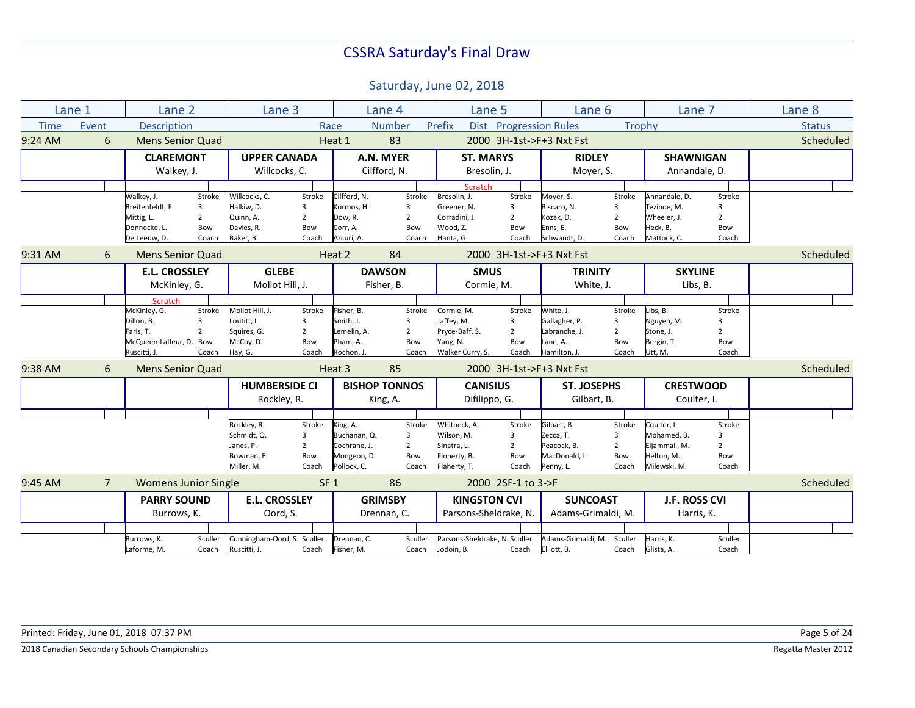# CSSRA Saturday's Final Draw

## Saturday, June 02, 2018

| Lane 1 | Lane 2 | Lane 3 | Lane 4 | Lane 5 | Lane 6 | Lane 7 | Lane 8 |
|---|---|---|---|---|---|---|---|
| Time / Event | Description | Race | Number / Prefix | Dist / Progression Rules | | Trophy | Status |

### 9:24 AM — Event 6 — Mens Senior Quad — Heat 1 — 83 — 2000 3H-1st->F+3 Nxt Fst — Scheduled

| Lane 1 | Lane 2 | Lane 3 | Lane 4 | Lane 5 | Lane 6 | Lane 7 | Lane 8 |
|---|---|---|---|---|---|---|---|
| | **CLAREMONT** Walkey, J. | **UPPER CANADA** Willcocks, C. | **A.N. MYER** Cilfford, N. | **ST. MARYS** Bresolin, J. | **RIDLEY** Moyer, S. | **SHAWNIGAN** Annandale, D. | |
| | | | | Scratch | | | |
| | Walkey, J. — Stroke | Willcocks, C. — Stroke | Cilfford, N. — Stroke | Bresolin, J. — Stroke | Moyer, S. — Stroke | Annandale, D. — Stroke | |
| | Breitenfeldt, F. — 3 | Halkiw, D. — 3 | Kormos, H. — 3 | Greener, N. — 3 | Biscaro, N. — 3 | Tezinde, M. — 3 | |
| | Mittig, L. — 2 | Quinn, A. — 2 | Dow, R. — 2 | Corradini, J. — 2 | Kozak, D. — 2 | Wheeler, J. — 2 | |
| | Donnecke, L. — Bow | Davies, R. — Bow | Corr, A. — Bow | Wood, Z. — Bow | Enns, E. — Bow | Heck, B. — Bow | |
| | De Leeuw, D. — Coach | Baker, B. — Coach | Arcuri, A. — Coach | Hanta, G. — Coach | Schwandt, D. — Coach | Mattock, C. — Coach | |

### 9:31 AM — Event 6 — Mens Senior Quad — Heat 2 — 84 — 2000 3H-1st->F+3 Nxt Fst — Scheduled

| Lane 1 | Lane 2 | Lane 3 | Lane 4 | Lane 5 | Lane 6 | Lane 7 | Lane 8 |
|---|---|---|---|---|---|---|---|
| | **E.L. CROSSLEY** McKinley, G. | **GLEBE** Mollot Hill, J. | **DAWSON** Fisher, B. | **SMUS** Cormie, M. | **TRINITY** White, J. | **SKYLINE** Libs, B. | |
| | Scratch | | | | | | |
| | McKinley, G. — Stroke | Mollot Hill, J. — Stroke | Fisher, B. — Stroke | Cormie, M. — Stroke | White, J. — Stroke | Libs, B. — Stroke | |
| | Dillon, B. — 3 | Loutitt, L. — 3 | Smith, J. — 3 | Jaffey, M. — 3 | Gallagher, P. — 3 | Nguyen, M. — 3 | |
| | Faris, T. — 2 | Squires, G. — 2 | Lemelin, A. — 2 | Pryce-Baff, S. — 2 | Labranche, J. — 2 | Stone, J. — 2 | |
| | McQueen-Lafleur, D. — Bow | McCoy, D. — Bow | Pham, A. — Bow | Yang, N. — Bow | Lane, A. — Bow | Bergin, T. — Bow | |
| | Ruscitti, J. — Coach | Hay, G. — Coach | Rochon, J. — Coach | Walker Curry, S. — Coach | Hamilton, J. — Coach | Utt, M. — Coach | |

### 9:38 AM — Event 6 — Mens Senior Quad — Heat 3 — 85 — 2000 3H-1st->F+3 Nxt Fst — Scheduled

| Lane 1 | Lane 2 | Lane 3 | Lane 4 | Lane 5 | Lane 6 | Lane 7 | Lane 8 |
|---|---|---|---|---|---|---|---|
| | | **HUMBERSIDE CI** Rockley, R. | **BISHOP TONNOS** King, A. | **CANISIUS** Difilippo, G. | **ST. JOSEPHS** Gilbart, B. | **CRESTWOOD** Coulter, I. | |
| | | Rockley, R. — Stroke | King, A. — Stroke | Whitbeck, A. — Stroke | Gilbart, B. — Stroke | Coulter, I. — Stroke | |
| | | Schmidt, Q. — 3 | Buchanan, Q. — 3 | Wilson, M. — 3 | Zecca, T. — 3 | Mohamed, B. — 3 | |
| | | Janes, P. — 2 | Cochrane, J. — 2 | Sinatra, L. — 2 | Peacock, B. — 2 | Eljammali, M. — 2 | |
| | | Bowman, E. — Bow | Mongeon, D. — Bow | Finnerty, B. — Bow | MacDonald, L. — Bow | Helton, M. — Bow | |
| | | Miller, M. — Coach | Pollock, C. — Coach | Flaherty, T. — Coach | Penny, L. — Coach | Milewski, M. — Coach | |

### 9:45 AM — Event 7 — Womens Junior Single — SF 1 — 86 — 2000 2SF-1 to 3->F — Scheduled

| Lane 1 | Lane 2 | Lane 3 | Lane 4 | Lane 5 | Lane 6 | Lane 7 | Lane 8 |
|---|---|---|---|---|---|---|---|
| | **PARRY SOUND** Burrows, K. | **E.L. CROSSLEY** Oord, S. | **GRIMSBY** Drennan, C. | **KINGSTON CVI** Parsons-Sheldrake, N. | **SUNCOAST** Adams-Grimaldi, M. | **J.F. ROSS CVI** Harris, K. | |
| | Burrows, K. — Sculler | Cunningham-Oord, S. — Sculler | Drennan, C. — Sculler | Parsons-Sheldrake, N. — Sculler | Adams-Grimaldi, M. — Sculler | Harris, K. — Sculler | |
| | Laforme, M. — Coach | Ruscitti, J. — Coach | Fisher, M. — Coach | Jodoin, B. — Coach | Elliott, B. — Coach | Glista, A. — Coach | |

Printed: Friday, June 01, 2018 07:37 PM

2018 Canadian Secondary Schools Championships — Regatta Master 2012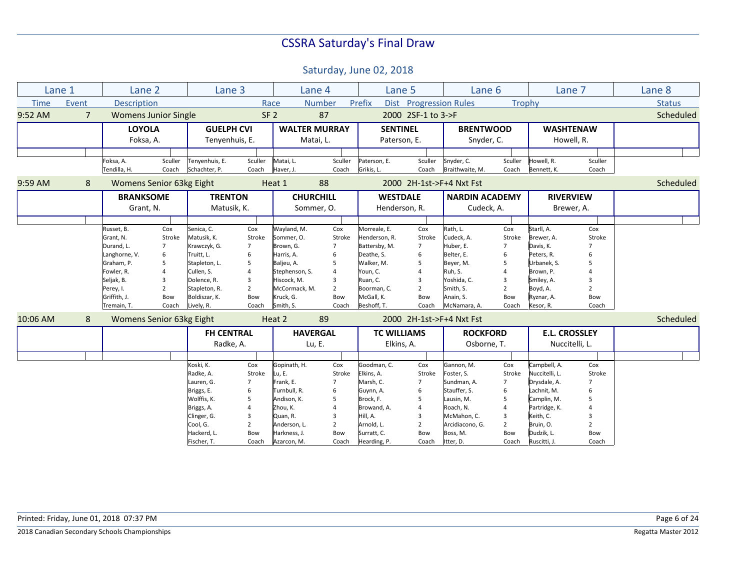# CSSRA Saturday's Final Draw

## Saturday, June 02, 2018

| Lane 1 | Lane 2 | Lane 3 | Lane 4 | Lane 5 | Lane 6 | Lane 7 | Lane 8 |
|---|---|---|---|---|---|---|---|
| Time / Event | Description | Race | Number / Prefix | Dist / Progression Rules | | Trophy | Status |

### 9:52 AM — Event 7 — Womens Junior Single — SF 2 — 87 — 2000 — 2SF-1 to 3->F — Scheduled

| Lane 1 | Lane 2 | Lane 3 | Lane 4 | Lane 5 | Lane 6 | Lane 7 | Lane 8 |
|---|---|---|---|---|---|---|---|
| | **LOYOLA** Foksa, A. | **GUELPH CVI** Tenyenhuis, E. | **WALTER MURRAY** Matai, L. | **SENTINEL** Paterson, E. | **BRENTWOOD** Snyder, C. | **WASHTENAW** Howell, R. | |
| | Foksa, A. — Sculler | Tenyenhuis, E. — Sculler | Matai, L. — Sculler | Paterson, E. — Sculler | Snyder, C. — Sculler | Howell, R. — Sculler | |
| | Tendilla, H. — Coach | Schachter, P. — Coach | Haver, J. — Coach | Grikis, L. — Coach | Braithwaite, M. — Coach | Bennett, K. — Coach | |

### 9:59 AM — Event 8 — Womens Senior 63kg Eight — Heat 1 — 88 — 2000 — 2H-1st->F+4 Nxt Fst — Scheduled

| Lane 1 | Lane 2 | Lane 3 | Lane 4 | Lane 5 | Lane 6 | Lane 7 | Lane 8 |
|---|---|---|---|---|---|---|---|
| | **BRANKSOME** Grant, N. | **TRENTON** Matusik, K. | **CHURCHILL** Sommer, O. | **WESTDALE** Henderson, R. | **NARDIN ACADEMY** Cudeck, A. | **RIVERVIEW** Brewer, A. | |
| | Russet, B. — Cox | Senica, C. — Cox | Wayland, M. — Cox | Morreale, E. — Cox | Rath, L. — Cox | Starll, A. — Cox | |
| | Grant, N. — Stroke | Matusik, K. — Stroke | Sommer, O. — Stroke | Henderson, R. — Stroke | Cudeck, A. — Stroke | Brewer, A. — Stroke | |
| | Durand, L. — 7 | Krawczyk, G. — 7 | Brown, G. — 7 | Battersby, M. — 7 | Huber, E. — 7 | Davis, K. — 7 | |
| | Langhorne, V. — 6 | Truitt, L. — 6 | Harris, A. — 6 | Deathe, S. — 6 | Belter, E. — 6 | Peters, R. — 6 | |
| | Graham, P. — 5 | Stapleton, L. — 5 | Baljeu, A. — 5 | Walker, M. — 5 | Beyer, M. — 5 | Urbanek, S. — 5 | |
| | Fowler, R. — 4 | Cullen, S. — 4 | Stephenson, S. — 4 | Youn, C. — 4 | Ruh, S. — 4 | Brown, P. — 4 | |
| | Seljak, B. — 3 | Dolence, R. — 3 | Hiscock, M. — 3 | Ruan, C. — 3 | Yoshida, C. — 3 | Smiley, A. — 3 | |
| | Perey, I. — 2 | Stapleton, R. — 2 | McCormack, M. — 2 | Boorman, C. — 2 | Smith, S. — 2 | Boyd, A. — 2 | |
| | Griffith, J. — Bow | Boldiszar, K. — Bow | Kruck, G. — Bow | McGall, K. — Bow | Anain, S. — Bow | Ryznar, A. — Bow | |
| | Tremain, T. — Coach | Lively, R. — Coach | Smith, S. — Coach | Beshoff, T. — Coach | McNamara, A. — Coach | Kesor, R. — Coach | |

### 10:06 AM — Event 8 — Womens Senior 63kg Eight — Heat 2 — 89 — 2000 — 2H-1st->F+4 Nxt Fst — Scheduled

| Lane 1 | Lane 2 | Lane 3 | Lane 4 | Lane 5 | Lane 6 | Lane 7 | Lane 8 |
|---|---|---|---|---|---|---|---|
| | | **FH CENTRAL** Radke, A. | **HAVERGAL** Lu, E. | **TC WILLIAMS** Elkins, A. | **ROCKFORD** Osborne, T. | **E.L. CROSSLEY** Nuccitelli, L. | |
| | | Koski, K. — Cox | Gopinath, H. — Cox | Goodman, C. — Cox | Gannon, M. — Cox | Campbell, A. — Cox | |
| | | Radke, A. — Stroke | Lu, E. — Stroke | Elkins, A. — Stroke | Foster, S. — Stroke | Nuccitelli, L. — Stroke | |
| | | Lauren, G. — 7 | Frank, E. — 7 | Marsh, C. — 7 | Sundman, A. — 7 | Drysdale, A. — 7 | |
| | | Briggs, E. — 6 | Turnbull, R. — 6 | Guynn, A. — 6 | Stauffer, S. — 6 | Lachnit, M. — 6 | |
| | | Wolffis, K. — 5 | Andison, K. — 5 | Brock, F. — 5 | Lausin, M. — 5 | Camplin, M. — 5 | |
| | | Briggs, A. — 4 | Zhou, K. — 4 | Browand, A. — 4 | Roach, N. — 4 | Partridge, K. — 4 | |
| | | Clinger, G. — 3 | Quan, R. — 3 | Hill, A. — 3 | McMahon, C. — 3 | Keith, C. — 3 | |
| | | Cool, G. — 2 | Anderson, L. — 2 | Arnold, L. — 2 | Arcidiacono, G. — 2 | Bruin, O. — 2 | |
| | | Hackerd, L. — Bow | Harkness, J. — Bow | Surratt, C. — Bow | Boss, M. — Bow | Dudzik, L. — Bow | |
| | | Fischer, T. — Coach | Azarcon, M. — Coach | Hearding, P. — Coach | Itter, D. — Coach | Ruscitti, J. — Coach | |

Printed: Friday, June 01, 2018 07:37 PM

2018 Canadian Secondary Schools Championships — Regatta Master 2012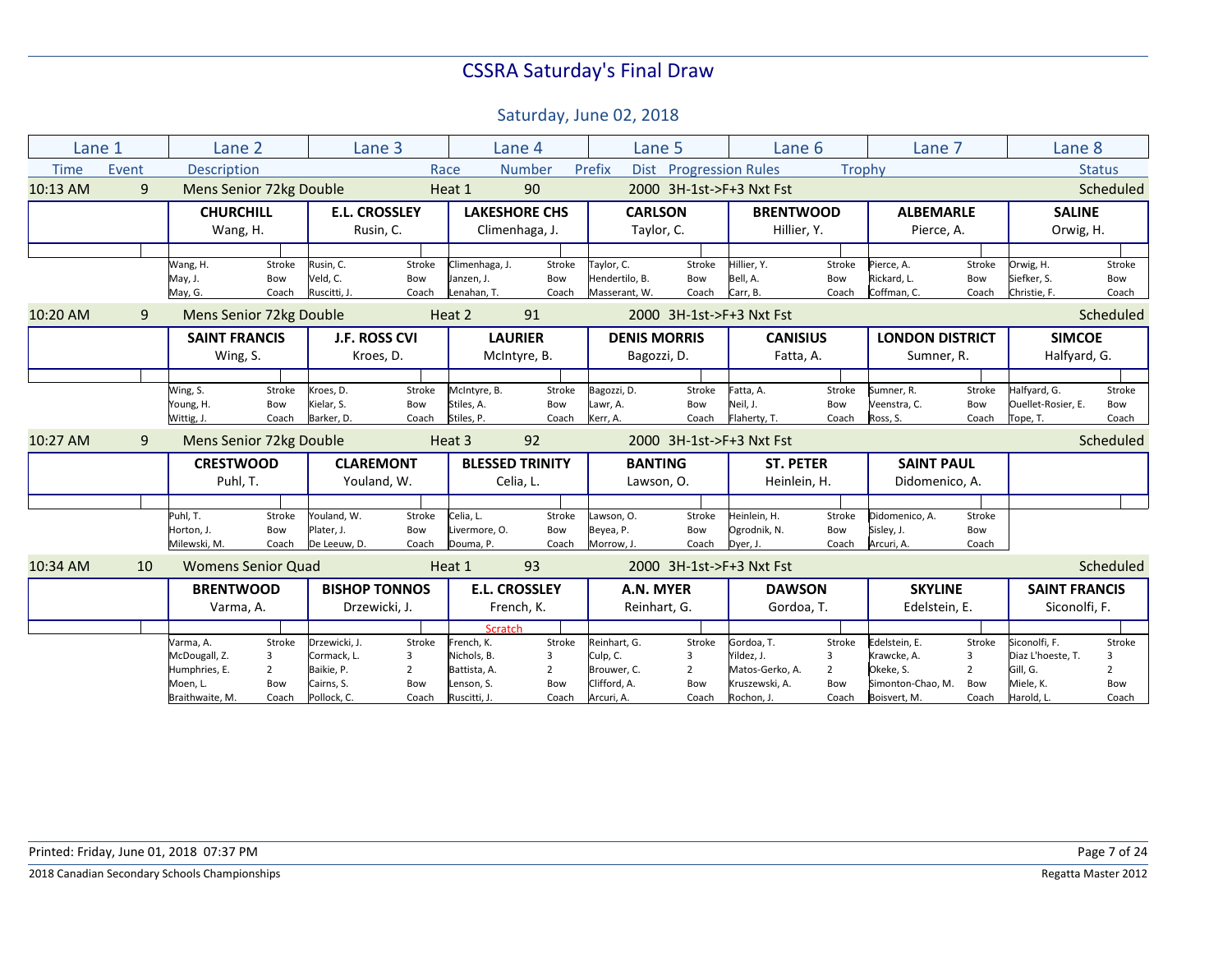# CSSRA Saturday's Final Draw

## Saturday, June 02, 2018

| Lane 1 | Lane 2 | Lane 3 | Lane 4 | Lane 5 | Lane 6 | Lane 7 | Lane 8 |
|---|---|---|---|---|---|---|---|
| Time / Event | Description | | Race / Number | Prefix / Dist / Progression Rules | | Trophy | Status |

### 10:13 AM — Event 9 — Mens Senior 72kg Double — Heat 1 — 90 — 2000 3H-1st->F+3 Nxt Fst — Scheduled

| Lane 1 | Lane 2 | Lane 3 | Lane 4 | Lane 5 | Lane 6 | Lane 7 | Lane 8 |
|---|---|---|---|---|---|---|---|
| | **CHURCHILL** | **E.L. CROSSLEY** | **LAKESHORE CHS** | **CARLSON** | **BRENTWOOD** | **ALBEMARLE** | **SALINE** |
| | Wang, H. | Rusin, C. | Climenhaga, J. | Taylor, C. | Hillier, Y. | Pierce, A. | Orwig, H. |
| | Wang, H. — Stroke | Rusin, C. — Stroke | Climenhaga, J. — Stroke | Taylor, C. — Stroke | Hillier, Y. — Stroke | Pierce, A. — Stroke | Orwig, H. — Stroke |
| | May, J. — Bow | Veld, C. — Bow | Janzen, J. — Bow | Hendertilo, B. — Bow | Bell, A. — Bow | Rickard, L. — Bow | Siefker, S. — Bow |
| | May, G. — Coach | Ruscitti, J. — Coach | Lenahan, T. — Coach | Masserant, W. — Coach | Carr, B. — Coach | Coffman, C. — Coach | Christie, F. — Coach |

### 10:20 AM — Event 9 — Mens Senior 72kg Double — Heat 2 — 91 — 2000 3H-1st->F+3 Nxt Fst — Scheduled

| Lane 1 | Lane 2 | Lane 3 | Lane 4 | Lane 5 | Lane 6 | Lane 7 | Lane 8 |
|---|---|---|---|---|---|---|---|
| | **SAINT FRANCIS** | **J.F. ROSS CVI** | **LAURIER** | **DENIS MORRIS** | **CANISIUS** | **LONDON DISTRICT** | **SIMCOE** |
| | Wing, S. | Kroes, D. | McIntyre, B. | Bagozzi, D. | Fatta, A. | Sumner, R. | Halfyard, G. |
| | Wing, S. — Stroke | Kroes, D. — Stroke | McIntyre, B. — Stroke | Bagozzi, D. — Stroke | Fatta, A. — Stroke | Sumner, R. — Stroke | Halfyard, G. — Stroke |
| | Young, H. — Bow | Kielar, S. — Bow | Stiles, A. — Bow | Lawr, A. — Bow | Neil, J. — Bow | Veenstra, C. — Bow | Ouellet-Rosier, E. — Bow |
| | Wittig, J. — Coach | Barker, D. — Coach | Stiles, P. — Coach | Kerr, A. — Coach | Flaherty, T. — Coach | Ross, S. — Coach | Tope, T. — Coach |

### 10:27 AM — Event 9 — Mens Senior 72kg Double — Heat 3 — 92 — 2000 3H-1st->F+3 Nxt Fst — Scheduled

| Lane 1 | Lane 2 | Lane 3 | Lane 4 | Lane 5 | Lane 6 | Lane 7 | Lane 8 |
|---|---|---|---|---|---|---|---|
| | **CRESTWOOD** | **CLAREMONT** | **BLESSED TRINITY** | **BANTING** | **ST. PETER** | **SAINT PAUL** | |
| | Puhl, T. | Youland, W. | Celia, L. | Lawson, O. | Heinlein, H. | Didomenico, A. | |
| | Puhl, T. — Stroke | Youland, W. — Stroke | Celia, L. — Stroke | Lawson, O. — Stroke | Heinlein, H. — Stroke | Didomenico, A. — Stroke | |
| | Horton, J. — Bow | Plater, J. — Bow | Livermore, O. — Bow | Beyea, P. — Bow | Ogrodnik, N. — Bow | Sisley, J. — Bow | |
| | Milewski, M. — Coach | De Leeuw, D. — Coach | Douma, P. — Coach | Morrow, J. — Coach | Dyer, J. — Coach | Arcuri, A. — Coach | |

### 10:34 AM — Event 10 — Womens Senior Quad — Heat 1 — 93 — 2000 3H-1st->F+3 Nxt Fst — Scheduled

| Lane 1 | Lane 2 | Lane 3 | Lane 4 | Lane 5 | Lane 6 | Lane 7 | Lane 8 |
|---|---|---|---|---|---|---|---|
| | **BRENTWOOD** | **BISHOP TONNOS** | **E.L. CROSSLEY** | **A.N. MYER** | **DAWSON** | **SKYLINE** | **SAINT FRANCIS** |
| | Varma, A. | Drzewicki, J. | French, K. | Reinhart, G. | Gordoa, T. | Edelstein, E. | Siconolfi, F. |
| | | | Scratch | | | | |
| | Varma, A. — Stroke | Drzewicki, J. — Stroke | French, K. — Stroke | Reinhart, G. — Stroke | Gordoa, T. — Stroke | Edelstein, E. — Stroke | Siconolfi, F. — Stroke |
| | McDougall, Z. — 3 | Cormack, L. — 3 | Nichols, B. — 3 | Culp, C. — 3 | Yildez, J. — 3 | Krawcke, A. — 3 | Diaz L'hoeste, T. — 3 |
| | Humphries, E. — 2 | Baikie, P. — 2 | Battista, A. — 2 | Brouwer, C. — 2 | Matos-Gerko, A. — 2 | Okeke, S. — 2 | Gill, G. — 2 |
| | Moen, L. — Bow | Cairns, S. — Bow | Lenson, S. — Bow | Clifford, A. — Bow | Kruszewski, A. — Bow | Simonton-Chao, M. — Bow | Miele, K. — Bow |
| | Braithwaite, M. — Coach | Pollock, C. — Coach | Ruscitti, J. — Coach | Arcuri, A. — Coach | Rochon, J. — Coach | Boisvert, M. — Coach | Harold, L. — Coach |

Printed: Friday, June 01, 2018 07:37 PM

2018 Canadian Secondary Schools Championships — Regatta Master 2012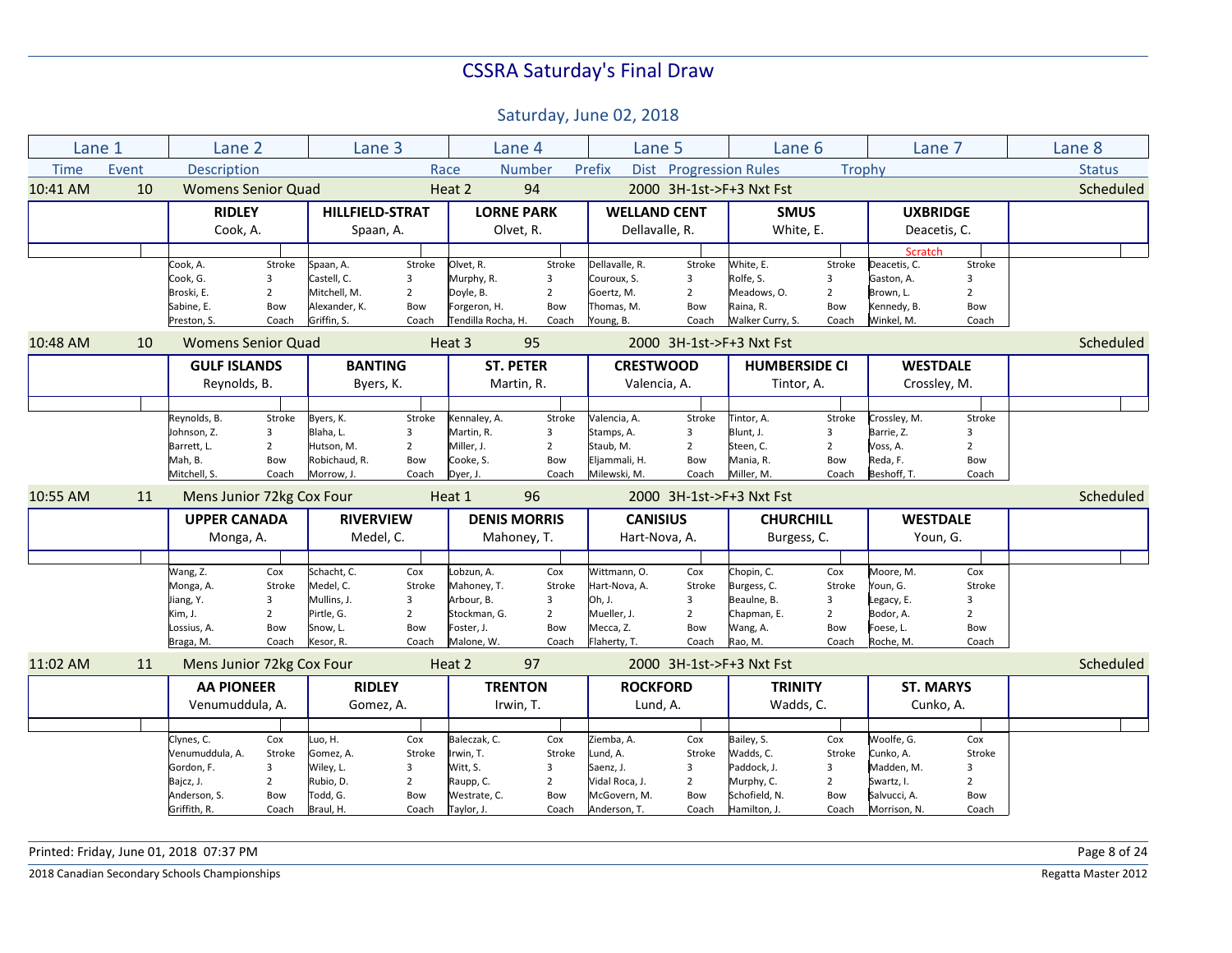# CSSRA Saturday's Final Draw

## Saturday, June 02, 2018

| Lane 1 | Lane 2 | Lane 3 | Lane 4 | Lane 5 | Lane 6 | Lane 7 | Lane 8 |
|---|---|---|---|---|---|---|---|
| Time / Event | Description | Race | Number / Prefix | Dist | Progression Rules | Trophy | Status |

### 10:41 AM — Event 10 — Womens Senior Quad — Heat 2 — 94 — 2000 — 3H-1st->F+3 Nxt Fst — Scheduled

| Lane 1 | Lane 2 | Lane 3 | Lane 4 | Lane 5 | Lane 6 | Lane 7 | Lane 8 |
|---|---|---|---|---|---|---|---|
| | **RIDLEY** | **HILLFIELD-STRAT** | **LORNE PARK** | **WELLAND CENT** | **SMUS** | **UXBRIDGE** | |
| | Cook, A. | Spaan, A. | Olvet, R. | Dellavalle, R. | White, E. | Deacetis, C. | |
| | | | | | | Scratch | |
| | Cook, A. — Stroke | Spaan, A. — Stroke | Olvet, R. — Stroke | Dellavalle, R. — Stroke | White, E. — Stroke | Deacetis, C. — Stroke | |
| | Cook, G. — 3 | Castell, C. — 3 | Murphy, R. — 3 | Couroux, S. — 3 | Rolfe, S. — 3 | Gaston, A. — 3 | |
| | Broski, E. — 2 | Mitchell, M. — 2 | Doyle, B. — 2 | Goertz, M. — 2 | Meadows, O. — 2 | Brown, L. — 2 | |
| | Sabine, E. — Bow | Alexander, K. — Bow | Forgeron, H. — Bow | Thomas, M. — Bow | Raina, R. — Bow | Kennedy, B. — Bow | |
| | Preston, S. — Coach | Griffin, S. — Coach | Tendilla Rocha, H. — Coach | Young, B. — Coach | Walker Curry, S. — Coach | Winkel, M. — Coach | |

### 10:48 AM — Event 10 — Womens Senior Quad — Heat 3 — 95 — 2000 — 3H-1st->F+3 Nxt Fst — Scheduled

| Lane 1 | Lane 2 | Lane 3 | Lane 4 | Lane 5 | Lane 6 | Lane 7 | Lane 8 |
|---|---|---|---|---|---|---|---|
| | **GULF ISLANDS** | **BANTING** | **ST. PETER** | **CRESTWOOD** | **HUMBERSIDE CI** | **WESTDALE** | |
| | Reynolds, B. | Byers, K. | Martin, R. | Valencia, A. | Tintor, A. | Crossley, M. | |
| | Reynolds, B. — Stroke | Byers, K. — Stroke | Kennaley, A. — Stroke | Valencia, A. — Stroke | Tintor, A. — Stroke | Crossley, M. — Stroke | |
| | Johnson, Z. — 3 | Blaha, L. — 3 | Martin, R. — 3 | Stamps, A. — 3 | Blunt, J. — 3 | Barrie, Z. — 3 | |
| | Barrett, L. — 2 | Hutson, M. — 2 | Miller, J. — 2 | Staub, M. — 2 | Steen, C. — 2 | Voss, A. — 2 | |
| | Mah, B. — Bow | Robichaud, R. — Bow | Cooke, S. — Bow | Eljammali, H. — Bow | Mania, R. — Bow | Reda, F. — Bow | |
| | Mitchell, S. — Coach | Morrow, J. — Coach | Dyer, J. — Coach | Milewski, M. — Coach | Miller, M. — Coach | Beshoff, T. — Coach | |

### 10:55 AM — Event 11 — Mens Junior 72kg Cox Four — Heat 1 — 96 — 2000 — 3H-1st->F+3 Nxt Fst — Scheduled

| Lane 1 | Lane 2 | Lane 3 | Lane 4 | Lane 5 | Lane 6 | Lane 7 | Lane 8 |
|---|---|---|---|---|---|---|---|
| | **UPPER CANADA** | **RIVERVIEW** | **DENIS MORRIS** | **CANISIUS** | **CHURCHILL** | **WESTDALE** | |
| | Monga, A. | Medel, C. | Mahoney, T. | Hart-Nova, A. | Burgess, C. | Youn, G. | |
| | Wang, Z. — Cox | Schacht, C. — Cox | Lobzun, A. — Cox | Wittmann, O. — Cox | Chopin, C. — Cox | Moore, M. — Cox | |
| | Monga, A. — Stroke | Medel, C. — Stroke | Mahoney, T. — Stroke | Hart-Nova, A. — Stroke | Burgess, C. — Stroke | Youn, G. — Stroke | |
| | Jiang, Y. — 3 | Mullins, J. — 3 | Arbour, B. — 3 | Oh, J. — 3 | Beaulne, B. — 3 | Legacy, E. — 3 | |
| | Kim, J. — 2 | Pirtle, G. — 2 | Stockman, G. — 2 | Mueller, J. — 2 | Chapman, E. — 2 | Bodor, A. — 2 | |
| | Lossius, A. — Bow | Snow, L. — Bow | Foster, J. — Bow | Mecca, Z. — Bow | Wang, A. — Bow | Foese, L. — Bow | |
| | Braga, M. — Coach | Kesor, R. — Coach | Malone, W. — Coach | Flaherty, T. — Coach | Rao, M. — Coach | Roche, M. — Coach | |

### 11:02 AM — Event 11 — Mens Junior 72kg Cox Four — Heat 2 — 97 — 2000 — 3H-1st->F+3 Nxt Fst — Scheduled

| Lane 1 | Lane 2 | Lane 3 | Lane 4 | Lane 5 | Lane 6 | Lane 7 | Lane 8 |
|---|---|---|---|---|---|---|---|
| | **AA PIONEER** | **RIDLEY** | **TRENTON** | **ROCKFORD** | **TRINITY** | **ST. MARYS** | |
| | Venumuddula, A. | Gomez, A. | Irwin, T. | Lund, A. | Wadds, C. | Cunko, A. | |
| | Clynes, C. — Cox | Luo, H. — Cox | Baleczak, C. — Cox | Ziemba, A. — Cox | Bailey, S. — Cox | Woolfe, G. — Cox | |
| | Venumuddula, A. — Stroke | Gomez, A. — Stroke | Irwin, T. — Stroke | Lund, A. — Stroke | Wadds, C. — Stroke | Cunko, A. — Stroke | |
| | Gordon, F. — 3 | Wiley, L. — 3 | Witt, S. — 3 | Saenz, J. — 3 | Paddock, J. — 3 | Madden, M. — 3 | |
| | Bajcz, J. — 2 | Rubio, D. — 2 | Raupp, C. — 2 | Vidal Roca, J. — 2 | Murphy, C. — 2 | Swartz, I. — 2 | |
| | Anderson, S. — Bow | Todd, G. — Bow | Westrate, C. — Bow | McGovern, M. — Bow | Schofield, N. — Bow | Salvucci, A. — Bow | |
| | Griffith, R. — Coach | Braul, H. — Coach | Taylor, J. — Coach | Anderson, T. — Coach | Hamilton, J. — Coach | Morrison, N. — Coach | |

Printed: Friday, June 01, 2018 07:37 PM

2018 Canadian Secondary Schools Championships — Regatta Master 2012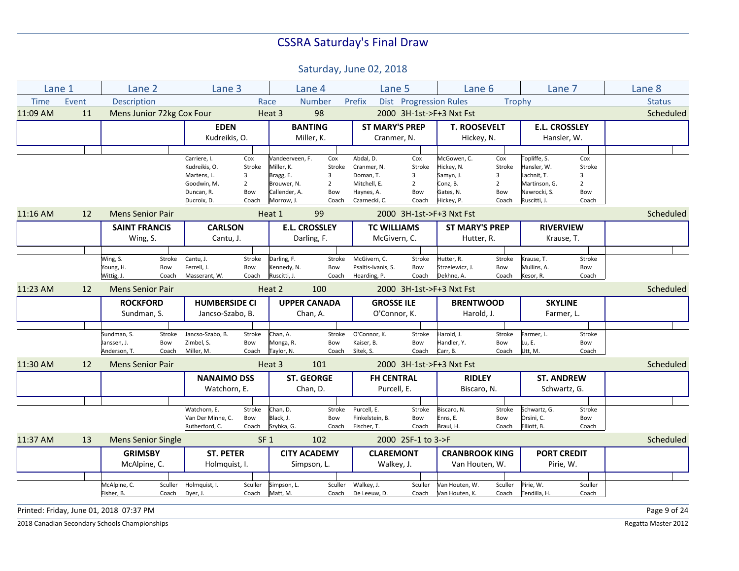# CSSRA Saturday's Final Draw

## Saturday, June 02, 2018

| Lane 1 | Lane 2 | Lane 3 | Lane 4 | Lane 5 | Lane 6 | Lane 7 | Lane 8 |
|---|---|---|---|---|---|---|---|
| Time / Event | Description | Race | Number / Prefix | Dist / Progression Rules | | Trophy | Status |

### 11:09 AM — Event 11 — Mens Junior 72kg Cox Four — Heat 3 — 98 — 2000 3H-1st->F+3 Nxt Fst — Scheduled

| Lane 1 | Lane 2 | Lane 3 | Lane 4 | Lane 5 | Lane 6 | Lane 7 | Lane 8 |
|---|---|---|---|---|---|---|---|
| | | **EDEN**<br>Kudreikis, O. | **BANTING**<br>Miller, K. | **ST MARY'S PREP**<br>Cranmer, N. | **T. ROOSEVELT**<br>Hickey, N. | **E.L. CROSSLEY**<br>Hansler, W. | |
| | | Carriere, I. — Cox<br>Kudreikis, O. — Stroke<br>Martens, L. — 3<br>Goodwin, M. — 2<br>Duncan, R. — Bow<br>Ducroix, D. — Coach | Vandeerveen, F. — Cox<br>Miller, K. — Stroke<br>Bragg, E. — 3<br>Brouwer, N. — 2<br>Callender, A. — Bow<br>Morrow, J. — Coach | Abdal, D. — Cox<br>Cranmer, N. — Stroke<br>Doman, T. — 3<br>Mitchell, E. — 2<br>Haynes, A. — Bow<br>Czarnecki, C. — Coach | McGowen, C. — Cox<br>Hickey, N. — Stroke<br>Samyn, J. — 3<br>Conz, B. — 2<br>Gates, N. — Bow<br>Hickey, P. — Coach | Topliffe, S. — Cox<br>Hansler, W. — Stroke<br>Lachnit, T. — 3<br>Martinson, G. — 2<br>Nawrocki, S. — Bow<br>Ruscitti, J. — Coach | |

### 11:16 AM — Event 12 — Mens Senior Pair — Heat 1 — 99 — 2000 3H-1st->F+3 Nxt Fst — Scheduled

| Lane 1 | Lane 2 | Lane 3 | Lane 4 | Lane 5 | Lane 6 | Lane 7 | Lane 8 |
|---|---|---|---|---|---|---|---|
| | **SAINT FRANCIS**<br>Wing, S. | **CARLSON**<br>Cantu, J. | **E.L. CROSSLEY**<br>Darling, F. | **TC WILLIAMS**<br>McGivern, C. | **ST MARY'S PREP**<br>Hutter, R. | **RIVERVIEW**<br>Krause, T. | |
| | Wing, S. — Stroke<br>Young, H. — Bow<br>Wittig, J. — Coach | Cantu, J. — Stroke<br>Ferrell, J. — Bow<br>Masserant, W. — Coach | Darling, F. — Stroke<br>Kennedy, N. — Bow<br>Ruscitti, J. — Coach | McGivern, C. — Stroke<br>Psaltis-Ivanis, S. — Bow<br>Hearding, P. — Coach | Hutter, R. — Stroke<br>Strzelewicz, J. — Bow<br>Dekhne, A. — Coach | Krause, T. — Stroke<br>Mullins, A. — Bow<br>Kesor, R. — Coach | |

### 11:23 AM — Event 12 — Mens Senior Pair — Heat 2 — 100 — 2000 3H-1st->F+3 Nxt Fst — Scheduled

| Lane 1 | Lane 2 | Lane 3 | Lane 4 | Lane 5 | Lane 6 | Lane 7 | Lane 8 |
|---|---|---|---|---|---|---|---|
| | **ROCKFORD**<br>Sundman, S. | **HUMBERSIDE CI**<br>Jancso-Szabo, B. | **UPPER CANADA**<br>Chan, A. | **GROSSE ILE**<br>O'Connor, K. | **BRENTWOOD**<br>Harold, J. | **SKYLINE**<br>Farmer, L. | |
| | Sundman, S. — Stroke<br>Janssen, J. — Bow<br>Anderson, T. — Coach | Jancso-Szabo, B. — Stroke<br>Zimbel, S. — Bow<br>Miller, M. — Coach | Chan, A. — Stroke<br>Monga, R. — Bow<br>Taylor, N. — Coach | O'Connor, K. — Stroke<br>Kaiser, B. — Bow<br>Sitek, S. — Coach | Harold, J. — Stroke<br>Handler, Y. — Bow<br>Carr, B. — Coach | Farmer, L. — Stroke<br>Lu, E. — Bow<br>Utt, M. — Coach | |

### 11:30 AM — Event 12 — Mens Senior Pair — Heat 3 — 101 — 2000 3H-1st->F+3 Nxt Fst — Scheduled

| Lane 1 | Lane 2 | Lane 3 | Lane 4 | Lane 5 | Lane 6 | Lane 7 | Lane 8 |
|---|---|---|---|---|---|---|---|
| | | **NANAIMO DSS**<br>Watchorn, E. | **ST. GEORGE**<br>Chan, D. | **FH CENTRAL**<br>Purcell, E. | **RIDLEY**<br>Biscaro, N. | **ST. ANDREW**<br>Schwartz, G. | |
| | | Watchorn, E. — Stroke<br>Van Der Minne, C. — Bow<br>Rutherford, C. — Coach | Chan, D. — Stroke<br>Black, J. — Bow<br>Szybka, G. — Coach | Purcell, E. — Stroke<br>Finkelstein, B. — Bow<br>Fischer, T. — Coach | Biscaro, N. — Stroke<br>Enns, E. — Bow<br>Braul, H. — Coach | Schwartz, G. — Stroke<br>Orsini, C. — Bow<br>Elliott, B. — Coach | |

### 11:37 AM — Event 13 — Mens Senior Single — SF 1 — 102 — 2000 2SF-1 to 3->F — Scheduled

| Lane 1 | Lane 2 | Lane 3 | Lane 4 | Lane 5 | Lane 6 | Lane 7 | Lane 8 |
|---|---|---|---|---|---|---|---|
| | **GRIMSBY**<br>McAlpine, C. | **ST. PETER**<br>Holmquist, I. | **CITY ACADEMY**<br>Simpson, L. | **CLAREMONT**<br>Walkey, J. | **CRANBROOK KING**<br>Van Houten, W. | **PORT CREDIT**<br>Pirie, W. | |
| | McAlpine, C. — Sculler<br>Fisher, B. — Coach | Holmquist, I. — Sculler<br>Dyer, J. — Coach | Simpson, L. — Sculler<br>Matt, M. — Coach | Walkey, J. — Sculler<br>De Leeuw, D. — Coach | Van Houten, W. — Sculler<br>Van Houten, K. — Coach | Pirie, W. — Sculler<br>Tendilla, H. — Coach | |

Printed: Friday, June 01, 2018 07:37 PM

2018 Canadian Secondary Schools Championships — Regatta Master 2012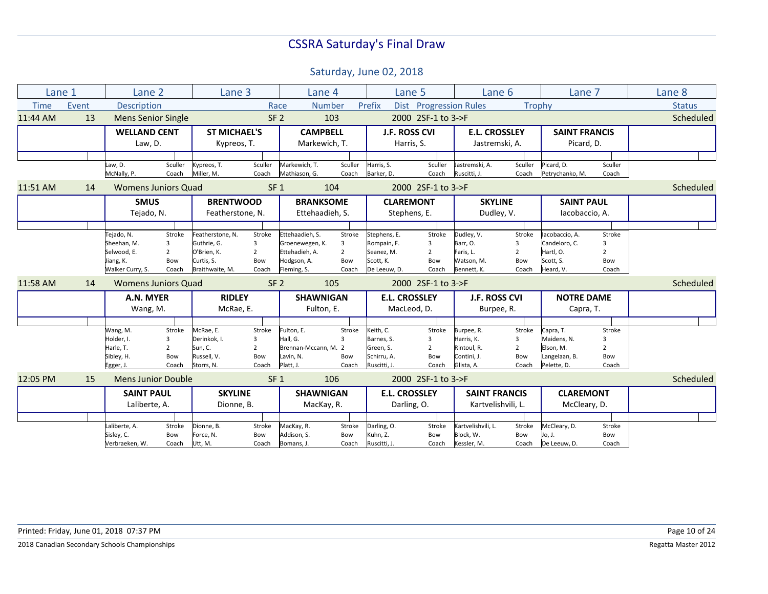# CSSRA Saturday's Final Draw

## Saturday, June 02, 2018

| Lane 1 | Lane 2 | Lane 3 | Lane 4 | Lane 5 | Lane 6 | Lane 7 | Lane 8 |
|---|---|---|---|---|---|---|---|
| Time / Event | Description | Race | Number | Prefix / Dist | Progression Rules | Trophy | Status |

### 11:44 AM — Event 13 — Mens Senior Single — SF 2 — Race 103 — 2000 — 2SF-1 to 3->F — Scheduled

| Lane 1 | Lane 2 | Lane 3 | Lane 4 | Lane 5 | Lane 6 | Lane 7 | Lane 8 |
|---|---|---|---|---|---|---|---|
| | **WELLAND CENT** Law, D. | **ST MICHAEL'S** Kypreos, T. | **CAMPBELL** Markewich, T. | **J.F. ROSS CVI** Harris, S. | **E.L. CROSSLEY** Jastremski, A. | **SAINT FRANCIS** Picard, D. | |
| | Law, D. — Sculler | Kypreos, T. — Sculler | Markewich, T. — Sculler | Harris, S. — Sculler | Jastremski, A. — Sculler | Picard, D. — Sculler | |
| | McNally, P. — Coach | Miller, M. — Coach | Mathiason, G. — Coach | Barker, D. — Coach | Ruscitti, J. — Coach | Petrychanko, M. — Coach | |

### 11:51 AM — Event 14 — Womens Juniors Quad — SF 1 — Race 104 — 2000 — 2SF-1 to 3->F — Scheduled

| Lane 1 | Lane 2 | Lane 3 | Lane 4 | Lane 5 | Lane 6 | Lane 7 | Lane 8 |
|---|---|---|---|---|---|---|---|
| | **SMUS** Tejado, N. | **BRENTWOOD** Featherstone, N. | **BRANKSOME** Ettehaadieh, S. | **CLAREMONT** Stephens, E. | **SKYLINE** Dudley, V. | **SAINT PAUL** Iacobaccio, A. | |
| | Tejado, N. — Stroke | Featherstone, N. — Stroke | Ettehaadieh, S. — Stroke | Stephens, E. — Stroke | Dudley, V. — Stroke | Iacobaccio, A. — Stroke | |
| | Sheehan, M. — 3 | Guthrie, G. — 3 | Groenewegen, K. — 3 | Rompain, F. — 3 | Barr, O. — 3 | Candeloro, C. — 3 | |
| | Selwood, E. — 2 | O'Brien, K. — 2 | Ettehadieh, A. — 2 | Seanez, M. — 2 | Faris, L. — 2 | Hartl, O. — 2 | |
| | Jiang, K. — Bow | Curtis, S. — Bow | Hodgson, A. — Bow | Scott, K. — Bow | Watson, M. — Bow | Scott, S. — Bow | |
| | Walker Curry, S. — Coach | Braithwaite, M. — Coach | Fleming, S. — Coach | De Leeuw, D. — Coach | Bennett, K. — Coach | Heard, V. — Coach | |

### 11:58 AM — Event 14 — Womens Juniors Quad — SF 2 — Race 105 — 2000 — 2SF-1 to 3->F — Scheduled

| Lane 1 | Lane 2 | Lane 3 | Lane 4 | Lane 5 | Lane 6 | Lane 7 | Lane 8 |
|---|---|---|---|---|---|---|---|
| | **A.N. MYER** Wang, M. | **RIDLEY** McRae, E. | **SHAWNIGAN** Fulton, E. | **E.L. CROSSLEY** MacLeod, D. | **J.F. ROSS CVI** Burpee, R. | **NOTRE DAME** Capra, T. | |
| | Wang, M. — Stroke | McRae, E. — Stroke | Fulton, E. — Stroke | Keith, C. — Stroke | Burpee, R. — Stroke | Capra, T. — Stroke | |
| | Holder, I. — 3 | Derinkok, I. — 3 | Hall, G. — 3 | Barnes, S. — 3 | Harris, K. — 3 | Maidens, N. — 3 | |
| | Harle, T. — 2 | Sun, C. — 2 | Brennan-Mccann, M. — 2 | Green, S. — 2 | Rintoul, R. — 2 | Elson, M. — 2 | |
| | Sibley, H. — Bow | Russell, V. — Bow | Lavin, N. — Bow | Schirru, A. — Bow | Contini, J. — Bow | Langelaan, B. — Bow | |
| | Egger, J. — Coach | Storrs, N. — Coach | Platt, J. — Coach | Ruscitti, J. — Coach | Glista, A. — Coach | Pelette, D. — Coach | |

### 12:05 PM — Event 15 — Mens Junior Double — SF 1 — Race 106 — 2000 — 2SF-1 to 3->F — Scheduled

| Lane 1 | Lane 2 | Lane 3 | Lane 4 | Lane 5 | Lane 6 | Lane 7 | Lane 8 |
|---|---|---|---|---|---|---|---|
| | **SAINT PAUL** Laliberte, A. | **SKYLINE** Dionne, B. | **SHAWNIGAN** MacKay, R. | **E.L. CROSSLEY** Darling, O. | **SAINT FRANCIS** Kartvelishvili, L. | **CLAREMONT** McCleary, D. | |
| | Laliberte, A. — Stroke | Dionne, B. — Stroke | MacKay, R. — Stroke | Darling, O. — Stroke | Kartvelishvili, L. — Stroke | McCleary, D. — Stroke | |
| | Sisley, C. — Bow | Force, N. — Bow | Addison, S. — Bow | Kuhn, Z. — Bow | Block, W. — Bow | Jo, J. — Bow | |
| | Verbraeken, W. — Coach | Utt, M. — Coach | Bomans, J. — Coach | Ruscitti, J. — Coach | Kessler, M. — Coach | De Leeuw, D. — Coach | |

Printed: Friday, June 01, 2018 07:37 PM

2018 Canadian Secondary Schools Championships — Regatta Master 2012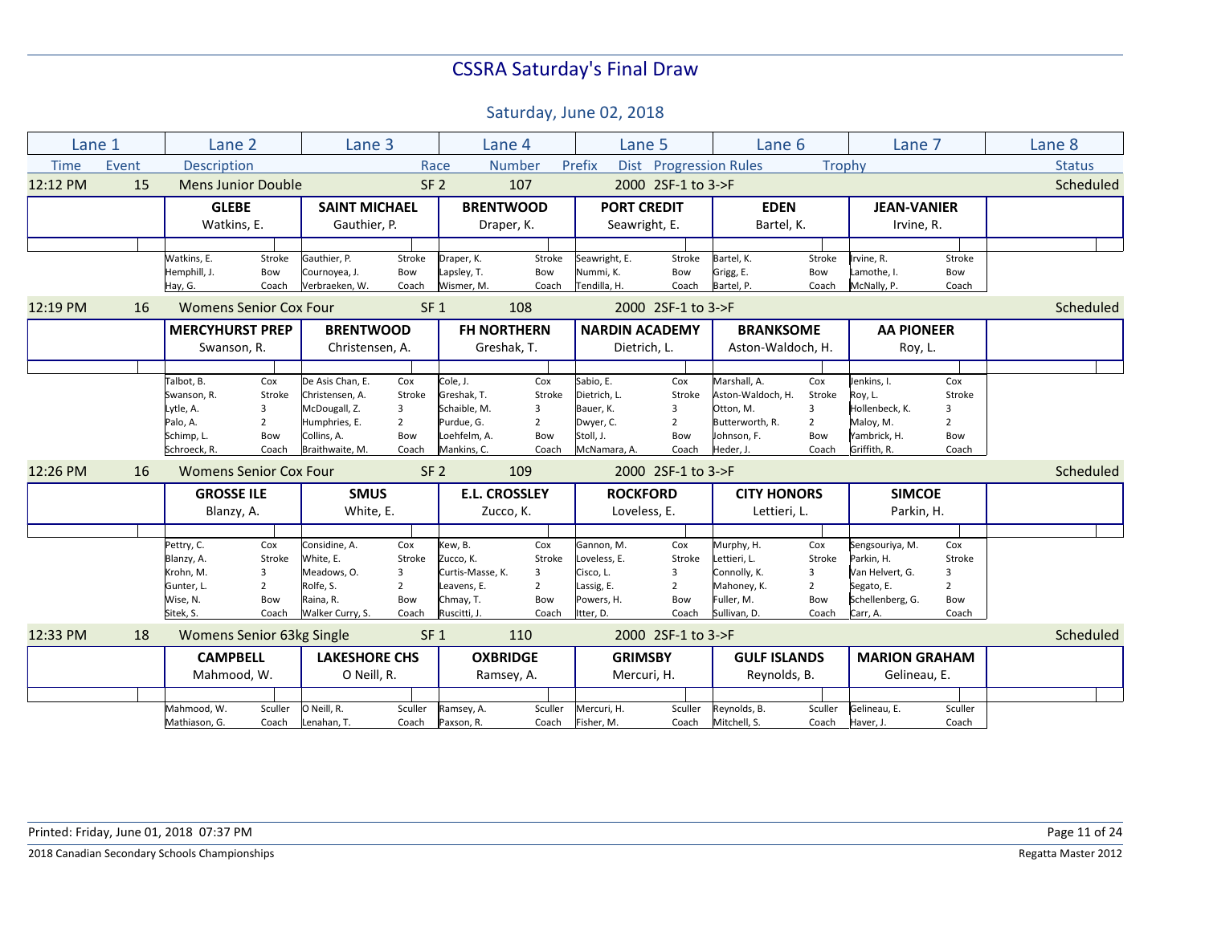# CSSRA Saturday's Final Draw

## Saturday, June 02, 2018

| Time | Event | Description | Race | Number | Prefix | Dist | Progression Rules | Trophy | Status |
|---|---|---|---|---|---|---|---|---|---|
| 12:12 PM | 15 | Mens Junior Double | SF 2 | 107 | | 2000 | 2SF-1 to 3->F | | Scheduled |

| Lane 1 | Lane 2 | Lane 3 | Lane 4 | Lane 5 | Lane 6 | Lane 7 | Lane 8 |
|---|---|---|---|---|---|---|---|
| | **GLEBE**<br>Watkins, E. | **SAINT MICHAEL**<br>Gauthier, P. | **BRENTWOOD**<br>Draper, K. | **PORT CREDIT**<br>Seawright, E. | **EDEN**<br>Bartel, K. | **JEAN-VANIER**<br>Irvine, R. | |
| | Watkins, E. Stroke<br>Hemphill, J. Bow<br>Hay, G. Coach | Gauthier, P. Stroke<br>Cournoyea, J. Bow<br>Verbraeken, W. Coach | Draper, K. Stroke<br>Lapsley, T. Bow<br>Wismer, M. Coach | Seawright, E. Stroke<br>Nummi, K. Bow<br>Tendilla, H. Coach | Bartel, K. Stroke<br>Grigg, E. Bow<br>Bartel, P. Coach | Irvine, R. Stroke<br>Lamothe, I. Bow<br>McNally, P. Coach | |

| Time | Event | Description | Race | Number | Prefix | Dist | Progression Rules | Trophy | Status |
|---|---|---|---|---|---|---|---|---|---|
| 12:19 PM | 16 | Womens Senior Cox Four | SF 1 | 108 | | 2000 | 2SF-1 to 3->F | | Scheduled |

| Lane 1 | Lane 2 | Lane 3 | Lane 4 | Lane 5 | Lane 6 | Lane 7 | Lane 8 |
|---|---|---|---|---|---|---|---|
| | **MERCYHURST PREP**<br>Swanson, R. | **BRENTWOOD**<br>Christensen, A. | **FH NORTHERN**<br>Greshak, T. | **NARDIN ACADEMY**<br>Dietrich, L. | **BRANKSOME**<br>Aston-Waldoch, H. | **AA PIONEER**<br>Roy, L. | |
| | Talbot, B. Cox<br>Swanson, R. Stroke<br>Lytle, A. 3<br>Palo, A. 2<br>Schimp, L. Bow<br>Schroeck, R. Coach | De Asis Chan, E. Cox<br>Christensen, A. Stroke<br>McDougall, Z. 3<br>Humphries, E. 2<br>Collins, A. Bow<br>Braithwaite, M. Coach | Cole, J. Cox<br>Greshak, T. Stroke<br>Schaible, M. 3<br>Purdue, G. 2<br>Loehfelm, A. Bow<br>Mankins, C. Coach | Sabio, E. Cox<br>Dietrich, L. Stroke<br>Bauer, K. 3<br>Dwyer, C. 2<br>Stoll, J. Bow<br>McNamara, A. Coach | Marshall, A. Cox<br>Aston-Waldoch, H. Stroke<br>Otton, M. 3<br>Butterworth, R. 2<br>Johnson, F. Bow<br>Heder, J. Coach | Jenkins, I. Cox<br>Roy, L. Stroke<br>Hollenbeck, K. 3<br>Maloy, M. 2<br>Yambrick, H. Bow<br>Griffith, R. Coach | |

| Time | Event | Description | Race | Number | Prefix | Dist | Progression Rules | Trophy | Status |
|---|---|---|---|---|---|---|---|---|---|
| 12:26 PM | 16 | Womens Senior Cox Four | SF 2 | 109 | | 2000 | 2SF-1 to 3->F | | Scheduled |

| Lane 1 | Lane 2 | Lane 3 | Lane 4 | Lane 5 | Lane 6 | Lane 7 | Lane 8 |
|---|---|---|---|---|---|---|---|
| | **GROSSE ILE**<br>Blanzy, A. | **SMUS**<br>White, E. | **E.L. CROSSLEY**<br>Zucco, K. | **ROCKFORD**<br>Loveless, E. | **CITY HONORS**<br>Lettieri, L. | **SIMCOE**<br>Parkin, H. | |
| | Pettry, C. Cox<br>Blanzy, A. Stroke<br>Krohn, M. 3<br>Gunter, L. 2<br>Wise, N. Bow<br>Sitek, S. Coach | Considine, A. Cox<br>White, E. Stroke<br>Meadows, O. 3<br>Rolfe, S. 2<br>Raina, R. Bow<br>Walker Curry, S. Coach | Kew, B. Cox<br>Zucco, K. Stroke<br>Curtis-Masse, K. 3<br>Leavens, E. 2<br>Chmay, T. Bow<br>Ruscitti, J. Coach | Gannon, M. Cox<br>Loveless, E. Stroke<br>Cisco, L. 3<br>Lassig, E. 2<br>Powers, H. Bow<br>Itter, D. Coach | Murphy, H. Cox<br>Lettieri, L. Stroke<br>Connolly, K. 3<br>Mahoney, K. 2<br>Fuller, M. Bow<br>Sullivan, D. Coach | Sengsouriya, M. Cox<br>Parkin, H. Stroke<br>Van Helvert, G. 3<br>Segato, E. 2<br>Schellenberg, G. Bow<br>Carr, A. Coach | |

| Time | Event | Description | Race | Number | Prefix | Dist | Progression Rules | Trophy | Status |
|---|---|---|---|---|---|---|---|---|---|
| 12:33 PM | 18 | Womens Senior 63kg Single | SF 1 | 110 | | 2000 | 2SF-1 to 3->F | | Scheduled |

| Lane 1 | Lane 2 | Lane 3 | Lane 4 | Lane 5 | Lane 6 | Lane 7 | Lane 8 |
|---|---|---|---|---|---|---|---|
| | **CAMPBELL**<br>Mahmood, W. | **LAKESHORE CHS**<br>O Neill, R. | **OXBRIDGE**<br>Ramsey, A. | **GRIMSBY**<br>Mercuri, H. | **GULF ISLANDS**<br>Reynolds, B. | **MARION GRAHAM**<br>Gelineau, E. | |
| | Mahmood, W. Sculler<br>Mathiason, G. Coach | O Neill, R. Sculler<br>Lenahan, T. Coach | Ramsey, A. Sculler<br>Paxson, R. Coach | Mercuri, H. Sculler<br>Fisher, M. Coach | Reynolds, B. Sculler<br>Mitchell, S. Coach | Gelineau, E. Sculler<br>Haver, J. Coach | |

Printed: Friday, June 01, 2018 07:37 PM

2018 Canadian Secondary Schools Championships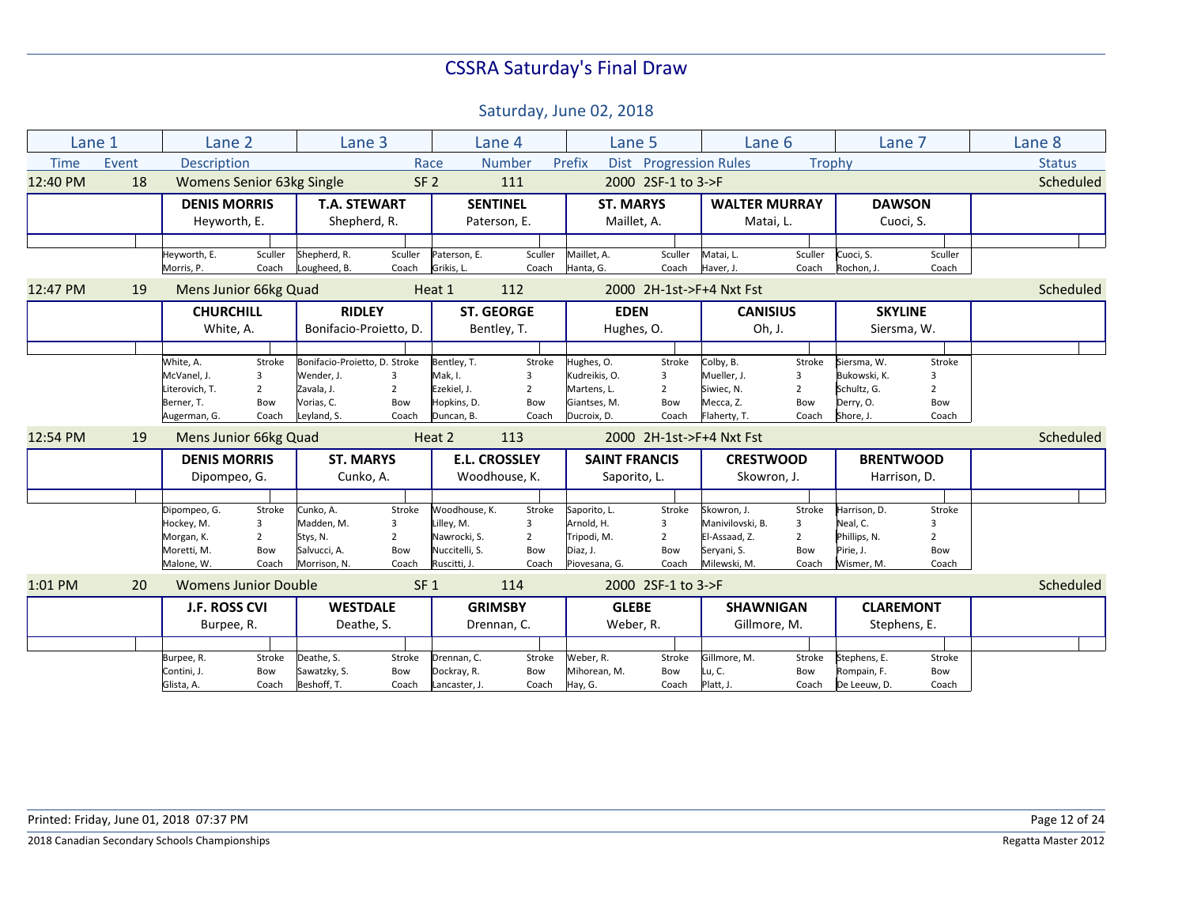# CSSRA Saturday's Final Draw

## Saturday, June 02, 2018

| Lane 1 | Lane 2 | Lane 3 | Lane 4 | Lane 5 | Lane 6 | Lane 7 | Lane 8 |
|---|---|---|---|---|---|---|---|
| Time / Event | Description | | Race / Number | Prefix / Dist / Progression Rules | | Trophy | Status |

### 12:40 PM — Event 18 — Womens Senior 63kg Single — SF 2 — Race 111 — 2000 — 2SF-1 to 3->F — Scheduled

| Lane 1 | Lane 2 | Lane 3 | Lane 4 | Lane 5 | Lane 6 | Lane 7 | Lane 8 |
|---|---|---|---|---|---|---|---|
| | **DENIS MORRIS** | **T.A. STEWART** | **SENTINEL** | **ST. MARYS** | **WALTER MURRAY** | **DAWSON** | |
| | Heyworth, E. | Shepherd, R. | Paterson, E. | Maillet, A. | Matai, L. | Cuoci, S. | |
| | Heyworth, E. Sculler | Shepherd, R. Sculler | Paterson, E. Sculler | Maillet, A. Sculler | Matai, L. Sculler | Cuoci, S. Sculler | |
| | Morris, P. Coach | Lougheed, B. Coach | Grikis, L. Coach | Hanta, G. Coach | Haver, J. Coach | Rochon, J. Coach | |

### 12:47 PM — Event 19 — Mens Junior 66kg Quad — Heat 1 — Race 112 — 2000 — 2H-1st->F+4 Nxt Fst — Scheduled

| Lane 1 | Lane 2 | Lane 3 | Lane 4 | Lane 5 | Lane 6 | Lane 7 | Lane 8 |
|---|---|---|---|---|---|---|---|
| | **CHURCHILL** | **RIDLEY** | **ST. GEORGE** | **EDEN** | **CANISIUS** | **SKYLINE** | |
| | White, A. | Bonifacio-Proietto, D. | Bentley, T. | Hughes, O. | Oh, J. | Siersma, W. | |
| | White, A. Stroke | Bonifacio-Proietto, D. Stroke | Bentley, T. Stroke | Hughes, O. Stroke | Colby, B. Stroke | Siersma, W. Stroke | |
| | McVanel, J. 3 | Wender, J. 3 | Mak, I. 3 | Kudreikis, O. 3 | Mueller, J. 3 | Bukowski, K. 3 | |
| | Literovich, T. 2 | Zavala, J. 2 | Ezekiel, J. 2 | Martens, L. 2 | Siwiec, N. 2 | Schultz, G. 2 | |
| | Berner, T. Bow | Vorias, C. Bow | Hopkins, D. Bow | Giantses, M. Bow | Mecca, Z. Bow | Derry, O. Bow | |
| | Augerman, G. Coach | Leyland, S. Coach | Duncan, B. Coach | Ducroix, D. Coach | Flaherty, T. Coach | Shore, J. Coach | |

### 12:54 PM — Event 19 — Mens Junior 66kg Quad — Heat 2 — Race 113 — 2000 — 2H-1st->F+4 Nxt Fst — Scheduled

| Lane 1 | Lane 2 | Lane 3 | Lane 4 | Lane 5 | Lane 6 | Lane 7 | Lane 8 |
|---|---|---|---|---|---|---|---|
| | **DENIS MORRIS** | **ST. MARYS** | **E.L. CROSSLEY** | **SAINT FRANCIS** | **CRESTWOOD** | **BRENTWOOD** | |
| | Dipompeo, G. | Cunko, A. | Woodhouse, K. | Saporito, L. | Skowron, J. | Harrison, D. | |
| | Dipompeo, G. Stroke | Cunko, A. Stroke | Woodhouse, K. Stroke | Saporito, L. Stroke | Skowron, J. Stroke | Harrison, D. Stroke | |
| | Hockey, M. 3 | Madden, M. 3 | Lilley, M. 3 | Arnold, H. 3 | Manivilovski, B. 3 | Neal, C. 3 | |
| | Morgan, K. 2 | Stys, N. 2 | Nawrocki, S. 2 | Tripodi, M. 2 | El-Assaad, Z. 2 | Phillips, N. 2 | |
| | Moretti, M. Bow | Salvucci, A. Bow | Nuccitelli, S. Bow | Diaz, J. Bow | Seryani, S. Bow | Pirie, J. Bow | |
| | Malone, W. Coach | Morrison, N. Coach | Ruscitti, J. Coach | Piovesana, G. Coach | Milewski, M. Coach | Wismer, M. Coach | |

### 1:01 PM — Event 20 — Womens Junior Double — SF 1 — Race 114 — 2000 — 2SF-1 to 3->F — Scheduled

| Lane 1 | Lane 2 | Lane 3 | Lane 4 | Lane 5 | Lane 6 | Lane 7 | Lane 8 |
|---|---|---|---|---|---|---|---|
| | **J.F. ROSS CVI** | **WESTDALE** | **GRIMSBY** | **GLEBE** | **SHAWNIGAN** | **CLAREMONT** | |
| | Burpee, R. | Deathe, S. | Drennan, C. | Weber, R. | Gillmore, M. | Stephens, E. | |
| | Burpee, R. Stroke | Deathe, S. Stroke | Drennan, C. Stroke | Weber, R. Stroke | Gillmore, M. Stroke | Stephens, E. Stroke | |
| | Contini, J. Bow | Sawatzky, S. Bow | Dockray, R. Bow | Mihorean, M. Bow | Lu, C. Bow | Rompain, F. Bow | |
| | Glista, A. Coach | Beshoff, T. Coach | Lancaster, J. Coach | Hay, G. Coach | Platt, J. Coach | De Leeuw, D. Coach | |

Printed: Friday, June 01, 2018 07:37 PM

2018 Canadian Secondary Schools Championships — Regatta Master 2012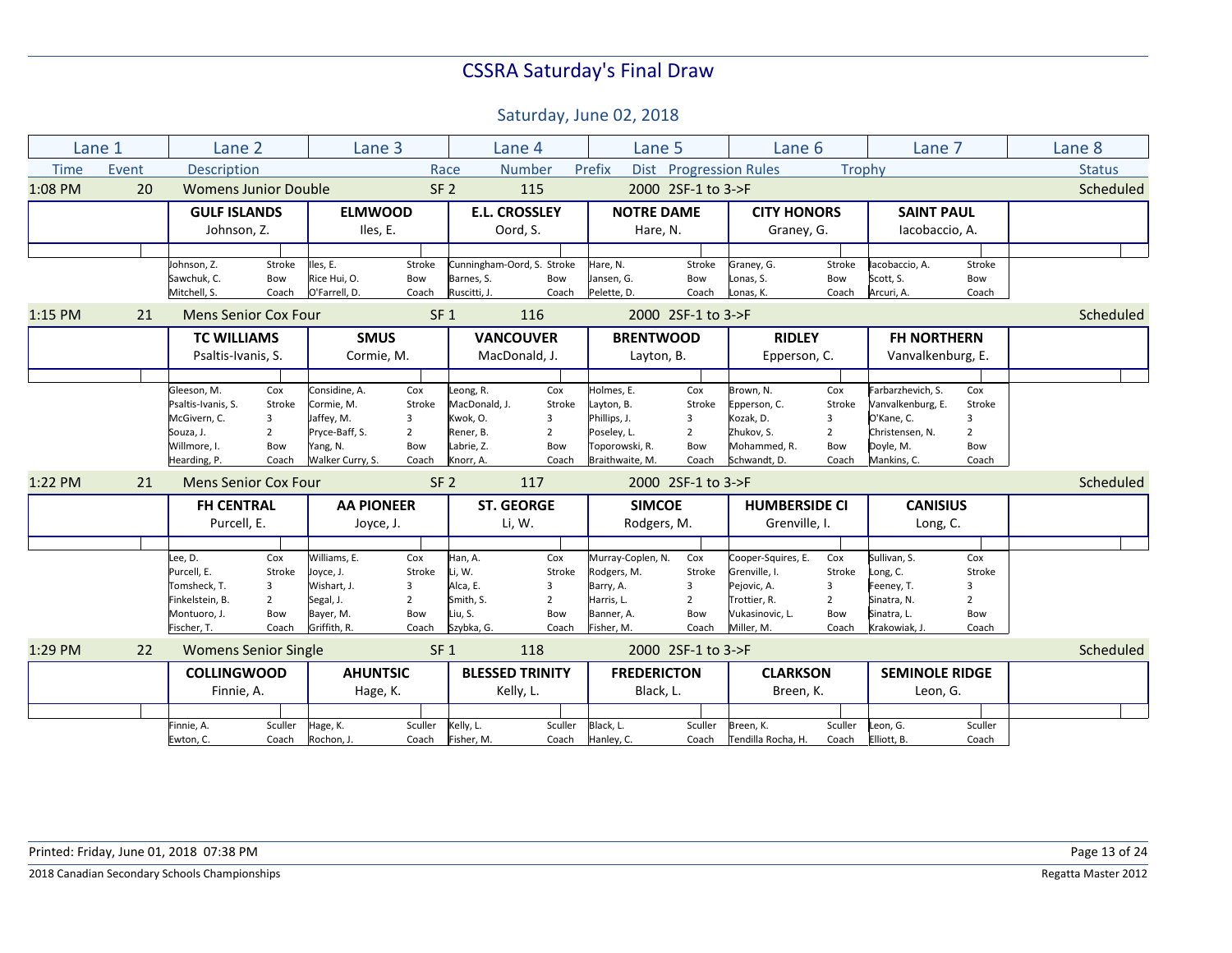# CSSRA Saturday's Final Draw

## Saturday, June 02, 2018

| Lane 1 | Lane 2 | Lane 3 | Lane 4 | Lane 5 | Lane 6 | Lane 7 | Lane 8 |
|---|---|---|---|---|---|---|---|
| Time / Event | Description | Race | Number | Prefix / Dist | Progression Rules | Trophy | Status |

### 1:08 PM — Event 20 — Womens Junior Double — SF 2 — Race 115 — 2000 — 2SF-1 to 3->F — Scheduled

| Lane 1 | Lane 2 | Lane 3 | Lane 4 | Lane 5 | Lane 6 | Lane 7 | Lane 8 |
|---|---|---|---|---|---|---|---|
| | **GULF ISLANDS** Johnson, Z. | **ELMWOOD** Iles, E. | **E.L. CROSSLEY** Oord, S. | **NOTRE DAME** Hare, N. | **CITY HONORS** Graney, G. | **SAINT PAUL** Iacobaccio, A. | |
| | Johnson, Z. — Stroke | Iles, E. — Stroke | Cunningham-Oord, S. — Stroke | Hare, N. — Stroke | Graney, G. — Stroke | Iacobaccio, A. — Stroke | |
| | Sawchuk, C. — Bow | Rice Hui, O. — Bow | Barnes, S. — Bow | Jansen, G. — Bow | Lonas, S. — Bow | Scott, S. — Bow | |
| | Mitchell, S. — Coach | O'Farrell, D. — Coach | Ruscitti, J. — Coach | Pelette, D. — Coach | Lonas, K. — Coach | Arcuri, A. — Coach | |

### 1:15 PM — Event 21 — Mens Senior Cox Four — SF 1 — Race 116 — 2000 — 2SF-1 to 3->F — Scheduled

| Lane 1 | Lane 2 | Lane 3 | Lane 4 | Lane 5 | Lane 6 | Lane 7 | Lane 8 |
|---|---|---|---|---|---|---|---|
| | **TC WILLIAMS** Psaltis-Ivanis, S. | **SMUS** Cormie, M. | **VANCOUVER** MacDonald, J. | **BRENTWOOD** Layton, B. | **RIDLEY** Epperson, C. | **FH NORTHERN** Vanvalkenburg, E. | |
| | Gleeson, M. — Cox | Considine, A. — Cox | Leong, R. — Cox | Holmes, E. — Cox | Brown, N. — Cox | Farbarzhevich, S. — Cox | |
| | Psaltis-Ivanis, S. — Stroke | Cormie, M. — Stroke | MacDonald, J. — Stroke | Layton, B. — Stroke | Epperson, C. — Stroke | Vanvalkenburg, E. — Stroke | |
| | McGivern, C. — 3 | Jaffey, M. — 3 | Kwok, O. — 3 | Phillips, J. — 3 | Kozak, D. — 3 | O'Kane, C. — 3 | |
| | Souza, J. — 2 | Pryce-Baff, S. — 2 | Rener, B. — 2 | Poseley, L. — 2 | Zhukov, S. — 2 | Christensen, N. — 2 | |
| | Willmore, I. — Bow | Yang, N. — Bow | Labrie, Z. — Bow | Toporowski, R. — Bow | Mohammed, R. — Bow | Doyle, M. — Bow | |
| | Hearding, P. — Coach | Walker Curry, S. — Coach | Knorr, A. — Coach | Braithwaite, M. — Coach | Schwandt, D. — Coach | Mankins, C. — Coach | |

### 1:22 PM — Event 21 — Mens Senior Cox Four — SF 2 — Race 117 — 2000 — 2SF-1 to 3->F — Scheduled

| Lane 1 | Lane 2 | Lane 3 | Lane 4 | Lane 5 | Lane 6 | Lane 7 | Lane 8 |
|---|---|---|---|---|---|---|---|
| | **FH CENTRAL** Purcell, E. | **AA PIONEER** Joyce, J. | **ST. GEORGE** Li, W. | **SIMCOE** Rodgers, M. | **HUMBERSIDE CI** Grenville, I. | **CANISIUS** Long, C. | |
| | Lee, D. — Cox | Williams, E. — Cox | Han, A. — Cox | Murray-Coplen, N. — Cox | Cooper-Squires, E. — Cox | Sullivan, S. — Cox | |
| | Purcell, E. — Stroke | Joyce, J. — Stroke | Li, W. — Stroke | Rodgers, M. — Stroke | Grenville, I. — Stroke | Long, C. — Stroke | |
| | Tomsheck, T. — 3 | Wishart, J. — 3 | Alca, E. — 3 | Barry, A. — 3 | Pejovic, A. — 3 | Feeney, T. — 3 | |
| | Finkelstein, B. — 2 | Segal, J. — 2 | Smith, S. — 2 | Harris, L. — 2 | Trottier, R. — 2 | Sinatra, N. — 2 | |
| | Montuoro, J. — Bow | Bayer, M. — Bow | Liu, S. — Bow | Banner, A. — Bow | Vukasinovic, L. — Bow | Sinatra, L. — Bow | |
| | Fischer, T. — Coach | Griffith, R. — Coach | Szybka, G. — Coach | Fisher, M. — Coach | Miller, M. — Coach | Krakowiak, J. — Coach | |

### 1:29 PM — Event 22 — Womens Senior Single — SF 1 — Race 118 — 2000 — 2SF-1 to 3->F — Scheduled

| Lane 1 | Lane 2 | Lane 3 | Lane 4 | Lane 5 | Lane 6 | Lane 7 | Lane 8 |
|---|---|---|---|---|---|---|---|
| | **COLLINGWOOD** Finnie, A. | **AHUNTSIC** Hage, K. | **BLESSED TRINITY** Kelly, L. | **FREDERICTON** Black, L. | **CLARKSON** Breen, K. | **SEMINOLE RIDGE** Leon, G. | |
| | Finnie, A. — Sculler | Hage, K. — Sculler | Kelly, L. — Sculler | Black, L. — Sculler | Breen, K. — Sculler | Leon, G. — Sculler | |
| | Ewton, C. — Coach | Rochon, J. — Coach | Fisher, M. — Coach | Hanley, C. — Coach | Tendilla Rocha, H. — Coach | Elliott, B. — Coach | |

Printed: Friday, June 01, 2018 07:38 PM

2018 Canadian Secondary Schools Championships — Regatta Master 2012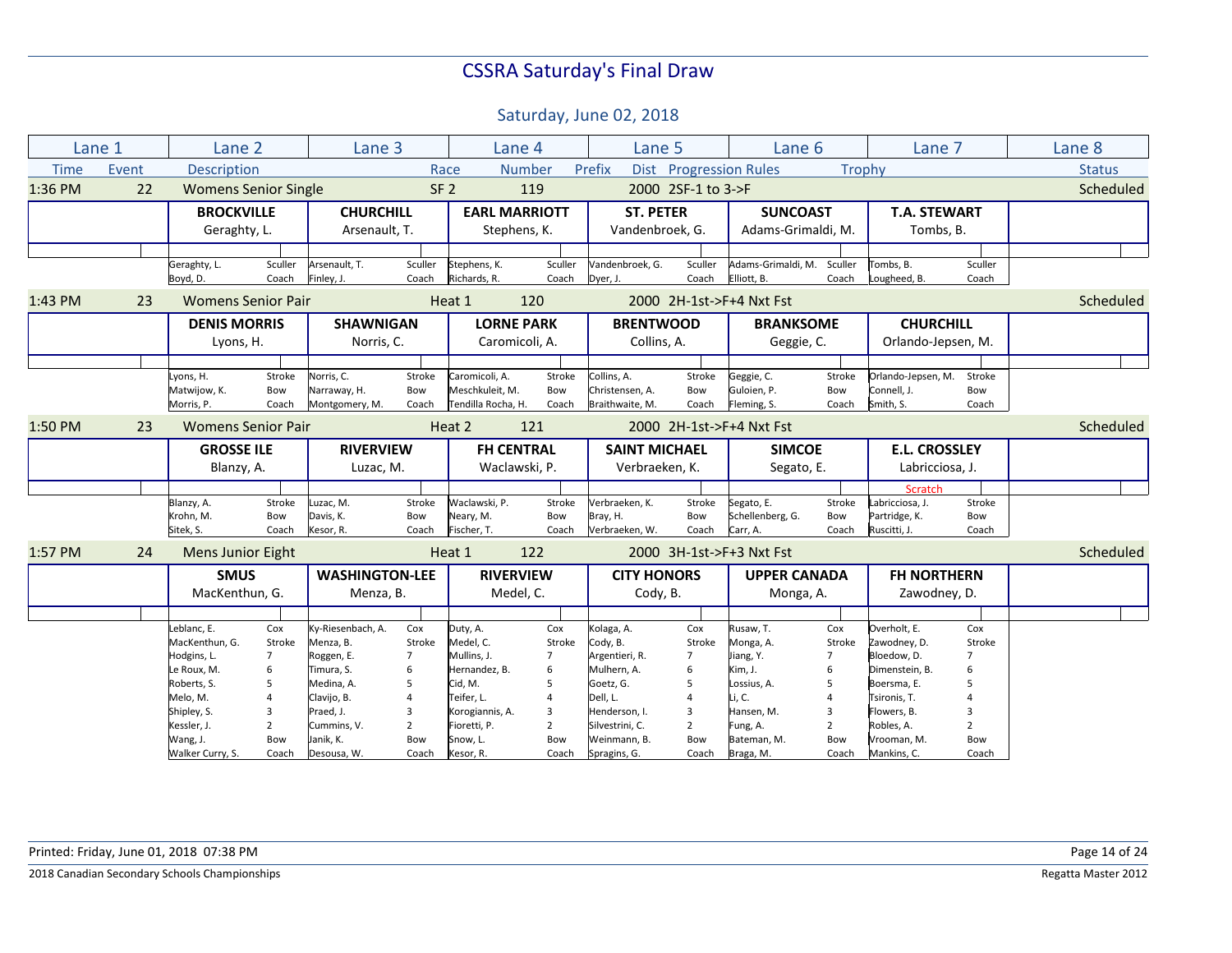# CSSRA Saturday's Final Draw

## Saturday, June 02, 2018

| Time | Event | Description | Race | Number | Prefix | Dist | Progression Rules | Trophy | Status |
|---|---|---|---|---|---|---|---|---|---|
| 1:36 PM | 22 | Womens Senior Single | SF 2 | 119 | | 2000 | 2SF-1 to 3->F | | Scheduled |

| Lane 1 | Lane 2 | Lane 3 | Lane 4 | Lane 5 | Lane 6 | Lane 7 | Lane 8 |
|---|---|---|---|---|---|---|---|
| | **BROCKVILLE** Geraghty, L. | **CHURCHILL** Arsenault, T. | **EARL MARRIOTT** Stephens, K. | **ST. PETER** Vandenbroek, G. | **SUNCOAST** Adams-Grimaldi, M. | **T.A. STEWART** Tombs, B. | |
| | Geraghty, L. Sculler | Arsenault, T. Sculler | Stephens, K. Sculler | Vandenbroek, G. Sculler | Adams-Grimaldi, M. Sculler | Tombs, B. Sculler | |
| | Boyd, D. Coach | Finley, J. Coach | Richards, R. Coach | Dyer, J. Coach | Elliott, B. Coach | Lougheed, B. Coach | |

| Time | Event | Description | Race | Number | Prefix | Dist | Progression Rules | Trophy | Status |
|---|---|---|---|---|---|---|---|---|---|
| 1:43 PM | 23 | Womens Senior Pair | Heat 1 | 120 | | 2000 | 2H-1st->F+4 Nxt Fst | | Scheduled |

| Lane 1 | Lane 2 | Lane 3 | Lane 4 | Lane 5 | Lane 6 | Lane 7 | Lane 8 |
|---|---|---|---|---|---|---|---|
| | **DENIS MORRIS** Lyons, H. | **SHAWNIGAN** Norris, C. | **LORNE PARK** Caromicoli, A. | **BRENTWOOD** Collins, A. | **BRANKSOME** Geggie, C. | **CHURCHILL** Orlando-Jepsen, M. | |
| | Lyons, H. Stroke | Norris, C. Stroke | Caromicoli, A. Stroke | Collins, A. Stroke | Geggie, C. Stroke | Orlando-Jepsen, M. Stroke | |
| | Matwijow, K. Bow | Narraway, H. Bow | Meschkuleit, M. Bow | Christensen, A. Bow | Guloien, P. Bow | Connell, J. Bow | |
| | Morris, P. Coach | Montgomery, M. Coach | Tendilla Rocha, H. Coach | Braithwaite, M. Coach | Fleming, S. Coach | Smith, S. Coach | |

| Time | Event | Description | Race | Number | Prefix | Dist | Progression Rules | Trophy | Status |
|---|---|---|---|---|---|---|---|---|---|
| 1:50 PM | 23 | Womens Senior Pair | Heat 2 | 121 | | 2000 | 2H-1st->F+4 Nxt Fst | | Scheduled |

| Lane 1 | Lane 2 | Lane 3 | Lane 4 | Lane 5 | Lane 6 | Lane 7 | Lane 8 |
|---|---|---|---|---|---|---|---|
| | **GROSSE ILE** Blanzy, A. | **RIVERVIEW** Luzac, M. | **FH CENTRAL** Waclawski, P. | **SAINT MICHAEL** Verbraeken, K. | **SIMCOE** Segato, E. | **E.L. CROSSLEY** Labricciosa, J. Scratch | |
| | Blanzy, A. Stroke | Luzac, M. Stroke | Waclawski, P. Stroke | Verbraeken, K. Stroke | Segato, E. Stroke | Labricciosa, J. Stroke | |
| | Krohn, M. Bow | Davis, K. Bow | Neary, M. Bow | Bray, H. Bow | Schellenberg, G. Bow | Partridge, K. Bow | |
| | Sitek, S. Coach | Kesor, R. Coach | Fischer, T. Coach | Verbraeken, W. Coach | Carr, A. Coach | Ruscitti, J. Coach | |

| Time | Event | Description | Race | Number | Prefix | Dist | Progression Rules | Trophy | Status |
|---|---|---|---|---|---|---|---|---|---|
| 1:57 PM | 24 | Mens Junior Eight | Heat 1 | 122 | | 2000 | 3H-1st->F+3 Nxt Fst | | Scheduled |

| Lane 1 | Lane 2 | Lane 3 | Lane 4 | Lane 5 | Lane 6 | Lane 7 | Lane 8 |
|---|---|---|---|---|---|---|---|
| | **SMUS** MacKenthun, G. | **WASHINGTON-LEE** Menza, B. | **RIVERVIEW** Medel, C. | **CITY HONORS** Cody, B. | **UPPER CANADA** Monga, A. | **FH NORTHERN** Zawodney, D. | |
| | Leblanc, E. Cox | Ky-Riesenbach, A. Cox | Duty, A. Cox | Kolaga, A. Cox | Rusaw, T. Cox | Overholt, E. Cox | |
| | MacKenthun, G. Stroke | Menza, B. Stroke | Medel, C. Stroke | Cody, B. Stroke | Monga, A. Stroke | Zawodney, D. Stroke | |
| | Hodgins, L. 7 | Roggen, E. 7 | Mullins, J. 7 | Argentieri, R. 7 | Jiang, Y. 7 | Bloedow, D. 7 | |
| | Le Roux, M. 6 | Timura, S. 6 | Hernandez, B. 6 | Mulhern, A. 6 | Kim, J. 6 | Dimenstein, B. 6 | |
| | Roberts, S. 5 | Medina, A. 5 | Cid, M. 5 | Goetz, G. 5 | Lossius, A. 5 | Boersma, E. 5 | |
| | Melo, M. 4 | Clavijo, B. 4 | Teifer, L. 4 | Dell, L. 4 | Li, C. 4 | Tsironis, T. 4 | |
| | Shipley, S. 3 | Praed, J. 3 | Korogiannis, A. 3 | Henderson, I. 3 | Hansen, M. 3 | Flowers, B. 3 | |
| | Kessler, J. 2 | Cummins, V. 2 | Fioretti, P. 2 | Silvestrini, C. 2 | Fung, A. 2 | Robles, A. 2 | |
| | Wang, J. Bow | Janik, K. Bow | Snow, L. Bow | Weinmann, B. Bow | Bateman, M. Bow | Vrooman, M. Bow | |
| | Walker Curry, S. Coach | Desousa, W. Coach | Kesor, R. Coach | Spragins, G. Coach | Braga, M. Coach | Mankins, C. Coach | |

Printed: Friday, June 01, 2018 07:38 PM

2018 Canadian Secondary Schools Championships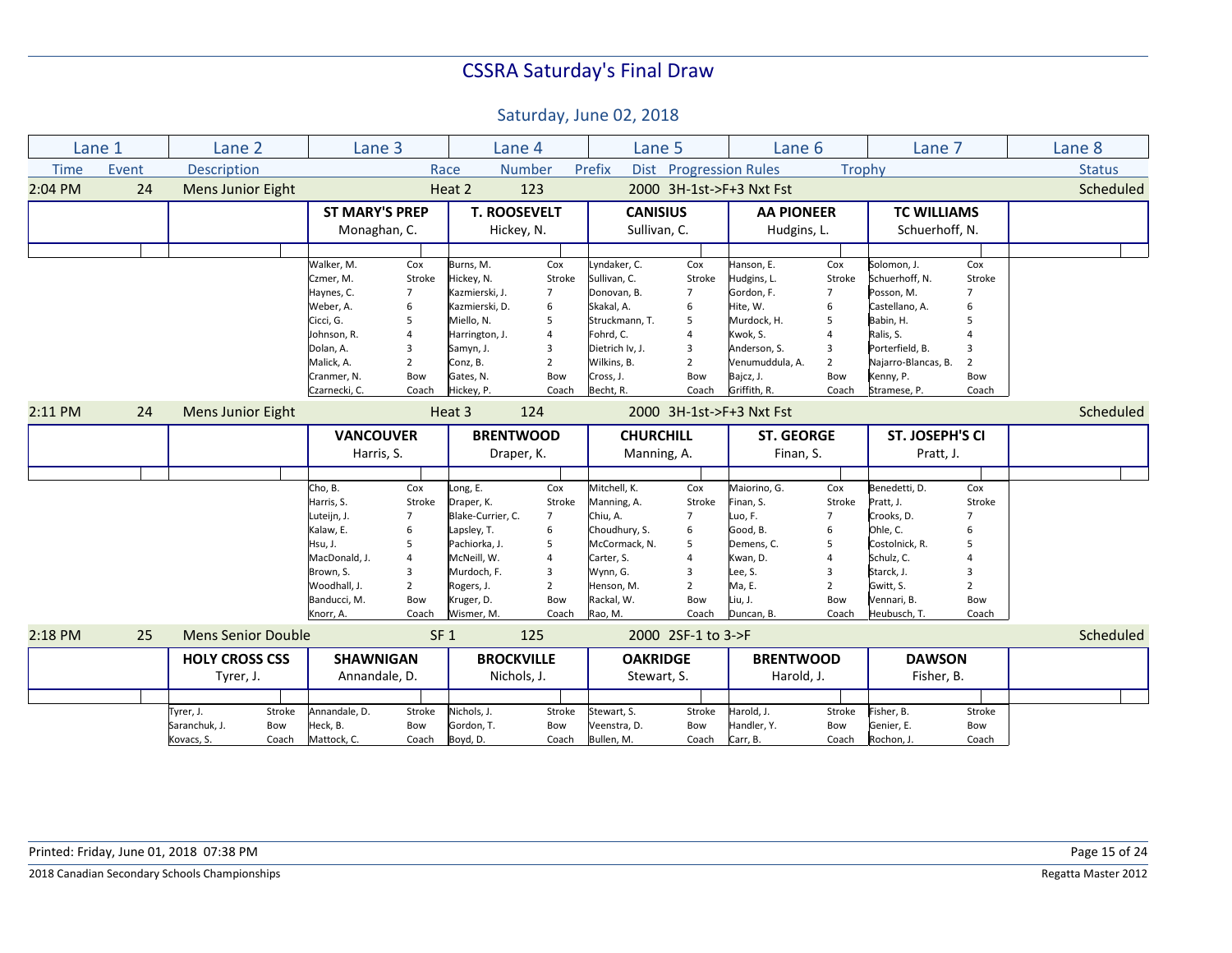# CSSRA Saturday's Final Draw

## Saturday, June 02, 2018

| Lane 1 | Lane 2 | Lane 3 | Lane 4 | Lane 5 | Lane 6 | Lane 7 | Lane 8 |
|---|---|---|---|---|---|---|---|
| Time / Event | Description | Race | Number / Prefix | Dist / Progression Rules | | Trophy | Status |

### 2:04 PM — Event 24 — Mens Junior Eight — Heat 2 — 123 — 2000 — 3H-1st->F+3 Nxt Fst — Scheduled

| Lane 1 | Lane 2 | Lane 3 | Lane 4 | Lane 5 | Lane 6 | Lane 7 | Lane 8 |
|---|---|---|---|---|---|---|---|
| | | **ST MARY'S PREP** Monaghan, C. | **T. ROOSEVELT** Hickey, N. | **CANISIUS** Sullivan, C. | **AA PIONEER** Hudgins, L. | **TC WILLIAMS** Schuerhoff, N. | |
| | | Walker, M. — Cox | Burns, M. — Cox | Lyndaker, C. — Cox | Hanson, E. — Cox | Solomon, J. — Cox | |
| | | Czmer, M. — Stroke | Hickey, N. — Stroke | Sullivan, C. — Stroke | Hudgins, L. — Stroke | Schuerhoff, N. — Stroke | |
| | | Haynes, C. — 7 | Kazmierski, J. — 7 | Donovan, B. — 7 | Gordon, F. — 7 | Posson, M. — 7 | |
| | | Weber, A. — 6 | Kazmierski, D. — 6 | Skakal, A. — 6 | Hite, W. — 6 | Castellano, A. — 6 | |
| | | Cicci, G. — 5 | Miello, N. — 5 | Struckmann, T. — 5 | Murdock, H. — 5 | Babin, H. — 5 | |
| | | Johnson, R. — 4 | Harrington, J. — 4 | Fohrd, C. — 4 | Kwok, S. — 4 | Ralis, S. — 4 | |
| | | Dolan, A. — 3 | Samyn, J. — 3 | Dietrich Iv, J. — 3 | Anderson, S. — 3 | Porterfield, B. — 3 | |
| | | Malick, A. — 2 | Conz, B. — 2 | Wilkins, B. — 2 | Venumuddula, A. — 2 | Najarro-Blancas, B. — 2 | |
| | | Cranmer, N. — Bow | Gates, N. — Bow | Cross, J. — Bow | Bajcz, J. — Bow | Kenny, P. — Bow | |
| | | Czarnecki, C. — Coach | Hickey, P. — Coach | Becht, R. — Coach | Griffith, R. — Coach | Stramese, P. — Coach | |

### 2:11 PM — Event 24 — Mens Junior Eight — Heat 3 — 124 — 2000 — 3H-1st->F+3 Nxt Fst — Scheduled

| Lane 1 | Lane 2 | Lane 3 | Lane 4 | Lane 5 | Lane 6 | Lane 7 | Lane 8 |
|---|---|---|---|---|---|---|---|
| | | **VANCOUVER** Harris, S. | **BRENTWOOD** Draper, K. | **CHURCHILL** Manning, A. | **ST. GEORGE** Finan, S. | **ST. JOSEPH'S CI** Pratt, J. | |
| | | Cho, B. — Cox | Long, E. — Cox | Mitchell, K. — Cox | Maiorino, G. — Cox | Benedetti, D. — Cox | |
| | | Harris, S. — Stroke | Draper, K. — Stroke | Manning, A. — Stroke | Finan, S. — Stroke | Pratt, J. — Stroke | |
| | | Luteijn, J. — 7 | Blake-Currier, C. — 7 | Chiu, A. — 7 | Luo, F. — 7 | Crooks, D. — 7 | |
| | | Kalaw, E. — 6 | Lapsley, T. — 6 | Choudhury, S. — 6 | Good, B. — 6 | Ohle, C. — 6 | |
| | | Hsu, J. — 5 | Pachiorka, J. — 5 | McCormack, N. — 5 | Demens, C. — 5 | Costolnick, R. — 5 | |
| | | MacDonald, J. — 4 | McNeill, W. — 4 | Carter, S. — 4 | Kwan, D. — 4 | Schulz, C. — 4 | |
| | | Brown, S. — 3 | Murdoch, F. — 3 | Wynn, G. — 3 | Lee, S. — 3 | Starck, J. — 3 | |
| | | Woodhall, J. — 2 | Rogers, J. — 2 | Henson, M. — 2 | Ma, E. — 2 | Gwitt, S. — 2 | |
| | | Banducci, M. — Bow | Kruger, D. — Bow | Rackal, W. — Bow | Liu, J. — Bow | Vennari, B. — Bow | |
| | | Knorr, A. — Coach | Wismer, M. — Coach | Rao, M. — Coach | Duncan, B. — Coach | Heubusch, T. — Coach | |

### 2:18 PM — Event 25 — Mens Senior Double — SF 1 — 125 — 2000 — 2SF-1 to 3->F — Scheduled

| Lane 1 | Lane 2 | Lane 3 | Lane 4 | Lane 5 | Lane 6 | Lane 7 | Lane 8 |
|---|---|---|---|---|---|---|---|
| | **HOLY CROSS CSS** Tyrer, J. | **SHAWNIGAN** Annandale, D. | **BROCKVILLE** Nichols, J. | **OAKRIDGE** Stewart, S. | **BRENTWOOD** Harold, J. | **DAWSON** Fisher, B. | |
| | Tyrer, J. — Stroke | Annandale, D. — Stroke | Nichols, J. — Stroke | Stewart, S. — Stroke | Harold, J. — Stroke | Fisher, B. — Stroke | |
| | Saranchuk, J. — Bow | Heck, B. — Bow | Gordon, T. — Bow | Veenstra, D. — Bow | Handler, Y. — Bow | Genier, E. — Bow | |
| | Kovacs, S. — Coach | Mattock, C. — Coach | Boyd, D. — Coach | Bullen, M. — Coach | Carr, B. — Coach | Rochon, J. — Coach | |

Printed: Friday, June 01, 2018 07:38 PM

2018 Canadian Secondary Schools Championships — Regatta Master 2012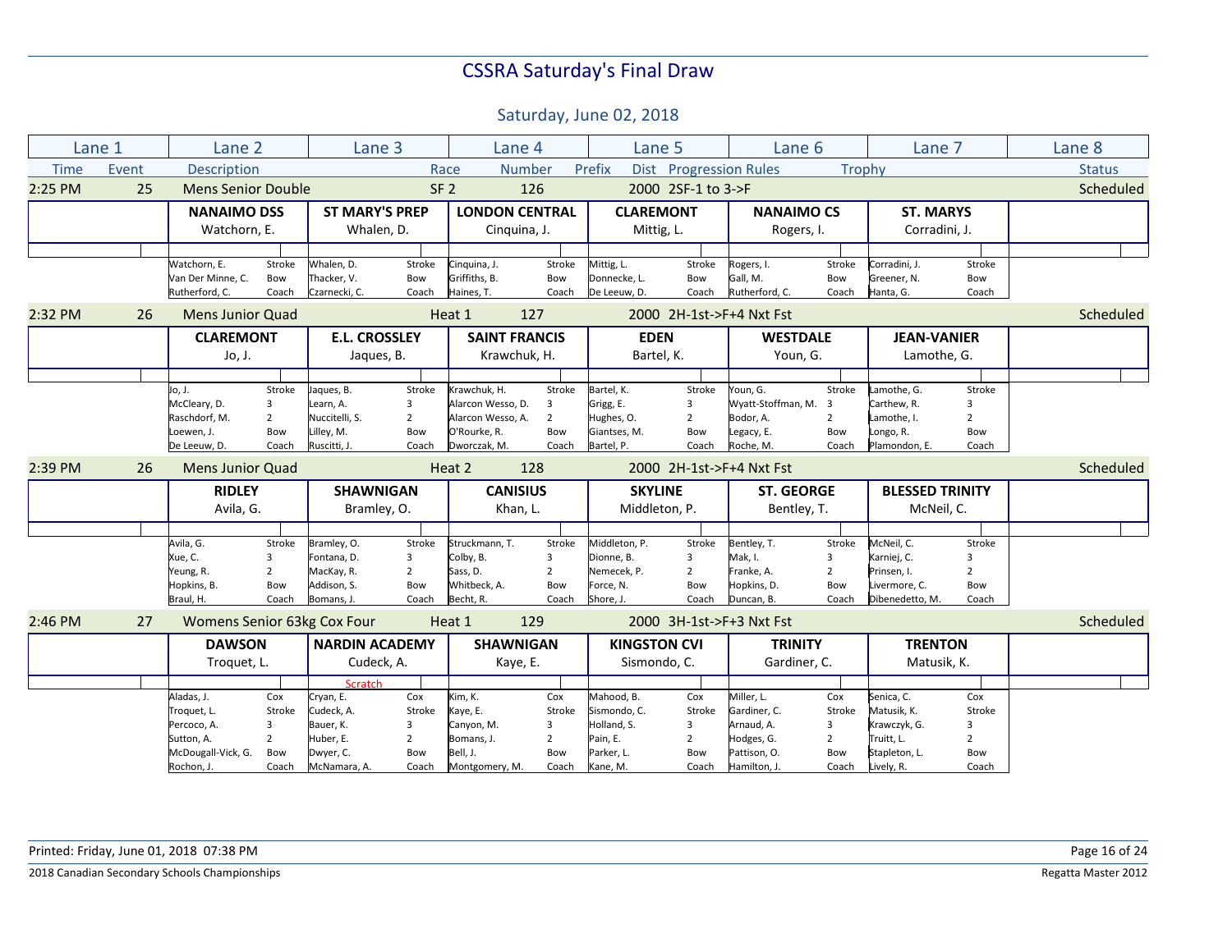# CSSRA Saturday's Final Draw

## Saturday, June 02, 2018

| Lane 1 | Lane 2 | Lane 3 | Lane 4 | Lane 5 | Lane 6 | Lane 7 | Lane 8 |
|---|---|---|---|---|---|---|---|

| Time | Event | Description | Race | Number | Prefix | Dist | Progression Rules | Trophy | Status |
|---|---|---|---|---|---|---|---|---|---|
| 2:25 PM | 25 | Mens Senior Double | SF 2 | 126 | | 2000 | 2SF-1 to 3->F | | Scheduled |

| Lane 1 | Lane 2 | Lane 3 | Lane 4 | Lane 5 | Lane 6 | Lane 7 | Lane 8 |
|---|---|---|---|---|---|---|---|
| | **NANAIMO DSS** Watchorn, E. | **ST MARY'S PREP** Whalen, D. | **LONDON CENTRAL** Cinquina, J. | **CLAREMONT** Mittig, L. | **NANAIMO CS** Rogers, I. | **ST. MARYS** Corradini, J. | |
| | Watchorn, E. Stroke | Whalen, D. Stroke | Cinquina, J. Stroke | Mittig, L. Stroke | Rogers, I. Stroke | Corradini, J. Stroke | |
| | Van Der Minne, C. Bow | Thacker, V. Bow | Griffiths, B. Bow | Donnecke, L. Bow | Gall, M. Bow | Greener, N. Bow | |
| | Rutherford, C. Coach | Czarnecki, C. Coach | Haines, T. Coach | De Leeuw, D. Coach | Rutherford, C. Coach | Hanta, G. Coach | |

| Time | Event | Description | Race | Number | Prefix | Dist | Progression Rules | Trophy | Status |
|---|---|---|---|---|---|---|---|---|---|
| 2:32 PM | 26 | Mens Junior Quad | Heat 1 | 127 | | 2000 | 2H-1st->F+4 Nxt Fst | | Scheduled |

| Lane 1 | Lane 2 | Lane 3 | Lane 4 | Lane 5 | Lane 6 | Lane 7 | Lane 8 |
|---|---|---|---|---|---|---|---|
| | **CLAREMONT** Jo, J. | **E.L. CROSSLEY** Jaques, B. | **SAINT FRANCIS** Krawchuk, H. | **EDEN** Bartel, K. | **WESTDALE** Youn, G. | **JEAN-VANIER** Lamothe, G. | |
| | Jo, J. Stroke | Jaques, B. Stroke | Krawchuk, H. Stroke | Bartel, K. Stroke | Youn, G. Stroke | Lamothe, G. Stroke | |
| | McCleary, D. 3 | Learn, A. 3 | Alarcon Wesso, D. 3 | Grigg, E. 3 | Wyatt-Stoffman, M. 3 | Carthew, R. 3 | |
| | Raschdorf, M. 2 | Nuccitelli, S. 2 | Alarcon Wesso, A. 2 | Hughes, O. 2 | Bodor, A. 2 | Lamothe, I. 2 | |
| | Loewen, J. Bow | Lilley, M. Bow | O'Rourke, R. Bow | Giantses, M. Bow | Legacy, E. Bow | Longo, R. Bow | |
| | De Leeuw, D. Coach | Ruscitti, J. Coach | Dworczak, M. Coach | Bartel, P. Coach | Roche, M. Coach | Plamondon, E. Coach | |

| Time | Event | Description | Race | Number | Prefix | Dist | Progression Rules | Trophy | Status |
|---|---|---|---|---|---|---|---|---|---|
| 2:39 PM | 26 | Mens Junior Quad | Heat 2 | 128 | | 2000 | 2H-1st->F+4 Nxt Fst | | Scheduled |

| Lane 1 | Lane 2 | Lane 3 | Lane 4 | Lane 5 | Lane 6 | Lane 7 | Lane 8 |
|---|---|---|---|---|---|---|---|
| | **RIDLEY** Avila, G. | **SHAWNIGAN** Bramley, O. | **CANISIUS** Khan, L. | **SKYLINE** Middleton, P. | **ST. GEORGE** Bentley, T. | **BLESSED TRINITY** McNeil, C. | |
| | Avila, G. Stroke | Bramley, O. Stroke | Struckmann, T. Stroke | Middleton, P. Stroke | Bentley, T. Stroke | McNeil, C. Stroke | |
| | Xue, C. 3 | Fontana, D. 3 | Colby, B. 3 | Dionne, B. 3 | Mak, I. 3 | Karniej, C. 3 | |
| | Yeung, R. 2 | MacKay, R. 2 | Sass, D. 2 | Nemecek, P. 2 | Franke, A. 2 | Prinsen, I. 2 | |
| | Hopkins, B. Bow | Addison, S. Bow | Whitbeck, A. Bow | Force, N. Bow | Hopkins, D. Bow | Livermore, C. Bow | |
| | Braul, H. Coach | Bomans, J. Coach | Becht, R. Coach | Shore, J. Coach | Duncan, B. Coach | Dibenedetto, M. Coach | |

| Time | Event | Description | Race | Number | Prefix | Dist | Progression Rules | Trophy | Status |
|---|---|---|---|---|---|---|---|---|---|
| 2:46 PM | 27 | Womens Senior 63kg Cox Four | Heat 1 | 129 | | 2000 | 3H-1st->F+3 Nxt Fst | | Scheduled |

| Lane 1 | Lane 2 | Lane 3 | Lane 4 | Lane 5 | Lane 6 | Lane 7 | Lane 8 |
|---|---|---|---|---|---|---|---|
| | **DAWSON** Troquet, L. | **NARDIN ACADEMY** Cudeck, A. | **SHAWNIGAN** Kaye, E. | **KINGSTON CVI** Sismondo, C. | **TRINITY** Gardiner, C. | **TRENTON** Matusik, K. | |
| | | Scratch | | | | | |
| | Aladas, J. Cox | Cryan, E. Cox | Kim, K. Cox | Mahood, B. Cox | Miller, L. Cox | Senica, C. Cox | |
| | Troquet, L. Stroke | Cudeck, A. Stroke | Kaye, E. Stroke | Sismondo, C. Stroke | Gardiner, C. Stroke | Matusik, K. Stroke | |
| | Percoco, A. 3 | Bauer, K. 3 | Canyon, M. 3 | Holland, S. 3 | Arnaud, A. 3 | Krawczyk, G. 3 | |
| | Sutton, A. 2 | Huber, E. 2 | Bomans, J. 2 | Pain, E. 2 | Hodges, G. 2 | Truitt, L. 2 | |
| | McDougall-Vick, G. Bow | Dwyer, C. Bow | Bell, J. Bow | Parker, L. Bow | Pattison, O. Bow | Stapleton, L. Bow | |
| | Rochon, J. Coach | McNamara, A. Coach | Montgomery, M. Coach | Kane, M. Coach | Hamilton, J. Coach | Lively, R. Coach | |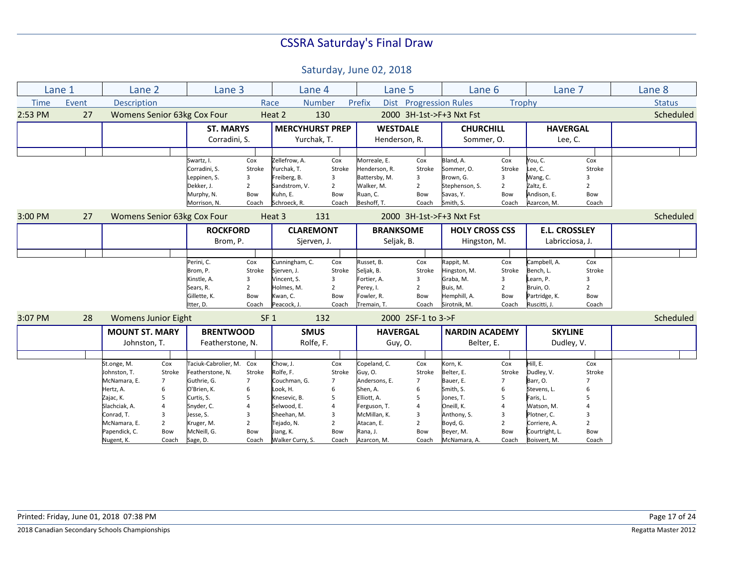# CSSRA Saturday's Final Draw

## Saturday, June 02, 2018

| Lane 1 | Lane 2 | Lane 3 | Lane 4 | Lane 5 | Lane 6 | Lane 7 | Lane 8 |
|---|---|---|---|---|---|---|---|

Time | Event | Description | Race | Number | Prefix | Dist | Progression Rules | Trophy | Status

### 2:53 PM — 27 — Womens Senior 63kg Cox Four — Heat 2 — 130 — 2000 — 3H-1st->F+3 Nxt Fst — Scheduled

| Lane 1 | Lane 2 | Lane 3 | Lane 4 | Lane 5 | Lane 6 | Lane 7 | Lane 8 |
|---|---|---|---|---|---|---|---|
| | | **ST. MARYS** Corradini, S. | **MERCYHURST PREP** Yurchak, T. | **WESTDALE** Henderson, R. | **CHURCHILL** Sommer, O. | **HAVERGAL** Lee, C. | |
| | | Swartz, I. — Cox | Zellefrow, A. — Cox | Morreale, E. — Cox | Bland, A. — Cox | You, C. — Cox | |
| | | Corradini, S. — Stroke | Yurchak, T. — Stroke | Henderson, R. — Stroke | Sommer, O. — Stroke | Lee, C. — Stroke | |
| | | Leppinen, S. — 3 | Freiberg, B. — 3 | Battersby, M. — 3 | Brown, G. — 3 | Wang, C. — 3 | |
| | | Dekker, J. — 2 | Sandstrom, V. — 2 | Walker, M. — 2 | Stephenson, S. — 2 | Zaltz, E. — 2 | |
| | | Murphy, N. — Bow | Kuhn, E. — Bow | Ruan, C. — Bow | Savas, Y. — Bow | Andison, E. — Bow | |
| | | Morrison, N. — Coach | Schroeck, R. — Coach | Beshoff, T. — Coach | Smith, S. — Coach | Azarcon, M. — Coach | |

### 3:00 PM — 27 — Womens Senior 63kg Cox Four — Heat 3 — 131 — 2000 — 3H-1st->F+3 Nxt Fst — Scheduled

| Lane 1 | Lane 2 | Lane 3 | Lane 4 | Lane 5 | Lane 6 | Lane 7 | Lane 8 |
|---|---|---|---|---|---|---|---|
| | | **ROCKFORD** Brom, P. | **CLAREMONT** Sjerven, J. | **BRANKSOME** Seljak, B. | **HOLY CROSS CSS** Hingston, M. | **E.L. CROSSLEY** Labricciosa, J. | |
| | | Perini, C. — Cox | Cunningham, C. — Cox | Russet, B. — Cox | Rappit, M. — Cox | Campbell, A. — Cox | |
| | | Brom, P. — Stroke | Sjerven, J. — Stroke | Seljak, B. — Stroke | Hingston, M. — Stroke | Bench, L. — Stroke | |
| | | Kinstle, A. — 3 | Vincent, S. — 3 | Fortier, A. — 3 | Graba, M. — 3 | Learn, P. — 3 | |
| | | Sears, R. — 2 | Holmes, M. — 2 | Perey, I. — 2 | Buis, M. — 2 | Bruin, O. — 2 | |
| | | Gillette, K. — Bow | Kwan, C. — Bow | Fowler, R. — Bow | Hemphill, A. — Bow | Partridge, K. — Bow | |
| | | Itter, D. — Coach | Peacock, J. — Coach | Tremain, T. — Coach | Sirotnik, M. — Coach | Ruscitti, J. — Coach | |

### 3:07 PM — 28 — Womens Junior Eight — SF 1 — 132 — 2000 — 2SF-1 to 3->F — Scheduled

| Lane 1 | Lane 2 | Lane 3 | Lane 4 | Lane 5 | Lane 6 | Lane 7 | Lane 8 |
|---|---|---|---|---|---|---|---|
| | **MOUNT ST. MARY** Johnston, T. | **BRENTWOOD** Featherstone, N. | **SMUS** Rolfe, F. | **HAVERGAL** Guy, O. | **NARDIN ACADEMY** Belter, E. | **SKYLINE** Dudley, V. | |
| | St.onge, M. — Cox | Taciuk-Cabrolier, M. — Cox | Chow, J. — Cox | Copeland, C. — Cox | Korn, K. — Cox | Hill, E. — Cox | |
| | Johnston, T. — Stroke | Featherstone, N. — Stroke | Rolfe, F. — Stroke | Guy, O. — Stroke | Belter, E. — Stroke | Dudley, V. — Stroke | |
| | McNamara, E. — 7 | Guthrie, G. — 7 | Couchman, G. — 7 | Andersons, E. — 7 | Bauer, E. — 7 | Barr, O. — 7 | |
| | Hertz, A. — 6 | O'Brien, K. — 6 | Look, H. — 6 | Shen, A. — 6 | Smith, S. — 6 | Stevens, L. — 6 | |
| | Zajac, K. — 5 | Curtis, S. — 5 | Knesevic, B. — 5 | Elliott, A. — 5 | Jones, T. — 5 | Faris, L. — 5 | |
| | Slachciak, A. — 4 | Snyder, C. — 4 | Selwood, E. — 4 | Ferguson, T. — 4 | Oneill, K. — 4 | Watson, M. — 4 | |
| | Conrad, T. — 3 | Jesse, S. — 3 | Sheehan, M. — 3 | McMillan, K. — 3 | Anthony, S. — 3 | Plotner, C. — 3 | |
| | McNamara, E. — 2 | Kruger, M. — 2 | Tejado, N. — 2 | Atacan, E. — 2 | Boyd, G. — 2 | Corriere, A. — 2 | |
| | Papendick, C. — Bow | McNeill, G. — Bow | Jiang, K. — Bow | Rana, J. — Bow | Beyer, M. — Bow | Courtright, L. — Bow | |
| | Nugent, K. — Coach | Sage, D. — Coach | Walker Curry, S. — Coach | Azarcon, M. — Coach | McNamara, A. — Coach | Boisvert, M. — Coach | |

Printed: Friday, June 01, 2018 07:38 PM

2018 Canadian Secondary Schools Championships — Regatta Master 2012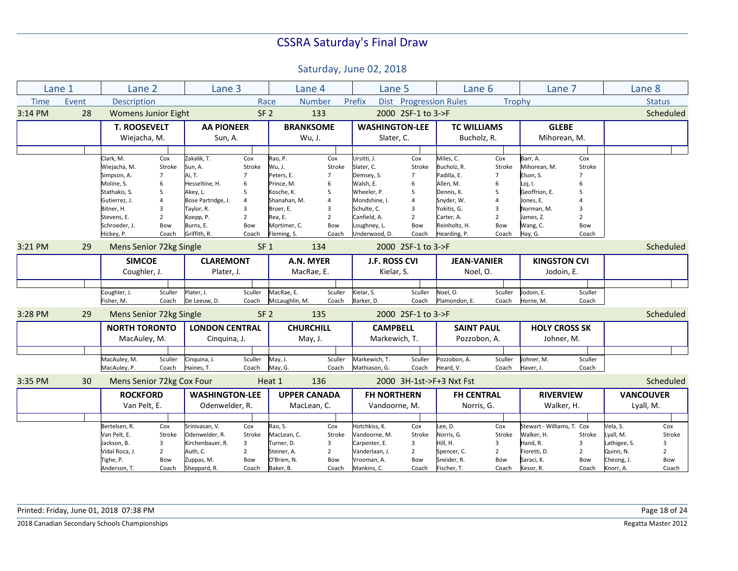# CSSRA Saturday's Final Draw

## Saturday, June 02, 2018

| Lane 1 | Lane 2 | Lane 3 | Lane 4 | Lane 5 | Lane 6 | Lane 7 | Lane 8 |
|---|---|---|---|---|---|---|---|
| Time / Event | Description | Race | Number | Prefix / Dist | Progression Rules | Trophy | Status |

### 3:14 PM — Event 28 — Womens Junior Eight — SF 2 — 133 — 2000 — 2SF-1 to 3->F — Scheduled

| Lane 1 | Lane 2 | Lane 3 | Lane 4 | Lane 5 | Lane 6 | Lane 7 | Lane 8 |
|---|---|---|---|---|---|---|---|
| | **T. ROOSEVELT** | **AA PIONEER** | **BRANKSOME** | **WASHINGTON-LEE** | **TC WILLIAMS** | **GLEBE** | |
| | Wiejacha, M. | Sun, A. | Wu, J. | Slater, C. | Bucholz, R. | Mihorean, M. | |
| | Clark, M. Cox | Zakalik, T. Cox | Rao, P. Cox | Ursitti, J. Cox | Miles, C. Cox | Barr, A. Cox | |
| | Wiejacha, M. Stroke | Sun, A. Stroke | Wu, J. Stroke | Slater, C. Stroke | Bucholz, R. Stroke | Mihorean, M. Stroke | |
| | Simpson, A. 7 | Ai, T. 7 | Peters, E. 7 | Demsey, S. 7 | Padilla, E. 7 | Elson, S. 7 | |
| | Moline, S. 6 | Hesseltine, H. 6 | Prince, M. 6 | Walsh, E. 6 | Allen, M. 6 | Loj, I. 6 | |
| | Stathakis, S. 5 | Akey, L. 5 | Kosche, K. 5 | Wheeler, P. 5 | Dennis, K. 5 | Geoffrion, E. 5 | |
| | Gutierrez, J. 4 | Bose Partridge, J. 4 | Shanahan, M. 4 | Mondshine, I. 4 | Snyder, W. 4 | Jones, E. 4 | |
| | Bitner, H. 3 | Taylor, R. 3 | Broer, E. 3 | Schulte, C. 3 | Yokitis, G. 3 | Norman, M. 3 | |
| | Stevens, E. 2 | Koepp, P. 2 | Rea, E. 2 | Canfield, A. 2 | Carter, A. 2 | James, Z. 2 | |
| | Schroeder, J. Bow | Burns, E. Bow | Mortimer, C. Bow | Loughney, L. Bow | Reinholtz, H. Bow | Wang, C. Bow | |
| | Hickey, P. Coach | Griffith, R. Coach | Fleming, S. Coach | Underwood, D. Coach | Hearding, P. Coach | Hay, G. Coach | |

### 3:21 PM — Event 29 — Mens Senior 72kg Single — SF 1 — 134 — 2000 — 2SF-1 to 3->F — Scheduled

| Lane 1 | Lane 2 | Lane 3 | Lane 4 | Lane 5 | Lane 6 | Lane 7 | Lane 8 |
|---|---|---|---|---|---|---|---|
| | **SIMCOE** | **CLAREMONT** | **A.N. MYER** | **J.F. ROSS CVI** | **JEAN-VANIER** | **KINGSTON CVI** | |
| | Coughler, J. | Plater, J. | MacRae, E. | Kielar, S. | Noel, O. | Jodoin, E. | |
| | Coughler, J. Sculler | Plater, J. Sculler | MacRae, E. Sculler | Kielar, S. Sculler | Noel, O. Sculler | Jodoin, E. Sculler | |
| | Fisher, M. Coach | De Leeuw, D. Coach | McLaughlin, M. Coach | Barker, D. Coach | Plamondon, E. Coach | Horne, M. Coach | |

### 3:28 PM — Event 29 — Mens Senior 72kg Single — SF 2 — 135 — 2000 — 2SF-1 to 3->F — Scheduled

| Lane 1 | Lane 2 | Lane 3 | Lane 4 | Lane 5 | Lane 6 | Lane 7 | Lane 8 |
|---|---|---|---|---|---|---|---|
| | **NORTH TORONTO** | **LONDON CENTRAL** | **CHURCHILL** | **CAMPBELL** | **SAINT PAUL** | **HOLY CROSS SK** | |
| | MacAuley, M. | Cinquina, J. | May, J. | Markewich, T. | Pozzobon, A. | Johner, M. | |
| | MacAuley, M. Sculler | Cinquina, J. Sculler | May, J. Sculler | Markewich, T. Sculler | Pozzobon, A. Sculler | Johner, M. Sculler | |
| | MacAuley, P. Coach | Haines, T. Coach | May, G. Coach | Mathiason, G. Coach | Heard, V. Coach | Haver, J. Coach | |

### 3:35 PM — Event 30 — Mens Senior 72kg Cox Four — Heat 1 — 136 — 2000 — 3H-1st->F+3 Nxt Fst — Scheduled

| Lane 1 | Lane 2 | Lane 3 | Lane 4 | Lane 5 | Lane 6 | Lane 7 | Lane 8 |
|---|---|---|---|---|---|---|---|
| | **ROCKFORD** | **WASHINGTON-LEE** | **UPPER CANADA** | **FH NORTHERN** | **FH CENTRAL** | **RIVERVIEW** | **VANCOUVER** |
| | Van Pelt, E. | Odenwelder, R. | MacLean, C. | Vandoorne, M. | Norris, G. | Walker, H. | Lyall, M. |
| | Bertelsen, R. Cox | Srinivasan, V. Cox | Rao, S. Cox | Hotchkiss, K. Cox | Lee, D. Cox | Stewart - Williams, T. Cox | Vela, S. Cox |
| | Van Pelt, E. Stroke | Odenwelder, R. Stroke | MacLean, C. Stroke | Vandoorne, M. Stroke | Norris, G. Stroke | Walker, H. Stroke | Lyall, M. Stroke |
| | Jackson, B. 3 | Kirchenbauer, R. 3 | Turner, D. 3 | Carpenter, E. 3 | Hill, H. 3 | Hand, R. 3 | Lathigee, S. 3 |
| | Vidal Roca, J. 2 | Auth, C. 2 | Steiner, A. 2 | Vanderlaan, J. 2 | Spencer, C. 2 | Fioretti, D. 2 | Quinn, N. 2 |
| | Tighe, P. Bow | Zuppas, M. Bow | O'Brien, N. Bow | Vrooman, A. Bow | Sneider, R. Bow | Saraci, K. Bow | Cheong, J. Bow |
| | Anderson, T. Coach | Sheppard, R. Coach | Baker, B. Coach | Mankins, C. Coach | Fischer, T. Coach | Kesor, R. Coach | Knorr, A. Coach |

Printed: Friday, June 01, 2018 07:38 PM

2018 Canadian Secondary Schools Championships — Regatta Master 2012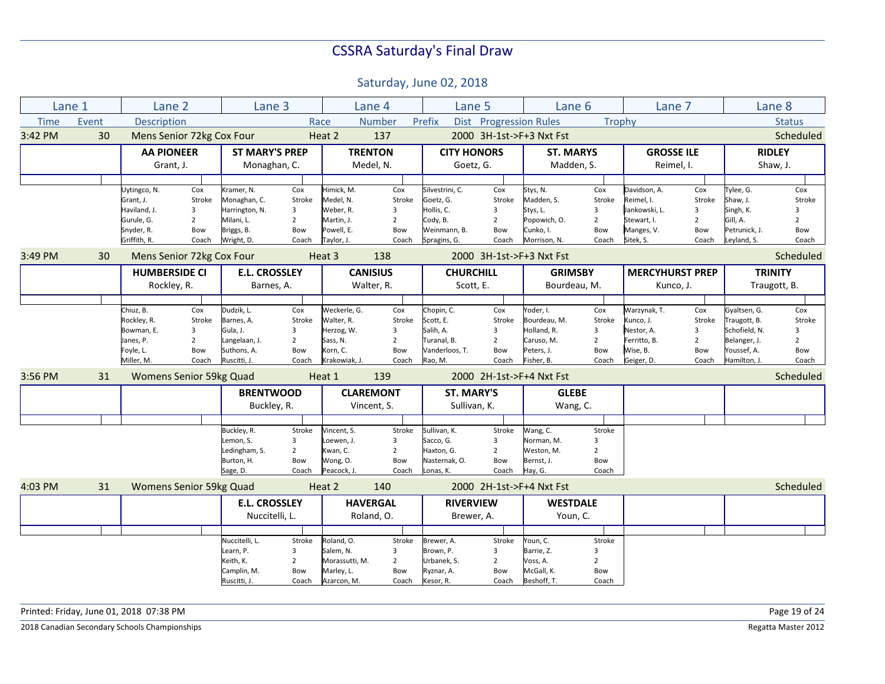# CSSRA Saturday's Final Draw

## Saturday, June 02, 2018

| Lane 1 | Lane 2 | Lane 3 | Lane 4 | Lane 5 | Lane 6 | Lane 7 | Lane 8 |
|---|---|---|---|---|---|---|---|
| Time / Event | Description | Race | Number / Prefix | Dist / Progression Rules | | Trophy | Status |

### 3:42 PM — Event 30 — Mens Senior 72kg Cox Four — Heat 2 — 137 — 2000 3H-1st->F+3 Nxt Fst — Scheduled

| Lane 1 | Lane 2 | Lane 3 | Lane 4 | Lane 5 | Lane 6 | Lane 7 | Lane 8 |
|---|---|---|---|---|---|---|---|
| | **AA PIONEER** Grant, J. | **ST MARY'S PREP** Monaghan, C. | **TRENTON** Medel, N. | **CITY HONORS** Goetz, G. | **ST. MARYS** Madden, S. | **GROSSE ILE** Reimel, I. | **RIDLEY** Shaw, J. |
| | Uytingco, N. (Cox) | Kramer, N. (Cox) | Himick, M. (Cox) | Silvestrini, C. (Cox) | Stys, N. (Cox) | Davidson, A. (Cox) | Tylee, G. (Cox) |
| | Grant, J. (Stroke) | Monaghan, C. (Stroke) | Medel, N. (Stroke) | Goetz, G. (Stroke) | Madden, S. (Stroke) | Reimel, I. (Stroke) | Shaw, J. (Stroke) |
| | Haviland, J. (3) | Harrington, N. (3) | Weber, R. (3) | Hollis, C. (3) | Stys, L. (3) | Jankowski, L. (3) | Singh, K. (3) |
| | Gurule, G. (2) | Milani, L. (2) | Martin, J. (2) | Cody, B. (2) | Popowich, O. (2) | Stewart, I. (2) | Gill, A. (2) |
| | Snyder, R. (Bow) | Briggs, B. (Bow) | Powell, E. (Bow) | Weinmann, B. (Bow) | Cunko, I. (Bow) | Manges, V. (Bow) | Petrunick, J. (Bow) |
| | Griffith, R. (Coach) | Wright, D. (Coach) | Taylor, J. (Coach) | Spragins, G. (Coach) | Morrison, N. (Coach) | Sitek, S. (Coach) | Leyland, S. (Coach) |

### 3:49 PM — Event 30 — Mens Senior 72kg Cox Four — Heat 3 — 138 — 2000 3H-1st->F+3 Nxt Fst — Scheduled

| Lane 1 | Lane 2 | Lane 3 | Lane 4 | Lane 5 | Lane 6 | Lane 7 | Lane 8 |
|---|---|---|---|---|---|---|---|
| | **HUMBERSIDE CI** Rockley, R. | **E.L. CROSSLEY** Barnes, A. | **CANISIUS** Walter, R. | **CHURCHILL** Scott, E. | **GRIMSBY** Bourdeau, M. | **MERCYHURST PREP** Kunco, J. | **TRINITY** Traugott, B. |
| | Chiuz, B. (Cox) | Dudzik, L. (Cox) | Weckerle, G. (Cox) | Chopin, C. (Cox) | Yoder, I. (Cox) | Warzynak, T. (Cox) | Gyaltsen, G. (Cox) |
| | Rockley, R. (Stroke) | Barnes, A. (Stroke) | Walter, R. (Stroke) | Scott, E. (Stroke) | Bourdeau, M. (Stroke) | Kunco, J. (Stroke) | Traugott, B. (Stroke) |
| | Bowman, E. (3) | Gula, J. (3) | Herzog, W. (3) | Salih, A. (3) | Holland, R. (3) | Nestor, A. (3) | Schofield, N. (3) |
| | Janes, P. (2) | Langelaan, J. (2) | Sass, N. (2) | Turanal, B. (2) | Caruso, M. (2) | Ferritto, B. (2) | Belanger, J. (2) |
| | Foyle, L. (Bow) | Suthons, A. (Bow) | Korn, C. (Bow) | Vanderloos, T. (Bow) | Peters, J. (Bow) | Wise, B. (Bow) | Youssef, A. (Bow) |
| | Miller, M. (Coach) | Ruscitti, J. (Coach) | Krakowiak, J. (Coach) | Rao, M. (Coach) | Fisher, B. (Coach) | Geiger, D. (Coach) | Hamilton, J. (Coach) |

### 3:56 PM — Event 31 — Womens Senior 59kg Quad — Heat 1 — 139 — 2000 2H-1st->F+4 Nxt Fst — Scheduled

| Lane 1 | Lane 2 | Lane 3 | Lane 4 | Lane 5 | Lane 6 | Lane 7 | Lane 8 |
|---|---|---|---|---|---|---|---|
| | | **BRENTWOOD** Buckley, R. | **CLAREMONT** Vincent, S. | **ST. MARY'S** Sullivan, K. | **GLEBE** Wang, C. | | |
| | | Buckley, R. (Stroke) | Vincent, S. (Stroke) | Sullivan, K. (Stroke) | Wang, C. (Stroke) | | |
| | | Lemon, S. (3) | Loewen, J. (3) | Sacco, G. (3) | Norman, M. (3) | | |
| | | Ledingham, S. (2) | Kwan, C. (2) | Haxton, G. (2) | Weston, M. (2) | | |
| | | Burton, H. (Bow) | Wong, O. (Bow) | Nasternak, O. (Bow) | Bernst, J. (Bow) | | |
| | | Sage, D. (Coach) | Peacock, J. (Coach) | Lonas, K. (Coach) | Hay, G. (Coach) | | |

### 4:03 PM — Event 31 — Womens Senior 59kg Quad — Heat 2 — 140 — 2000 2H-1st->F+4 Nxt Fst — Scheduled

| Lane 1 | Lane 2 | Lane 3 | Lane 4 | Lane 5 | Lane 6 | Lane 7 | Lane 8 |
|---|---|---|---|---|---|---|---|
| | | **E.L. CROSSLEY** Nuccitelli, L. | **HAVERGAL** Roland, O. | **RIVERVIEW** Brewer, A. | **WESTDALE** Youn, C. | | |
| | | Nuccitelli, L. (Stroke) | Roland, O. (Stroke) | Brewer, A. (Stroke) | Youn, C. (Stroke) | | |
| | | Learn, P. (3) | Salem, N. (3) | Brown, P. (3) | Barrie, Z. (3) | | |
| | | Keith, K. (2) | Morassutti, M. (2) | Urbanek, S. (2) | Voss, A. (2) | | |
| | | Camplin, M. (Bow) | Marley, L. (Bow) | Ryznar, A. (Bow) | McGall, K. (Bow) | | |
| | | Ruscitti, J. (Coach) | Azarcon, M. (Coach) | Kesor, R. (Coach) | Beshoff, T. (Coach) | | |

Printed: Friday, June 01, 2018 07:38 PM

2018 Canadian Secondary Schools Championships — Regatta Master 2012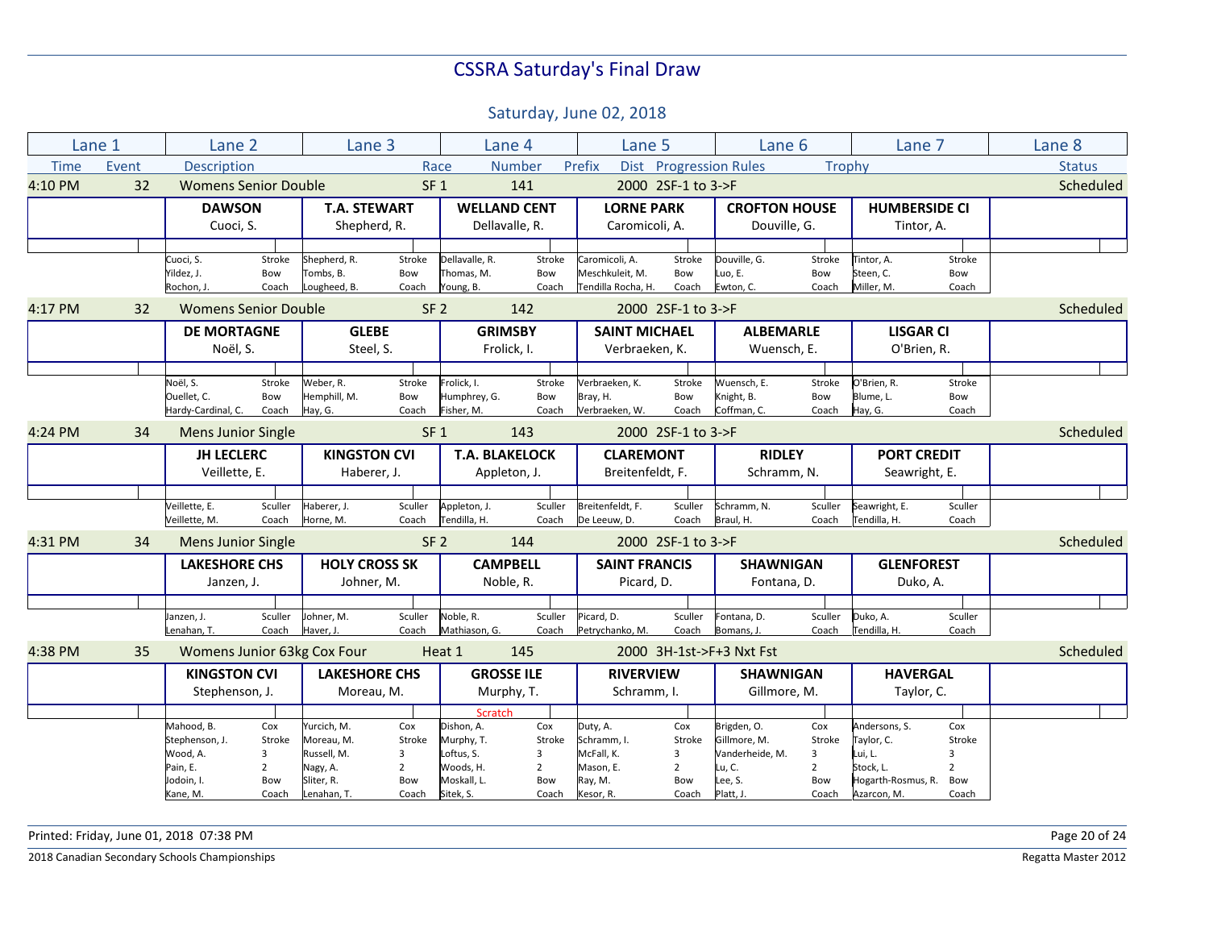# CSSRA Saturday's Final Draw

## Saturday, June 02, 2018

| Lane 1 | Lane 2 | Lane 3 | Lane 4 | Lane 5 | Lane 6 | Lane 7 | Lane 8 |
|---|---|---|---|---|---|---|---|
| Time / Event | Description | Race | Number / Prefix | Dist / Progression Rules | | Trophy | Status |

### 4:10 PM — Event 32 — Womens Senior Double — SF 1 — 141 — 2000 — 2SF-1 to 3->F — Scheduled

| Lane 1 | Lane 2 | Lane 3 | Lane 4 | Lane 5 | Lane 6 | Lane 7 | Lane 8 |
|---|---|---|---|---|---|---|---|
| | **DAWSON** Cuoci, S. | **T.A. STEWART** Shepherd, R. | **WELLAND CENT** Dellavalle, R. | **LORNE PARK** Caromicoli, A. | **CROFTON HOUSE** Douville, G. | **HUMBERSIDE CI** Tintor, A. | |
| | Cuoci, S. — Stroke | Shepherd, R. — Stroke | Dellavalle, R. — Stroke | Caromicoli, A. — Stroke | Douville, G. — Stroke | Tintor, A. — Stroke | |
| | Yildez, J. — Bow | Tombs, B. — Bow | Thomas, M. — Bow | Meschkuleit, M. — Bow | Luo, E. — Bow | Steen, C. — Bow | |
| | Rochon, J. — Coach | Lougheed, B. — Coach | Young, B. — Coach | Tendilla Rocha, H. — Coach | Ewton, C. — Coach | Miller, M. — Coach | |

### 4:17 PM — Event 32 — Womens Senior Double — SF 2 — 142 — 2000 — 2SF-1 to 3->F — Scheduled

| Lane 1 | Lane 2 | Lane 3 | Lane 4 | Lane 5 | Lane 6 | Lane 7 | Lane 8 |
|---|---|---|---|---|---|---|---|
| | **DE MORTAGNE** Noël, S. | **GLEBE** Steel, S. | **GRIMSBY** Frolick, I. | **SAINT MICHAEL** Verbraeken, K. | **ALBEMARLE** Wuensch, E. | **LISGAR CI** O'Brien, R. | |
| | Noël, S. — Stroke | Weber, R. — Stroke | Frolick, I. — Stroke | Verbraeken, K. — Stroke | Wuensch, E. — Stroke | O'Brien, R. — Stroke | |
| | Ouellet, C. — Bow | Hemphill, M. — Bow | Humphrey, G. — Bow | Bray, H. — Bow | Knight, B. — Bow | Blume, L. — Bow | |
| | Hardy-Cardinal, C. — Coach | Hay, G. — Coach | Fisher, M. — Coach | Verbraeken, W. — Coach | Coffman, C. — Coach | Hay, G. — Coach | |

### 4:24 PM — Event 34 — Mens Junior Single — SF 1 — 143 — 2000 — 2SF-1 to 3->F — Scheduled

| Lane 1 | Lane 2 | Lane 3 | Lane 4 | Lane 5 | Lane 6 | Lane 7 | Lane 8 |
|---|---|---|---|---|---|---|---|
| | **JH LECLERC** Veillette, E. | **KINGSTON CVI** Haberer, J. | **T.A. BLAKELOCK** Appleton, J. | **CLAREMONT** Breitenfeldt, F. | **RIDLEY** Schramm, N. | **PORT CREDIT** Seawright, E. | |
| | Veillette, E. — Sculler | Haberer, J. — Sculler | Appleton, J. — Sculler | Breitenfeldt, F. — Sculler | Schramm, N. — Sculler | Seawright, E. — Sculler | |
| | Veillette, M. — Coach | Horne, M. — Coach | Tendilla, H. — Coach | De Leeuw, D. — Coach | Braul, H. — Coach | Tendilla, H. — Coach | |

### 4:31 PM — Event 34 — Mens Junior Single — SF 2 — 144 — 2000 — 2SF-1 to 3->F — Scheduled

| Lane 1 | Lane 2 | Lane 3 | Lane 4 | Lane 5 | Lane 6 | Lane 7 | Lane 8 |
|---|---|---|---|---|---|---|---|
| | **LAKESHORE CHS** Janzen, J. | **HOLY CROSS SK** Johner, M. | **CAMPBELL** Noble, R. | **SAINT FRANCIS** Picard, D. | **SHAWNIGAN** Fontana, D. | **GLENFOREST** Duko, A. | |
| | Janzen, J. — Sculler | Johner, M. — Sculler | Noble, R. — Sculler | Picard, D. — Sculler | Fontana, D. — Sculler | Duko, A. — Sculler | |
| | Lenahan, T. — Coach | Haver, J. — Coach | Mathiason, G. — Coach | Petrychanko, M. — Coach | Bomans, J. — Coach | Tendilla, H. — Coach | |

### 4:38 PM — Event 35 — Womens Junior 63kg Cox Four — Heat 1 — 145 — 2000 — 3H-1st->F+3 Nxt Fst — Scheduled

| Lane 1 | Lane 2 | Lane 3 | Lane 4 | Lane 5 | Lane 6 | Lane 7 | Lane 8 |
|---|---|---|---|---|---|---|---|
| | **KINGSTON CVI** Stephenson, J. | **LAKESHORE CHS** Moreau, M. | **GROSSE ILE** Murphy, T. | **RIVERVIEW** Schramm, I. | **SHAWNIGAN** Gillmore, M. | **HAVERGAL** Taylor, C. | |
| | | | Scratch | | | | |
| | Mahood, B. — Cox | Yurcich, M. — Cox | Dishon, A. — Cox | Duty, A. — Cox | Brigden, O. — Cox | Andersons, S. — Cox | |
| | Stephenson, J. — Stroke | Moreau, M. — Stroke | Murphy, T. — Stroke | Schramm, I. — Stroke | Gillmore, M. — Stroke | Taylor, C. — Stroke | |
| | Wood, A. — 3 | Russell, M. — 3 | Loftus, S. — 3 | McFall, K. — 3 | Vanderheide, M. — 3 | Lui, L. — 3 | |
| | Pain, E. — 2 | Nagy, A. — 2 | Woods, H. — 2 | Mason, E. — 2 | Lu, C. — 2 | Stock, L. — 2 | |
| | Jodoin, I. — Bow | Sliter, R. — Bow | Moskall, L. — Bow | Ray, M. — Bow | Lee, S. — Bow | Hogarth-Rosmus, R. — Bow | |
| | Kane, M. — Coach | Lenahan, T. — Coach | Sitek, S. — Coach | Kesor, R. — Coach | Platt, J. — Coach | Azarcon, M. — Coach | |

Printed: Friday, June 01, 2018 07:38 PM

2018 Canadian Secondary Schools Championships — Regatta Master 2012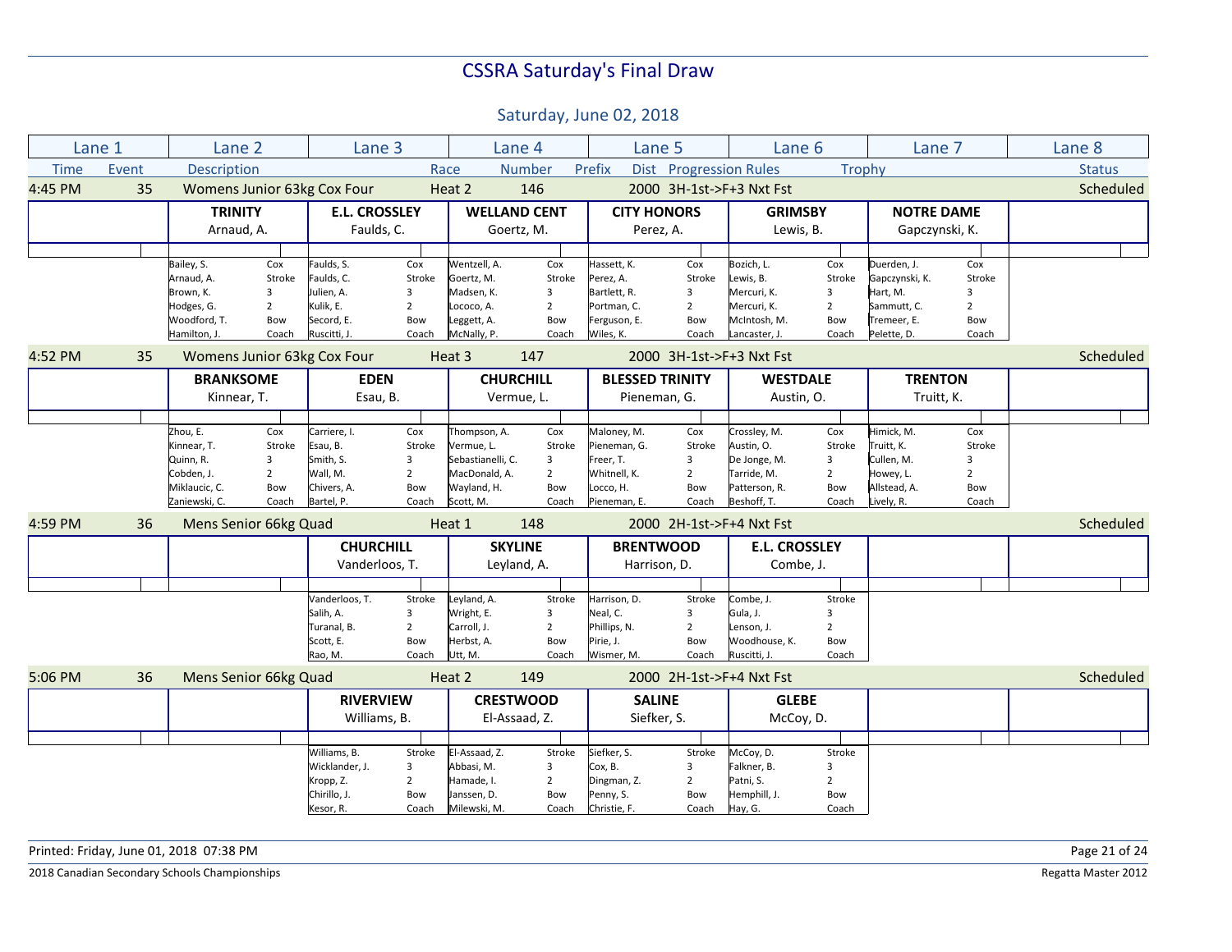# CSSRA Saturday's Final Draw

## Saturday, June 02, 2018

| Lane 1 | Lane 2 | Lane 3 | Lane 4 | Lane 5 | Lane 6 | Lane 7 | Lane 8 |
|---|---|---|---|---|---|---|---|

| Time | Event | Description | Race | Number | Prefix | Dist | Progression Rules | Trophy | Status |
|---|---|---|---|---|---|---|---|---|---|
| 4:45 PM | 35 | Womens Junior 63kg Cox Four | Heat 2 | 146 | | 2000 | 3H-1st->F+3 Nxt Fst | | Scheduled |

| Lane 1 | Lane 2 | Lane 3 | Lane 4 | Lane 5 | Lane 6 | Lane 7 | Lane 8 |
|---|---|---|---|---|---|---|---|
| | **TRINITY** Arnaud, A. | **E.L. CROSSLEY** Faulds, C. | **WELLAND CENT** Goertz, M. | **CITY HONORS** Perez, A. | **GRIMSBY** Lewis, B. | **NOTRE DAME** Gapczynski, K. | |
| | Bailey, S. — Cox | Faulds, S. — Cox | Wentzell, A. — Cox | Hassett, K. — Cox | Bozich, L. — Cox | Duerden, J. — Cox | |
| | Arnaud, A. — Stroke | Faulds, C. — Stroke | Goertz, M. — Stroke | Perez, A. — Stroke | Lewis, B. — Stroke | Gapczynski, K. — Stroke | |
| | Brown, K. — 3 | Julien, A. — 3 | Madsen, K. — 3 | Bartlett, R. — 3 | Mercuri, K. — 3 | Hart, M. — 3 | |
| | Hodges, G. — 2 | Kulik, E. — 2 | Lococo, A. — 2 | Portman, C. — 2 | Mercuri, K. — 2 | Sammutt, C. — 2 | |
| | Woodford, T. — Bow | Secord, E. — Bow | Leggett, A. — Bow | Ferguson, E. — Bow | McIntosh, M. — Bow | Tremeer, E. — Bow | |
| | Hamilton, J. — Coach | Ruscitti, J. — Coach | McNally, P. — Coach | Wiles, K. — Coach | Lancaster, J. — Coach | Pelette, D. — Coach | |

| Time | Event | Description | Race | Number | Dist | Progression Rules | Status |
|---|---|---|---|---|---|---|---|
| 4:52 PM | 35 | Womens Junior 63kg Cox Four | Heat 3 | 147 | 2000 | 3H-1st->F+3 Nxt Fst | Scheduled |

| Lane 1 | Lane 2 | Lane 3 | Lane 4 | Lane 5 | Lane 6 | Lane 7 | Lane 8 |
|---|---|---|---|---|---|---|---|
| | **BRANKSOME** Kinnear, T. | **EDEN** Esau, B. | **CHURCHILL** Vermue, L. | **BLESSED TRINITY** Pieneman, G. | **WESTDALE** Austin, O. | **TRENTON** Truitt, K. | |
| | Zhou, E. — Cox | Carriere, I. — Cox | Thompson, A. — Cox | Maloney, M. — Cox | Crossley, M. — Cox | Himick, M. — Cox | |
| | Kinnear, T. — Stroke | Esau, B. — Stroke | Vermue, L. — Stroke | Pieneman, G. — Stroke | Austin, O. — Stroke | Truitt, K. — Stroke | |
| | Quinn, R. — 3 | Smith, S. — 3 | Sebastianelli, C. — 3 | Freer, T. — 3 | De Jonge, M. — 3 | Cullen, M. — 3 | |
| | Cobden, J. — 2 | Wall, M. — 2 | MacDonald, A. — 2 | Whitnell, K. — 2 | Tarride, M. — 2 | Howey, L. — 2 | |
| | Miklaucic, C. — Bow | Chivers, A. — Bow | Wayland, H. — Bow | Locco, H. — Bow | Patterson, R. — Bow | Allstead, A. — Bow | |
| | Zaniewski, C. — Coach | Bartel, P. — Coach | Scott, M. — Coach | Pieneman, E. — Coach | Beshoff, T. — Coach | Lively, R. — Coach | |

| Time | Event | Description | Race | Number | Dist | Progression Rules | Status |
|---|---|---|---|---|---|---|---|
| 4:59 PM | 36 | Mens Senior 66kg Quad | Heat 1 | 148 | 2000 | 2H-1st->F+4 Nxt Fst | Scheduled |

| Lane 1 | Lane 2 | Lane 3 | Lane 4 | Lane 5 | Lane 6 | Lane 7 | Lane 8 |
|---|---|---|---|---|---|---|---|
| | | **CHURCHILL** Vanderloos, T. | **SKYLINE** Leyland, A. | **BRENTWOOD** Harrison, D. | **E.L. CROSSLEY** Combe, J. | | |
| | | Vanderloos, T. — Stroke | Leyland, A. — Stroke | Harrison, D. — Stroke | Combe, J. — Stroke | | |
| | | Salih, A. — 3 | Wright, E. — 3 | Neal, C. — 3 | Gula, J. — 3 | | |
| | | Turanal, B. — 2 | Carroll, J. — 2 | Phillips, N. — 2 | Lenson, J. — 2 | | |
| | | Scott, E. — Bow | Herbst, A. — Bow | Pirie, J. — Bow | Woodhouse, K. — Bow | | |
| | | Rao, M. — Coach | Utt, M. — Coach | Wismer, M. — Coach | Ruscitti, J. — Coach | | |

| Time | Event | Description | Race | Number | Dist | Progression Rules | Status |
|---|---|---|---|---|---|---|---|
| 5:06 PM | 36 | Mens Senior 66kg Quad | Heat 2 | 149 | 2000 | 2H-1st->F+4 Nxt Fst | Scheduled |

| Lane 1 | Lane 2 | Lane 3 | Lane 4 | Lane 5 | Lane 6 | Lane 7 | Lane 8 |
|---|---|---|---|---|---|---|---|
| | | **RIVERVIEW** Williams, B. | **CRESTWOOD** El-Assaad, Z. | **SALINE** Siefker, S. | **GLEBE** McCoy, D. | | |
| | | Williams, B. — Stroke | El-Assaad, Z. — Stroke | Siefker, S. — Stroke | McCoy, D. — Stroke | | |
| | | Wicklander, J. — 3 | Abbasi, M. — 3 | Cox, B. — 3 | Falkner, B. — 3 | | |
| | | Kropp, Z. — 2 | Hamade, I. — 2 | Dingman, Z. — 2 | Patni, S. — 2 | | |
| | | Chirillo, J. — Bow | Janssen, D. — Bow | Penny, S. — Bow | Hemphill, J. — Bow | | |
| | | Kesor, R. — Coach | Milewski, M. — Coach | Christie, F. — Coach | Hay, G. — Coach | | |

Printed: Friday, June 01, 2018 07:38 PM

2018 Canadian Secondary Schools Championships — Regatta Master 2012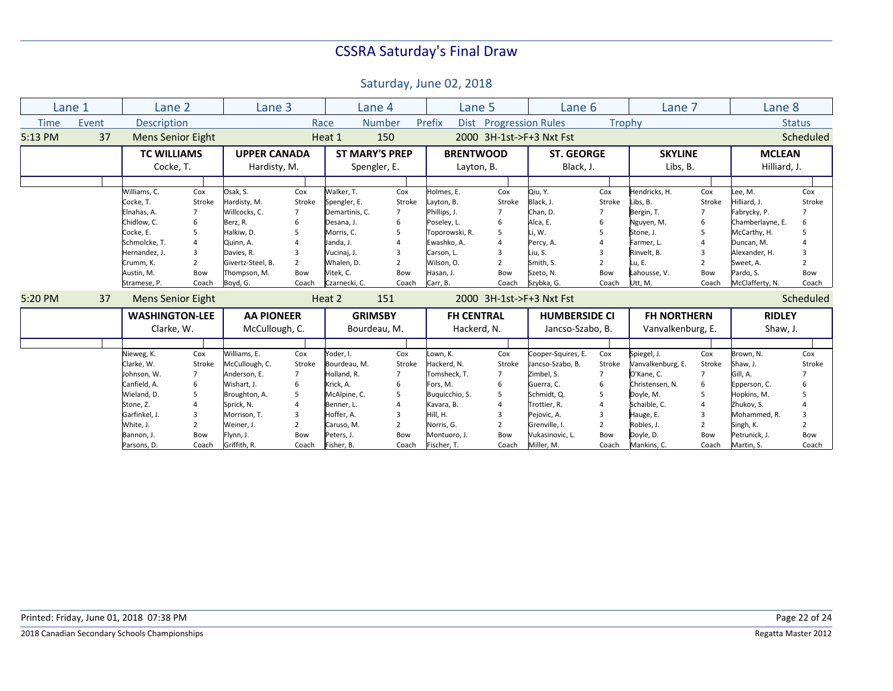# CSSRA Saturday's Final Draw

## Saturday, June 02, 2018

| Lane 1 | | Lane 2 | | Lane 3 | | Lane 4 | | Lane 5 | | Lane 6 | | Lane 7 | | Lane 8 | |
|---|---|---|---|---|---|---|---|---|---|---|---|---|---|---|---|
| Time | Event | Description | | | | Race | Number | Prefix | Dist | Progression Rules | | Trophy | | | Status |

### 5:13 PM — Event 37 — Mens Senior Eight — Heat 1 — Race 150 — 2000 — 3H-1st->F+3 Nxt Fst — Scheduled

| Lane 2 | | Lane 3 | | Lane 4 | | Lane 5 | | Lane 6 | | Lane 7 | | Lane 8 | |
|---|---|---|---|---|---|---|---|---|---|---|---|---|---|
| **TC WILLIAMS** | | **UPPER CANADA** | | **ST MARY'S PREP** | | **BRENTWOOD** | | **ST. GEORGE** | | **SKYLINE** | | **MCLEAN** | |
| Cocke, T. | | Hardisty, M. | | Spengler, E. | | Layton, B. | | Black, J. | | Libs, B. | | Hilliard, J. | |
| Williams, C. | Cox | Osak, S. | Cox | Walker, T. | Cox | Holmes, E. | Cox | Qiu, Y. | Cox | Hendricks, H. | Cox | Lee, M. | Cox |
| Cocke, T. | Stroke | Hardisty, M. | Stroke | Spengler, E. | Stroke | Layton, B. | Stroke | Black, J. | Stroke | Libs, B. | Stroke | Hilliard, J. | Stroke |
| Elnahas, A. | 7 | Willcocks, C. | 7 | Demartinis, C. | 7 | Phillips, J. | 7 | Chan, D. | 7 | Bergin, T. | 7 | Fabrycky, P. | 7 |
| Chidlow, C. | 6 | Berz, R. | 6 | Desana, J. | 6 | Poseley, L. | 6 | Alca, E. | 6 | Nguyen, M. | 6 | Chamberlayne, E. | 6 |
| Cocke, E. | 5 | Halkiw, D. | 5 | Morris, C. | 5 | Toporowski, R. | 5 | Li, W. | 5 | Stone, J. | 5 | McCarthy, H. | 5 |
| Schmolcke, T. | 4 | Quinn, A. | 4 | Janda, J. | 4 | Ewashko, A. | 4 | Percy, A. | 4 | Farmer, L. | 4 | Duncan, M. | 4 |
| Hernandez, J. | 3 | Davies, R. | 3 | Vucinaj, J. | 3 | Carson, L. | 3 | Liu, S. | 3 | Rinvelt, B. | 3 | Alexander, H. | 3 |
| Crumm, K. | 2 | Givertz-Steel, B. | 2 | Whalen, D. | 2 | Wilson, O. | 2 | Smith, S. | 2 | Lu, E. | 2 | Sweet, A. | 2 |
| Austin, M. | Bow | Thompson, M. | Bow | Vitek, C. | Bow | Hasan, J. | Bow | Szeto, N. | Bow | Lahousse, V. | Bow | Pardo, S. | Bow |
| Stramese, P. | Coach | Boyd, G. | Coach | Czarnecki, C. | Coach | Carr, B. | Coach | Szybka, G. | Coach | Utt, M. | Coach | McClafferty, N. | Coach |

### 5:20 PM — Event 37 — Mens Senior Eight — Heat 2 — Race 151 — 2000 — 3H-1st->F+3 Nxt Fst — Scheduled

| Lane 2 | | Lane 3 | | Lane 4 | | Lane 5 | | Lane 6 | | Lane 7 | | Lane 8 | |
|---|---|---|---|---|---|---|---|---|---|---|---|---|---|
| **WASHINGTON-LEE** | | **AA PIONEER** | | **GRIMSBY** | | **FH CENTRAL** | | **HUMBERSIDE CI** | | **FH NORTHERN** | | **RIDLEY** | |
| Clarke, W. | | McCullough, C. | | Bourdeau, M. | | Hackerd, N. | | Jancso-Szabo, B. | | Vanvalkenburg, E. | | Shaw, J. | |
| Nieweg, K. | Cox | Williams, E. | Cox | Yoder, I. | Cox | Lown, K. | Cox | Cooper-Squires, E. | Cox | Spiegel, J. | Cox | Brown, N. | Cox |
| Clarke, W. | Stroke | McCullough, C. | Stroke | Bourdeau, M. | Stroke | Hackerd, N. | Stroke | Jancso-Szabo, B. | Stroke | Vanvalkenburg, E. | Stroke | Shaw, J. | Stroke |
| Johnson, W. | 7 | Anderson, E. | 7 | Holland, R. | 7 | Tomsheck, T. | 7 | Zimbel, S. | 7 | O'Kane, C. | 7 | Gill, A. | 7 |
| Canfield, A. | 6 | Wishart, J. | 6 | Krick, A. | 6 | Fors, M. | 6 | Guerra, C. | 6 | Christensen, N. | 6 | Epperson, C. | 6 |
| Wieland, D. | 5 | Broughton, A. | 5 | McAlpine, C. | 5 | Buquicchio, S. | 5 | Schmidt, Q. | 5 | Doyle, M. | 5 | Hopkins, M. | 5 |
| Stone, Z. | 4 | Sprick, N. | 4 | Benner, L. | 4 | Kavara, B. | 4 | Trottier, R. | 4 | Schaible, C. | 4 | Zhukov, S. | 4 |
| Garfinkel, J. | 3 | Morrison, T. | 3 | Hoffer, A. | 3 | Hill, H. | 3 | Pejovic, A. | 3 | Hauge, E. | 3 | Mohammed, R. | 3 |
| White, J. | 2 | Weiner, J. | 2 | Caruso, M. | 2 | Norris, G. | 2 | Grenville, I. | 2 | Robles, J. | 2 | Singh, K. | 2 |
| Bannon, J. | Bow | Flynn, J. | Bow | Peters, J. | Bow | Montuoro, J. | Bow | Vukasinovic, L. | Bow | Doyle, D. | Bow | Petrunick, J. | Bow |
| Parsons, D. | Coach | Griffith, R. | Coach | Fisher, B. | Coach | Fischer, T. | Coach | Miller, M. | Coach | Mankins, C. | Coach | Martin, S. | Coach |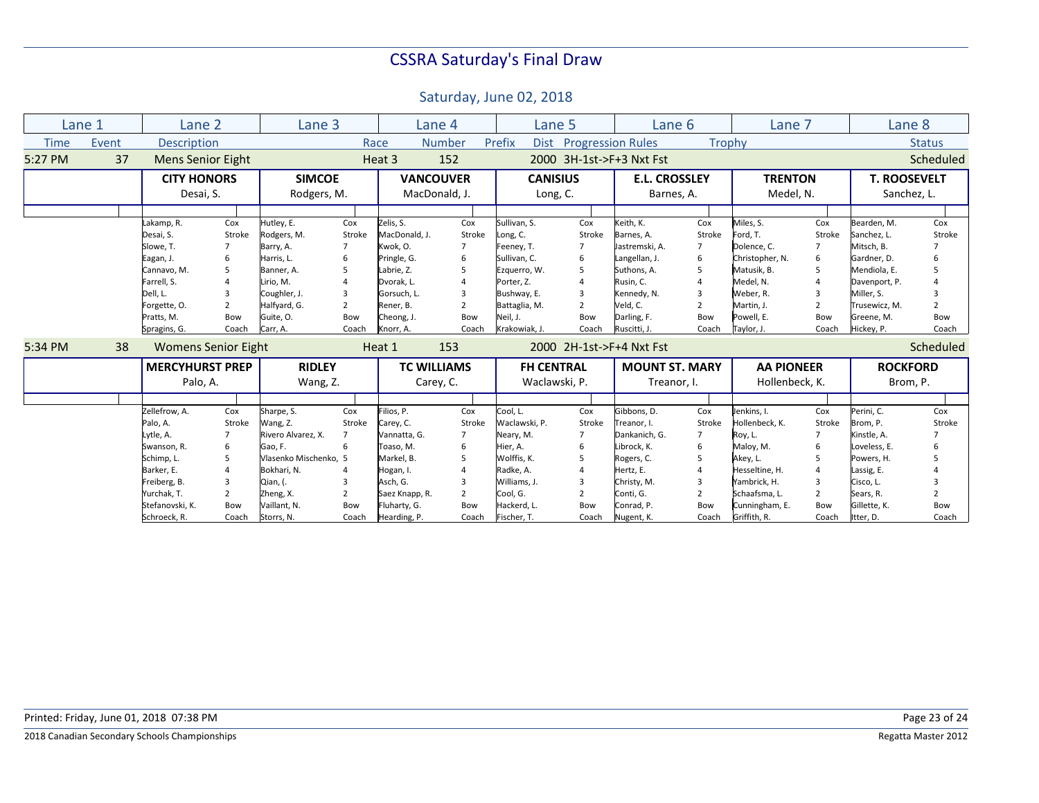# CSSRA Saturday's Final Draw

## Saturday, June 02, 2018

| Lane 1 | Lane 2 | Lane 3 | Lane 4 | Lane 5 | Lane 6 | Lane 7 | Lane 8 |
|---|---|---|---|---|---|---|---|
| Time / Event | Description | | Race / Number | Prefix / Dist / Progression Rules | | Trophy | Status |

### 5:27 PM — Event 37 — Mens Senior Eight — Heat 3 — 152 — 2000 — 3H-1st->F+3 Nxt Fst — Scheduled

| Position | Lane 2 | Lane 3 | Lane 4 | Lane 5 | Lane 6 | Lane 7 | Lane 8 |
|---|---|---|---|---|---|---|---|
| Crew | **CITY HONORS** | **SIMCOE** | **VANCOUVER** | **CANISIUS** | **E.L. CROSSLEY** | **TRENTON** | **T. ROOSEVELT** |
| Contact | Desai, S. | Rodgers, M. | MacDonald, J. | Long, C. | Barnes, A. | Medel, N. | Sanchez, L. |
| Cox | Lakamp, R. | Hutley, E. | Zelis, S. | Sullivan, S. | Keith, K. | Miles, S. | Bearden, M. |
| Stroke | Desai, S. | Rodgers, M. | MacDonald, J. | Long, C. | Barnes, A. | Ford, T. | Sanchez, L. |
| 7 | Slowe, T. | Barry, A. | Kwok, O. | Feeney, T. | Jastremski, A. | Dolence, C. | Mitsch, B. |
| 6 | Eagan, J. | Harris, L. | Pringle, G. | Sullivan, C. | Langellan, J. | Christopher, N. | Gardner, D. |
| 5 | Cannavo, M. | Banner, A. | Labrie, Z. | Ezquerro, W. | Suthons, A. | Matusik, B. | Mendiola, E. |
| 4 | Farrell, S. | Lirio, M. | Dvorak, L. | Porter, Z. | Rusin, C. | Medel, N. | Davenport, P. |
| 3 | Dell, L. | Coughler, J. | Gorsuch, L. | Bushway, E. | Kennedy, N. | Weber, R. | Miller, S. |
| 2 | Forgette, O. | Halfyard, G. | Rener, B. | Battaglia, M. | Veld, C. | Martin, J. | Trusewicz, M. |
| Bow | Pratts, M. | Guite, O. | Cheong, J. | Neil, J. | Darling, F. | Powell, E. | Greene, M. |
| Coach | Spragins, G. | Carr, A. | Knorr, A. | Krakowiak, J. | Ruscitti, J. | Taylor, J. | Hickey, P. |

### 5:34 PM — Event 38 — Womens Senior Eight — Heat 1 — 153 — 2000 — 2H-1st->F+4 Nxt Fst — Scheduled

| Position | Lane 2 | Lane 3 | Lane 4 | Lane 5 | Lane 6 | Lane 7 | Lane 8 |
|---|---|---|---|---|---|---|---|
| Crew | **MERCYHURST PREP** | **RIDLEY** | **TC WILLIAMS** | **FH CENTRAL** | **MOUNT ST. MARY** | **AA PIONEER** | **ROCKFORD** |
| Contact | Palo, A. | Wang, Z. | Carey, C. | Waclawski, P. | Treanor, I. | Hollenbeck, K. | Brom, P. |
| Cox | Zellefrow, A. | Sharpe, S. | Filios, P. | Cool, L. | Gibbons, D. | Jenkins, I. | Perini, C. |
| Stroke | Palo, A. | Wang, Z. | Carey, C. | Waclawski, P. | Treanor, I. | Hollenbeck, K. | Brom, P. |
| 7 | Lytle, A. | Rivero Alvarez, X. | Vannatta, G. | Neary, M. | Dankanich, G. | Roy, L. | Kinstle, A. |
| 6 | Swanson, R. | Gao, F. | Toaso, M. | Hier, A. | Librock, K. | Maloy, M. | Loveless, E. |
| 5 | Schimp, L. | Vlasenko Mischenko, | Markel, B. | Wolffis, K. | Rogers, C. | Akey, L. | Powers, H. |
| 4 | Barker, E. | Bokhari, N. | Hogan, I. | Radke, A. | Hertz, E. | Hesseltine, H. | Lassig, E. |
| 3 | Freiberg, B. | Qian, (. | Asch, G. | Williams, J. | Christy, M. | Yambrick, H. | Cisco, L. |
| 2 | Yurchak, T. | Zheng, X. | Saez Knapp, R. | Cool, G. | Conti, G. | Schaafsma, L. | Sears, R. |
| Bow | Stefanovski, K. | Vaillant, N. | Fluharty, G. | Hackerd, L. | Conrad, P. | Cunningham, E. | Gillette, K. |
| Coach | Schroeck, R. | Storrs, N. | Hearding, P. | Fischer, T. | Nugent, K. | Griffith, R. | Itter, D. |

Printed: Friday, June 01, 2018 07:38 PM

2018 Canadian Secondary Schools Championships — Regatta Master 2012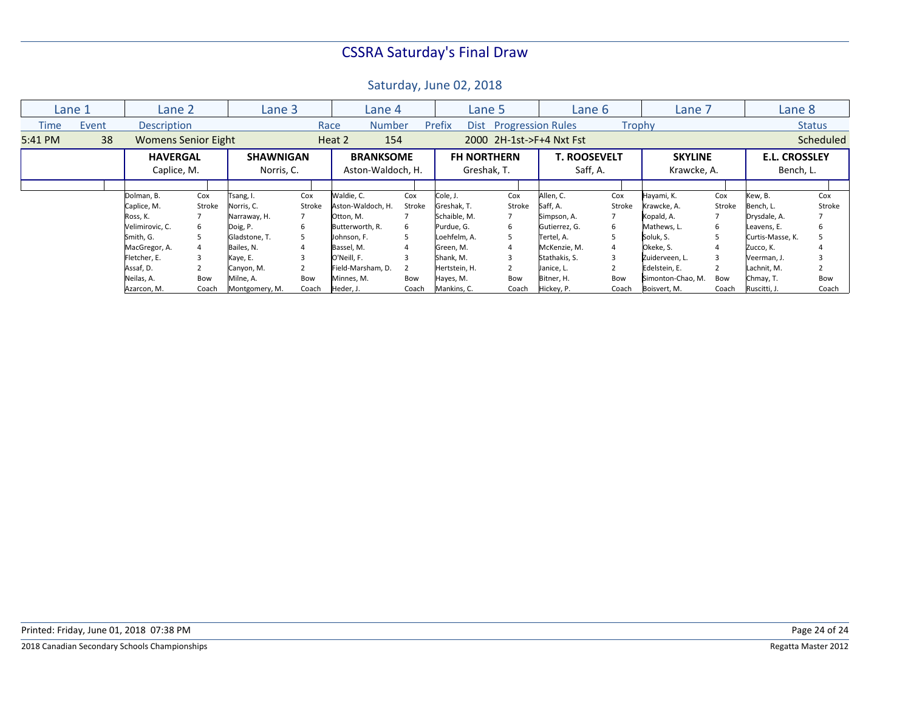# CSSRA Saturday's Final Draw

## Saturday, June 02, 2018

| Lane 1 | | Lane 2 | | Lane 3 | | Lane 4 | | Lane 5 | | Lane 6 | | Lane 7 | | Lane 8 | |
|---|---|---|---|---|---|---|---|---|---|---|---|---|---|---|---|
| Time | Event | Description | | | Race | Number | Prefix | Dist | Progression Rules | | Trophy | | | Status | |
| 5:41 PM | 38 | Womens Senior Eight | | | Heat 2 | 154 | | 2000 | 2H-1st->F+4 Nxt Fst | | | | | Scheduled | |
| | | **HAVERGAL** Caplice, M. | | **SHAWNIGAN** Norris, C. | | **BRANKSOME** Aston-Waldoch, H. | | **FH NORTHERN** Greshak, T. | | **T. ROOSEVELT** Saff, A. | | **SKYLINE** Krawcke, A. | | **E.L. CROSSLEY** Bench, L. | |
| | | Dolman, B. | Cox | Tsang, I. | Cox | Waldie, C. | Cox | Cole, J. | Cox | Allen, C. | Cox | Hayami, K. | Cox | Kew, B. | Cox |
| | | Caplice, M. | Stroke | Norris, C. | Stroke | Aston-Waldoch, H. | Stroke | Greshak, T. | Stroke | Saff, A. | Stroke | Krawcke, A. | Stroke | Bench, L. | Stroke |
| | | Ross, K. | 7 | Narraway, H. | 7 | Otton, M. | 7 | Schaible, M. | 7 | Simpson, A. | 7 | Kopald, A. | 7 | Drysdale, A. | 7 |
| | | Velimirovic, C. | 6 | Doig, P. | 6 | Butterworth, R. | 6 | Purdue, G. | 6 | Gutierrez, G. | 6 | Mathews, L. | 6 | Leavens, E. | 6 |
| | | Smith, G. | 5 | Gladstone, T. | 5 | Johnson, F. | 5 | Loehfelm, A. | 5 | Tertel, A. | 5 | Soluk, S. | 5 | Curtis-Masse, K. | 5 |
| | | MacGregor, A. | 4 | Bailes, N. | 4 | Bassel, M. | 4 | Green, M. | 4 | McKenzie, M. | 4 | Okeke, S. | 4 | Zucco, K. | 4 |
| | | Fletcher, E. | 3 | Kaye, E. | 3 | O'Neill, F. | 3 | Shank, M. | 3 | Stathakis, S. | 3 | Zuiderveen, L. | 3 | Veerman, J. | 3 |
| | | Assaf, D. | 2 | Canyon, M. | 2 | Field-Marsham, D. | 2 | Hertstein, H. | 2 | Janice, L. | 2 | Edelstein, E. | 2 | Lachnit, M. | 2 |
| | | Neilas, A. | Bow | Milne, A. | Bow | Minnes, M. | Bow | Hayes, M. | Bow | Bitner, H. | Bow | Simonton-Chao, M. | Bow | Chmay, T. | Bow |
| | | Azarcon, M. | Coach | Montgomery, M. | Coach | Heder, J. | Coach | Mankins, C. | Coach | Hickey, P. | Coach | Boisvert, M. | Coach | Ruscitti, J. | Coach |

Printed: Friday, June 01, 2018 07:38 PM

2018 Canadian Secondary Schools Championships

Regatta Master 2012